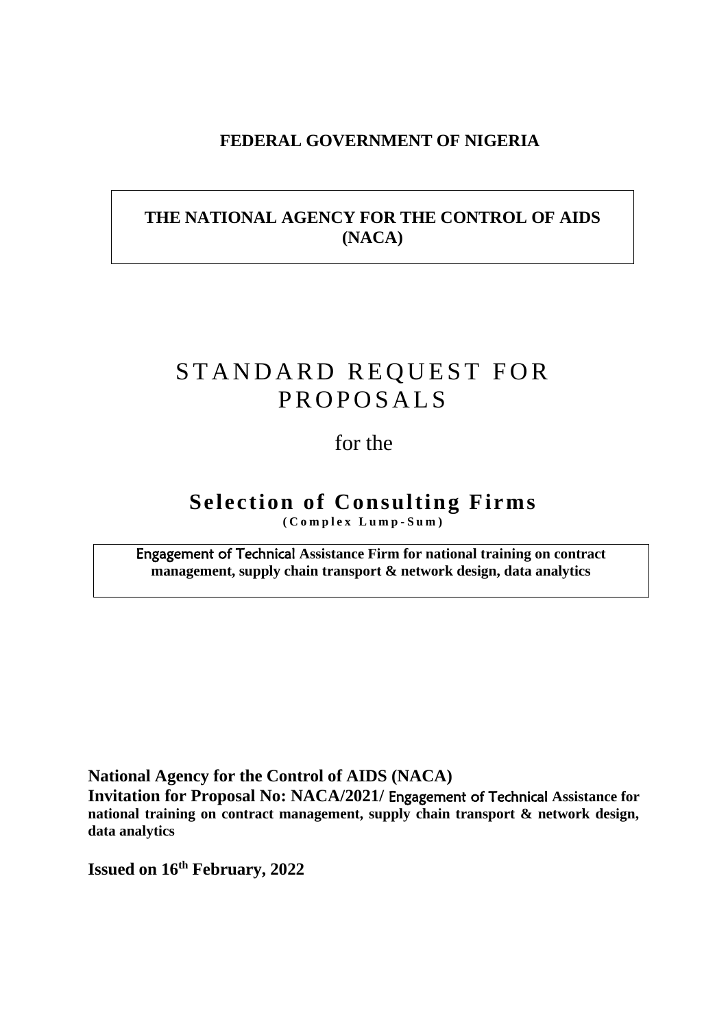**FEDERAL GOVERNMENT OF NIGERIA**

**THE NATIONAL AGENCY FOR THE CONTROL OF AIDS (NACA)**

# STANDARD REQUEST FOR PROPOSALS

for the

## Selection of Consulting Firms

**(Complex Lump-Sum)**

**Engagement of Technical Assistance Firm for national training on contract management, supply chain transport & network design, data analytics**

**National Agency for the Control of AIDS (NACA)**
**Invitation for Proposal No: NACA/2021/ Engagement of Technical Assistance for national training on contract management, supply chain transport & network design, data analytics**

**Issued on 16th February, 2022**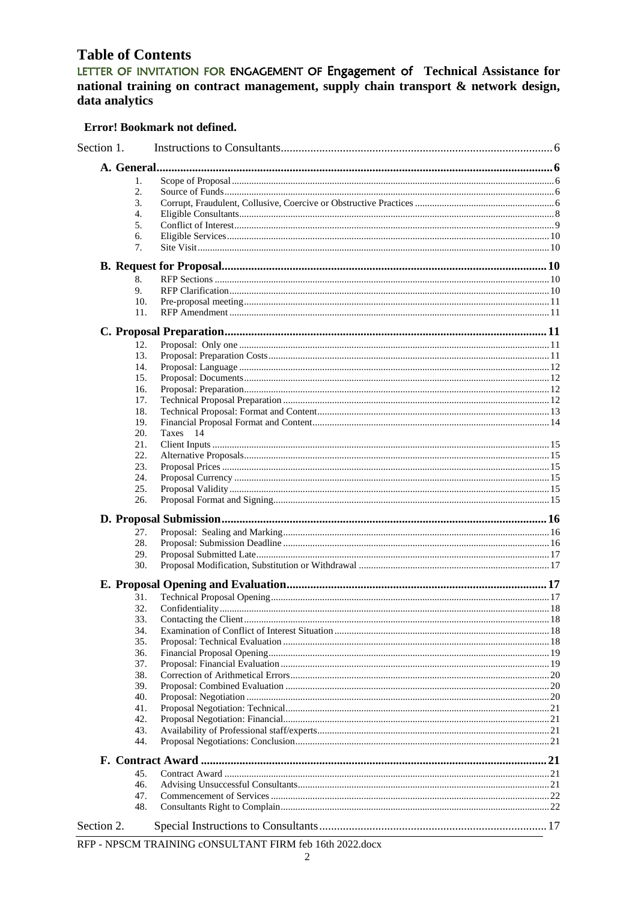# Table of Contents

**LETTER OF INVITATION FOR ENGAGEMENT OF Engagement of Technical Assistance for national training on contract management, supply chain transport & network design, data analytics**

**Error! Bookmark not defined.**

Section 1. Instructions to Consultants ........ 6

**A. General ........ 6**

1. Scope of Proposal ........ 6
2. Source of Funds ........ 6
3. Corrupt, Fraudulent, Collusive, Coercive or Obstructive Practices ........ 6
4. Eligible Consultants ........ 8
5. Conflict of Interest ........ 9
6. Eligible Services ........ 10
7. Site Visit ........ 10

**B. Request for Proposal ........ 10**

8. RFP Sections ........ 10
9. RFP Clarification ........ 10
10. Pre-proposal meeting ........ 11
11. RFP Amendment ........ 11

**C. Proposal Preparation ........ 11**

12. Proposal: Only one ........ 11
13. Proposal: Preparation Costs ........ 11
14. Proposal: Language ........ 12
15. Proposal: Documents ........ 12
16. Proposal: Preparation ........ 12
17. Technical Proposal Preparation ........ 12
18. Technical Proposal: Format and Content ........ 13
19. Financial Proposal Format and Content ........ 14
20. Taxes 14
21. Client Inputs ........ 15
22. Alternative Proposals ........ 15
23. Proposal Prices ........ 15
24. Proposal Currency ........ 15
25. Proposal Validity ........ 15
26. Proposal Format and Signing ........ 15

**D. Proposal Submission ........ 16**

27. Proposal: Sealing and Marking ........ 16
28. Proposal: Submission Deadline ........ 16
29. Proposal Submitted Late ........ 17
30. Proposal Modification, Substitution or Withdrawal ........ 17

**E. Proposal Opening and Evaluation ........ 17**

31. Technical Proposal Opening ........ 17
32. Confidentiality ........ 18
33. Contacting the Client ........ 18
34. Examination of Conflict of Interest Situation ........ 18
35. Proposal: Technical Evaluation ........ 18
36. Financial Proposal Opening ........ 19
37. Proposal: Financial Evaluation ........ 19
38. Correction of Arithmetical Errors ........ 20
39. Proposal: Combined Evaluation ........ 20
40. Proposal: Negotiation ........ 20
41. Proposal Negotiation: Technical ........ 21
42. Proposal Negotiation: Financial ........ 21
43. Availability of Professional staff/experts ........ 21
44. Proposal Negotiations: Conclusion ........ 21

**F. Contract Award ........ 21**

45. Contract Award ........ 21
46. Advising Unsuccessful Consultants ........ 21
47. Commencement of Services ........ 22
48. Consultants Right to Complain ........ 22

Section 2. Special Instructions to Consultants ........ 17

RFP - NPSCM TRAINING cONSULTANT FIRM feb 16th 2022.docx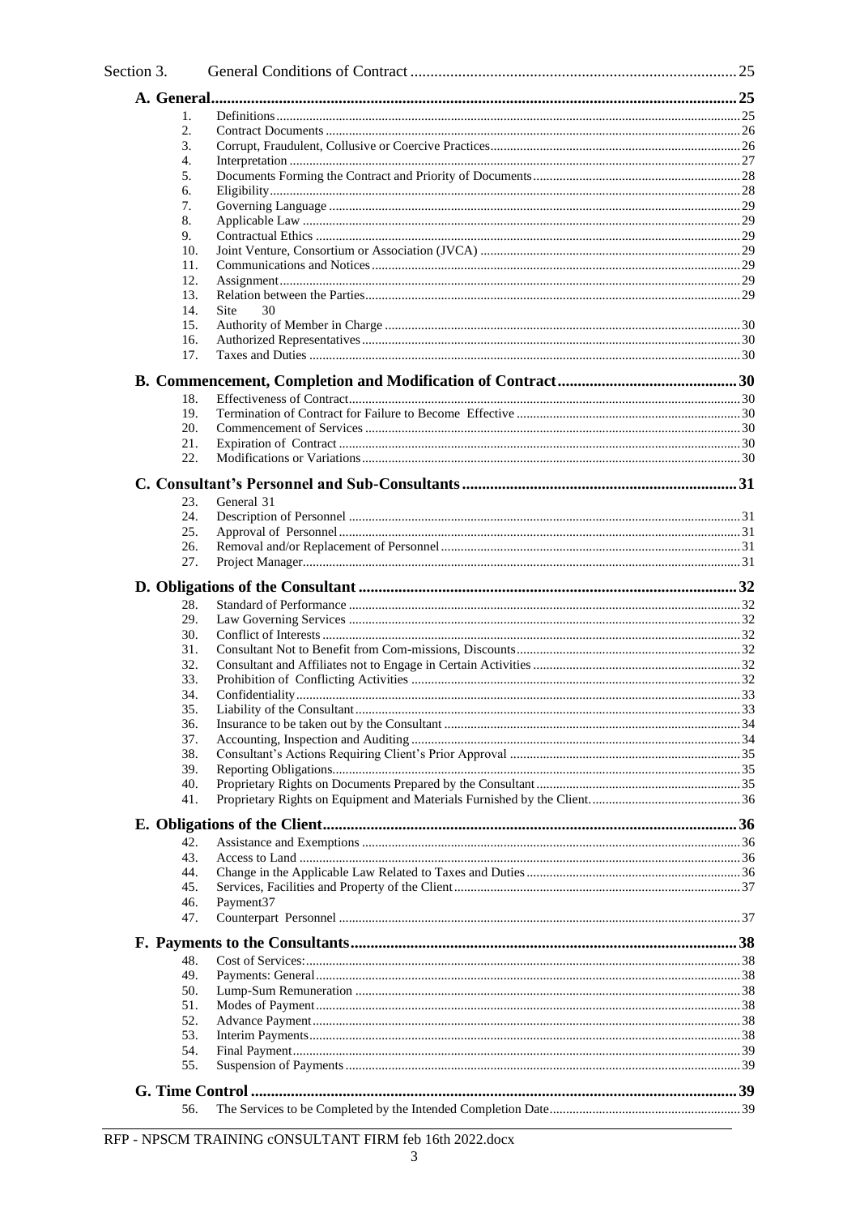Section 3. General Conditions of Contract ..... 25

**A. General ..... 25**

1. Definitions ..... 25
2. Contract Documents ..... 26
3. Corrupt, Fraudulent, Collusive or Coercive Practices ..... 26
4. Interpretation ..... 27
5. Documents Forming the Contract and Priority of Documents ..... 28
6. Eligibility ..... 28
7. Governing Language ..... 29
8. Applicable Law ..... 29
9. Contractual Ethics ..... 29
10. Joint Venture, Consortium or Association (JVCA) ..... 29
11. Communications and Notices ..... 29
12. Assignment ..... 29
13. Relation between the Parties ..... 29
14. Site 30
15. Authority of Member in Charge ..... 30
16. Authorized Representatives ..... 30
17. Taxes and Duties ..... 30

**B. Commencement, Completion and Modification of Contract ..... 30**

18. Effectiveness of Contract ..... 30
19. Termination of Contract for Failure to Become Effective ..... 30
20. Commencement of Services ..... 30
21. Expiration of Contract ..... 30
22. Modifications or Variations ..... 30

**C. Consultant's Personnel and Sub-Consultants ..... 31**

23. General 31
24. Description of Personnel ..... 31
25. Approval of Personnel ..... 31
26. Removal and/or Replacement of Personnel ..... 31
27. Project Manager ..... 31

**D. Obligations of the Consultant ..... 32**

28. Standard of Performance ..... 32
29. Law Governing Services ..... 32
30. Conflict of Interests ..... 32
31. Consultant Not to Benefit from Com-missions, Discounts ..... 32
32. Consultant and Affiliates not to Engage in Certain Activities ..... 32
33. Prohibition of Conflicting Activities ..... 32
34. Confidentiality ..... 33
35. Liability of the Consultant ..... 33
36. Insurance to be taken out by the Consultant ..... 34
37. Accounting, Inspection and Auditing ..... 34
38. Consultant's Actions Requiring Client's Prior Approval ..... 35
39. Reporting Obligations ..... 35
40. Proprietary Rights on Documents Prepared by the Consultant ..... 35
41. Proprietary Rights on Equipment and Materials Furnished by the Client. ..... 36

**E. Obligations of the Client ..... 36**

42. Assistance and Exemptions ..... 36
43. Access to Land ..... 36
44. Change in the Applicable Law Related to Taxes and Duties ..... 36
45. Services, Facilities and Property of the Client ..... 37
46. Payment37
47. Counterpart Personnel ..... 37

**F. Payments to the Consultants ..... 38**

48. Cost of Services: ..... 38
49. Payments: General ..... 38
50. Lump-Sum Remuneration ..... 38
51. Modes of Payment ..... 38
52. Advance Payment ..... 38
53. Interim Payments ..... 38
54. Final Payment ..... 39
55. Suspension of Payments ..... 39

**G. Time Control ..... 39**

56. The Services to be Completed by the Intended Completion Date ..... 39

RFP - NPSCM TRAINING cONSULTANT FIRM feb 16th 2022.docx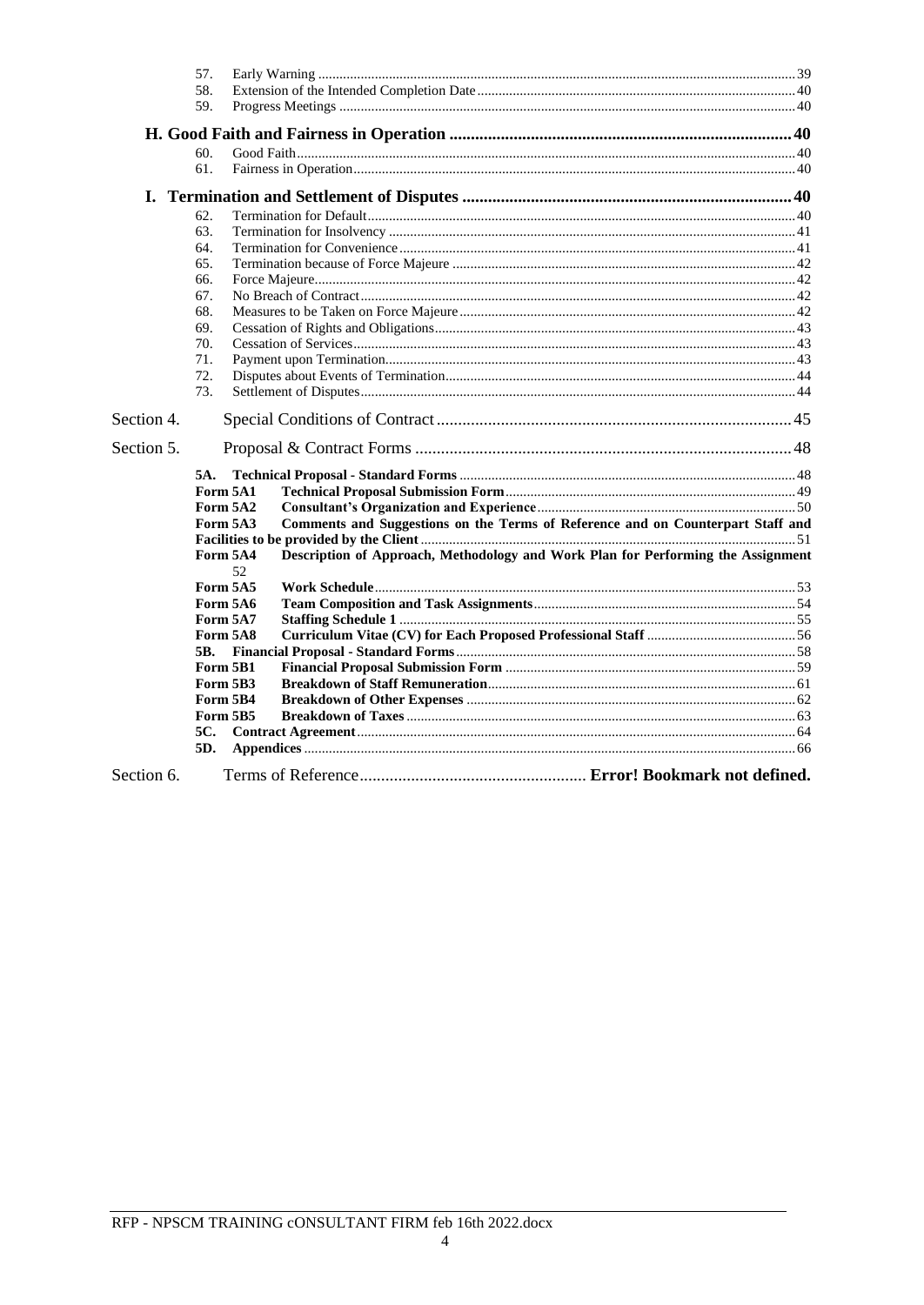57. Early Warning ..... 39
58. Extension of the Intended Completion Date ..... 40
59. Progress Meetings ..... 40

**H. Good Faith and Fairness in Operation ..... 40**

60. Good Faith ..... 40
61. Fairness in Operation ..... 40

**I. Termination and Settlement of Disputes ..... 40**

62. Termination for Default ..... 40
63. Termination for Insolvency ..... 41
64. Termination for Convenience ..... 41
65. Termination because of Force Majeure ..... 42
66. Force Majeure ..... 42
67. No Breach of Contract ..... 42
68. Measures to be Taken on Force Majeure ..... 42
69. Cessation of Rights and Obligations ..... 43
70. Cessation of Services ..... 43
71. Payment upon Termination ..... 43
72. Disputes about Events of Termination ..... 44
73. Settlement of Disputes ..... 44

Section 4. Special Conditions of Contract ..... 45

Section 5. Proposal & Contract Forms ..... 48

**5A. Technical Proposal - Standard Forms ..... 48**

**Form 5A1 Technical Proposal Submission Form ..... 49**

**Form 5A2 Consultant's Organization and Experience ..... 50**

**Form 5A3 Comments and Suggestions on the Terms of Reference and on Counterpart Staff and Facilities to be provided by the Client ..... 51**

**Form 5A4 Description of Approach, Methodology and Work Plan for Performing the Assignment** 52

**Form 5A5 Work Schedule ..... 53**

**Form 5A6 Team Composition and Task Assignments ..... 54**

**Form 5A7 Staffing Schedule 1 ..... 55**

**Form 5A8 Curriculum Vitae (CV) for Each Proposed Professional Staff ..... 56**

**5B. Financial Proposal - Standard Forms ..... 58**

**Form 5B1 Financial Proposal Submission Form ..... 59**

**Form 5B3 Breakdown of Staff Remuneration ..... 61**

**Form 5B4 Breakdown of Other Expenses ..... 62**

**Form 5B5 Breakdown of Taxes ..... 63**

**5C. Contract Agreement ..... 64**

**5D. Appendices ..... 66**

Section 6. Terms of Reference ..... **Error! Bookmark not defined.**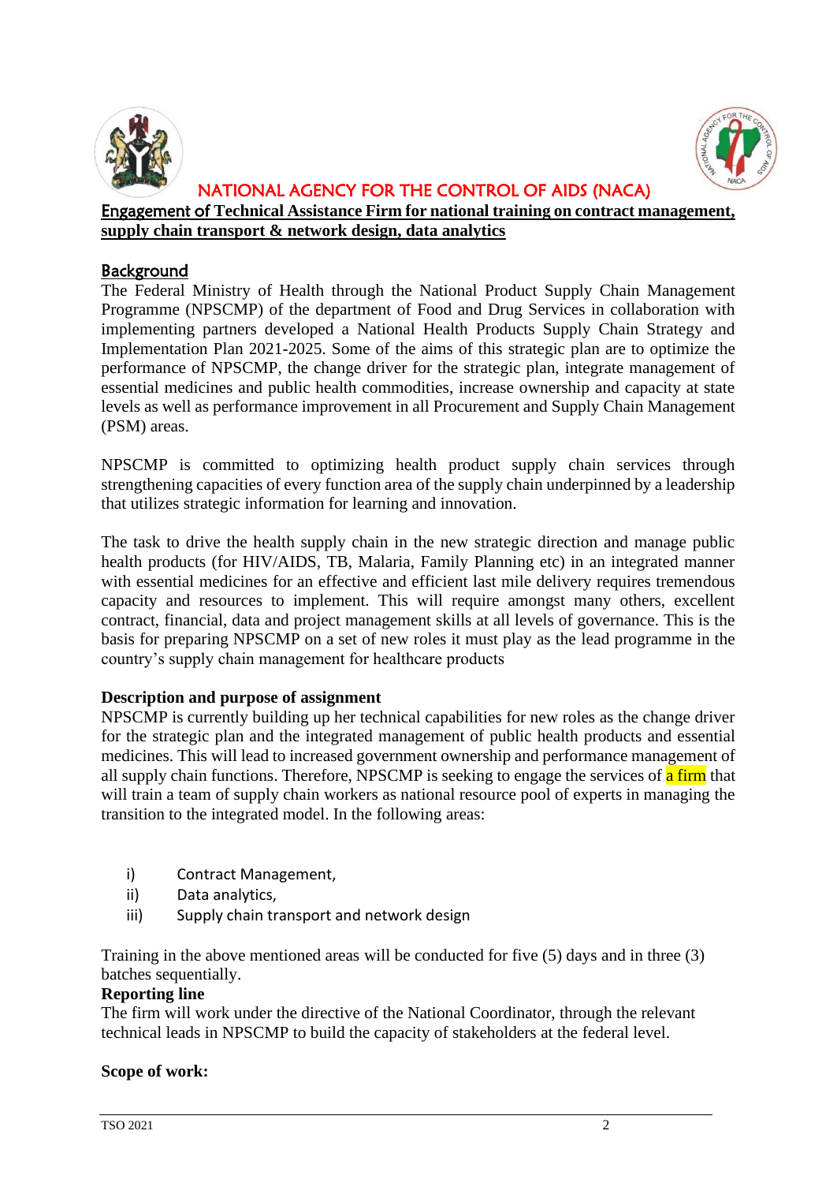# NATIONAL AGENCY FOR THE CONTROL OF AIDS (NACA)

**Engagement of Technical Assistance Firm for national training on contract management, supply chain transport & network design, data analytics**

## Background

The Federal Ministry of Health through the National Product Supply Chain Management Programme (NPSCMP) of the department of Food and Drug Services in collaboration with implementing partners developed a National Health Products Supply Chain Strategy and Implementation Plan 2021-2025. Some of the aims of this strategic plan are to optimize the performance of NPSCMP, the change driver for the strategic plan, integrate management of essential medicines and public health commodities, increase ownership and capacity at state levels as well as performance improvement in all Procurement and Supply Chain Management (PSM) areas.

NPSCMP is committed to optimizing health product supply chain services through strengthening capacities of every function area of the supply chain underpinned by a leadership that utilizes strategic information for learning and innovation.

The task to drive the health supply chain in the new strategic direction and manage public health products (for HIV/AIDS, TB, Malaria, Family Planning etc) in an integrated manner with essential medicines for an effective and efficient last mile delivery requires tremendous capacity and resources to implement. This will require amongst many others, excellent contract, financial, data and project management skills at all levels of governance. This is the basis for preparing NPSCMP on a set of new roles it must play as the lead programme in the country's supply chain management for healthcare products

**Description and purpose of assignment**

NPSCMP is currently building up her technical capabilities for new roles as the change driver for the strategic plan and the integrated management of public health products and essential medicines. This will lead to increased government ownership and performance management of all supply chain functions. Therefore, NPSCMP is seeking to engage the services of a firm that will train a team of supply chain workers as national resource pool of experts in managing the transition to the integrated model. In the following areas:

i) Contract Management,
ii) Data analytics,
iii) Supply chain transport and network design

Training in the above mentioned areas will be conducted for five (5) days and in three (3) batches sequentially.

**Reporting line**

The firm will work under the directive of the National Coordinator, through the relevant technical leads in NPSCMP to build the capacity of stakeholders at the federal level.

**Scope of work:**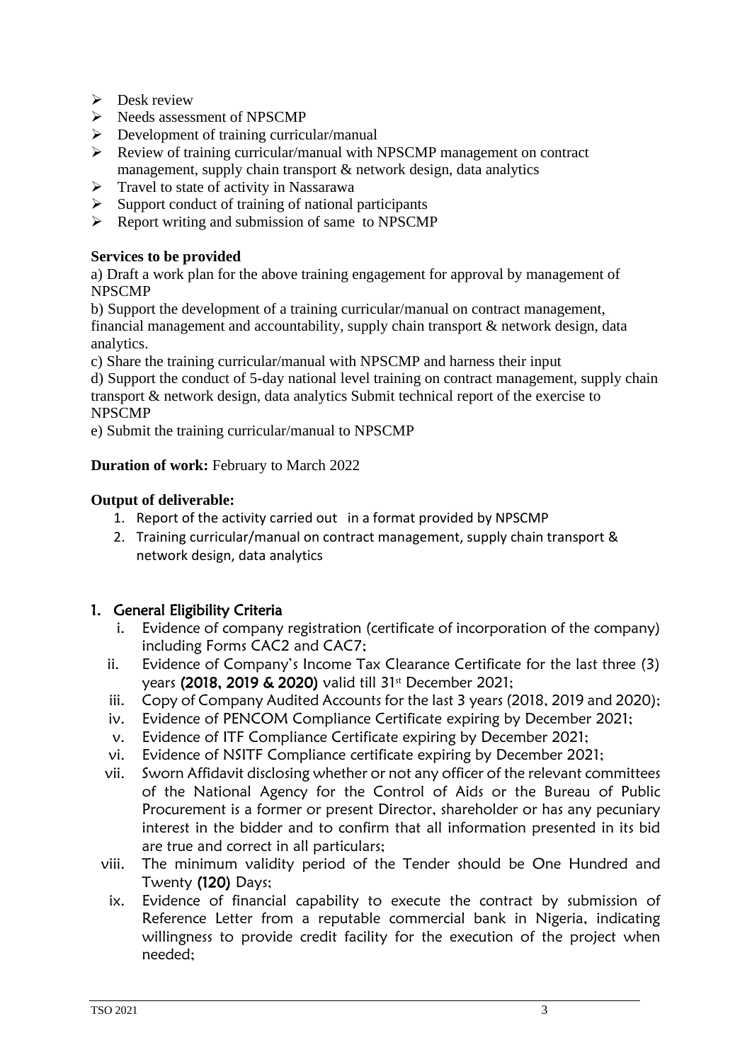- Desk review
- Needs assessment of NPSCMP
- Development of training curricular/manual
- Review of training curricular/manual with NPSCMP management on contract management, supply chain transport & network design, data analytics
- Travel to state of activity in Nassarawa
- Support conduct of training of national participants
- Report writing and submission of same to NPSCMP

**Services to be provided**

a) Draft a work plan for the above training engagement for approval by management of NPSCMP

b) Support the development of a training curricular/manual on contract management, financial management and accountability, supply chain transport & network design, data analytics.

c) Share the training curricular/manual with NPSCMP and harness their input

d) Support the conduct of 5-day national level training on contract management, supply chain transport & network design, data analytics Submit technical report of the exercise to NPSCMP

e) Submit the training curricular/manual to NPSCMP

**Duration of work:** February to March 2022

**Output of deliverable:**

1. Report of the activity carried out in a format provided by NPSCMP
2. Training curricular/manual on contract management, supply chain transport & network design, data analytics

## 1. General Eligibility Criteria

i. Evidence of company registration (certificate of incorporation of the company) including Forms CAC2 and CAC7;

ii. Evidence of Company's Income Tax Clearance Certificate for the last three (3) years **(2018, 2019 & 2020)** valid till 31st December 2021;

iii. Copy of Company Audited Accounts for the last 3 years (2018, 2019 and 2020);

iv. Evidence of PENCOM Compliance Certificate expiring by December 2021;

v. Evidence of ITF Compliance Certificate expiring by December 2021;

vi. Evidence of NSITF Compliance certificate expiring by December 2021;

vii. Sworn Affidavit disclosing whether or not any officer of the relevant committees of the National Agency for the Control of Aids or the Bureau of Public Procurement is a former or present Director, shareholder or has any pecuniary interest in the bidder and to confirm that all information presented in its bid are true and correct in all particulars;

viii. The minimum validity period of the Tender should be One Hundred and Twenty **(120)** Days;

ix. Evidence of financial capability to execute the contract by submission of Reference Letter from a reputable commercial bank in Nigeria, indicating willingness to provide credit facility for the execution of the project when needed;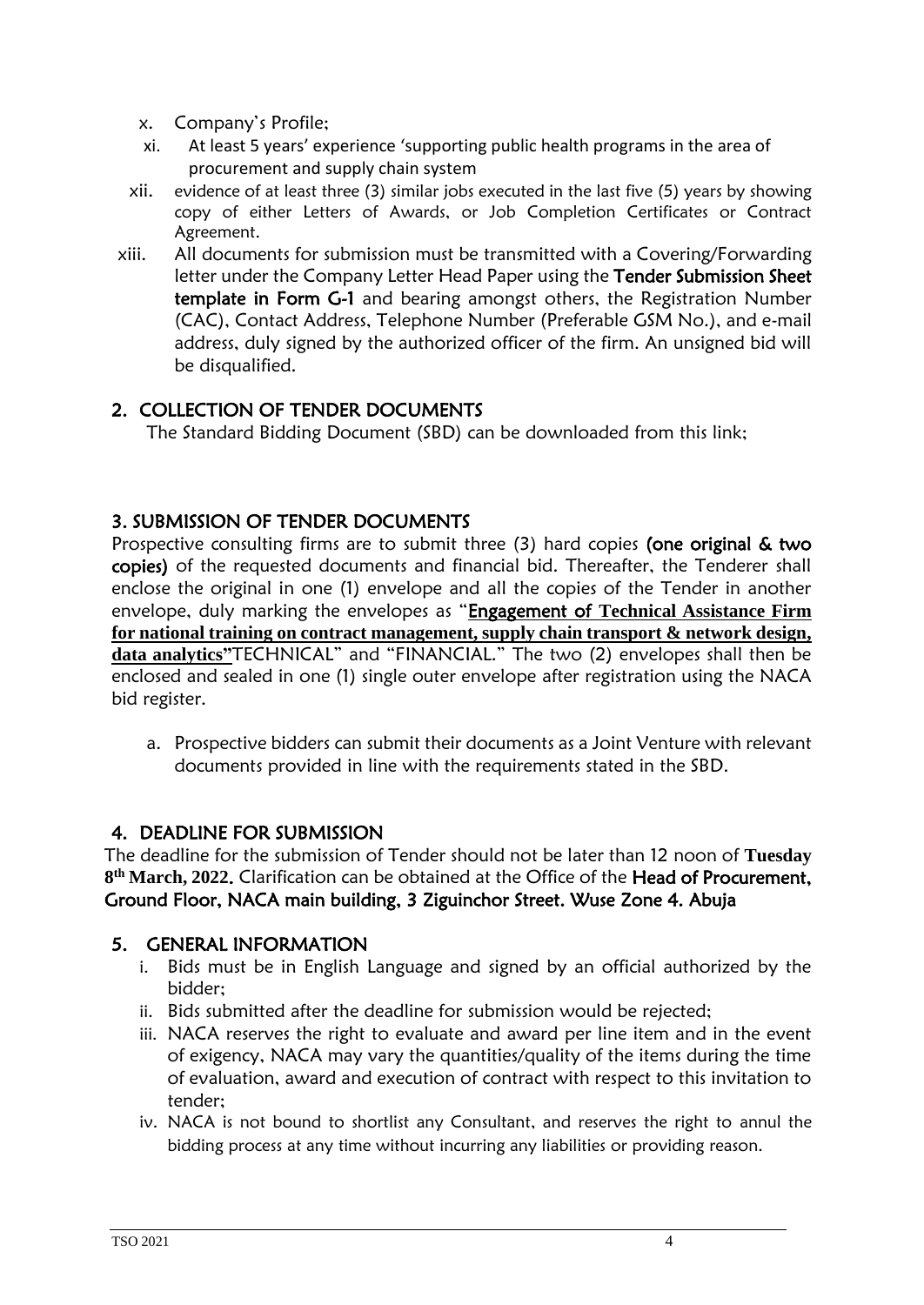x. Company's Profile;

xi. At least 5 years' experience 'supporting public health programs in the area of procurement and supply chain system

xii. evidence of at least three (3) similar jobs executed in the last five (5) years by showing copy of either Letters of Awards, or Job Completion Certificates or Contract Agreement.

xiii. All documents for submission must be transmitted with a Covering/Forwarding letter under the Company Letter Head Paper using the **Tender Submission Sheet template in Form G-1** and bearing amongst others, the Registration Number (CAC), Contact Address, Telephone Number (Preferable GSM No.), and e-mail address, duly signed by the authorized officer of the firm. An unsigned bid will be disqualified.

## 2. COLLECTION OF TENDER DOCUMENTS

The Standard Bidding Document (SBD) can be downloaded from this link;

## 3. SUBMISSION OF TENDER DOCUMENTS

Prospective consulting firms are to submit three (3) hard copies **(one original & two copies)** of the requested documents and financial bid. Thereafter, the Tenderer shall enclose the original in one (1) envelope and all the copies of the Tender in another envelope, duly marking the envelopes as "**Engagement of Technical Assistance Firm for national training on contract management, supply chain transport & network design, data analytics"**TECHNICAL" and "FINANCIAL." The two (2) envelopes shall then be enclosed and sealed in one (1) single outer envelope after registration using the NACA bid register.

a. Prospective bidders can submit their documents as a Joint Venture with relevant documents provided in line with the requirements stated in the SBD.

## 4. DEADLINE FOR SUBMISSION

The deadline for the submission of Tender should not be later than 12 noon of **Tuesday 8th March, 2022.** Clarification can be obtained at the Office of the **Head of Procurement, Ground Floor, NACA main building, 3 Ziguinchor Street. Wuse Zone 4. Abuja**

## 5. GENERAL INFORMATION

i. Bids must be in English Language and signed by an official authorized by the bidder;

ii. Bids submitted after the deadline for submission would be rejected;

iii. NACA reserves the right to evaluate and award per line item and in the event of exigency, NACA may vary the quantities/quality of the items during the time of evaluation, award and execution of contract with respect to this invitation to tender;

iv. NACA is not bound to shortlist any Consultant, and reserves the right to annul the bidding process at any time without incurring any liabilities or providing reason.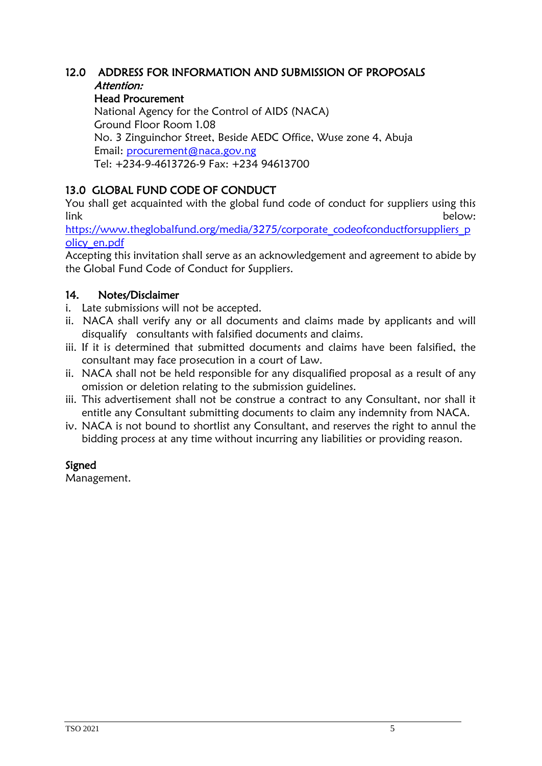## 12.0 ADDRESS FOR INFORMATION AND SUBMISSION OF PROPOSALS

*Attention:*

**Head Procurement**
National Agency for the Control of AIDS (NACA)
Ground Floor Room 1.08
No. 3 Zinguinchor Street, Beside AEDC Office, Wuse zone 4, Abuja
Email: procurement@naca.gov.ng
Tel: +234-9-4613726-9 Fax: +234 94613700

## 13.0 GLOBAL FUND CODE OF CONDUCT

You shall get acquainted with the global fund code of conduct for suppliers using this link below: https://www.theglobalfund.org/media/3275/corporate_codeofconductforsuppliers_policy_en.pdf

Accepting this invitation shall serve as an acknowledgement and agreement to abide by the Global Fund Code of Conduct for Suppliers.

## 14. Notes/Disclaimer

i. Late submissions will not be accepted.
ii. NACA shall verify any or all documents and claims made by applicants and will disqualify consultants with falsified documents and claims.
iii. If it is determined that submitted documents and claims have been falsified, the consultant may face prosecution in a court of Law.
ii. NACA shall not be held responsible for any disqualified proposal as a result of any omission or deletion relating to the submission guidelines.
iii. This advertisement shall not be construe a contract to any Consultant, nor shall it entitle any Consultant submitting documents to claim any indemnity from NACA.
iv. NACA is not bound to shortlist any Consultant, and reserves the right to annul the bidding process at any time without incurring any liabilities or providing reason.

**Signed**
Management.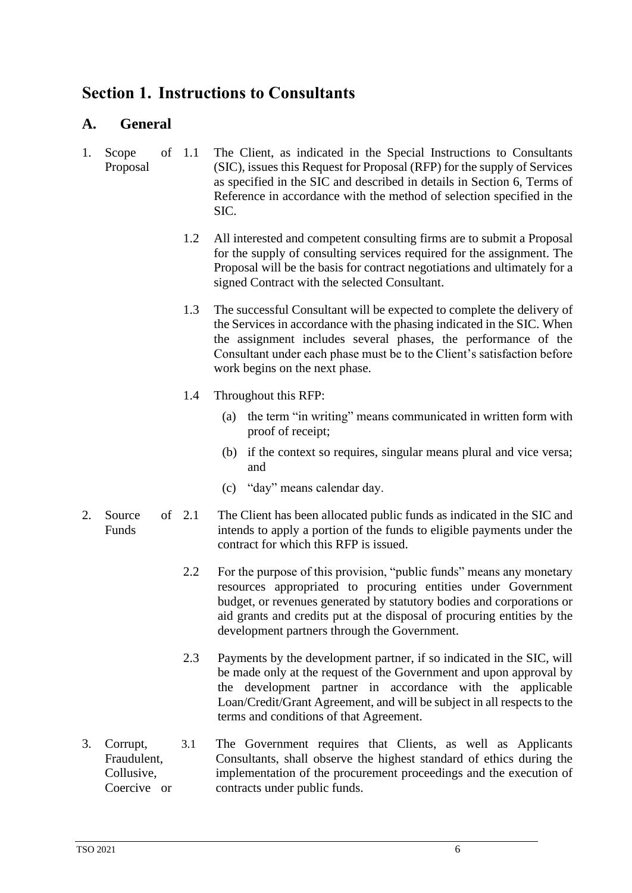# Section 1. Instructions to Consultants

## A. General

**1. Scope of Proposal**

1.1 The Client, as indicated in the Special Instructions to Consultants (SIC), issues this Request for Proposal (RFP) for the supply of Services as specified in the SIC and described in details in Section 6, Terms of Reference in accordance with the method of selection specified in the SIC.

1.2 All interested and competent consulting firms are to submit a Proposal for the supply of consulting services required for the assignment. The Proposal will be the basis for contract negotiations and ultimately for a signed Contract with the selected Consultant.

1.3 The successful Consultant will be expected to complete the delivery of the Services in accordance with the phasing indicated in the SIC. When the assignment includes several phases, the performance of the Consultant under each phase must be to the Client's satisfaction before work begins on the next phase.

1.4 Throughout this RFP:

(a) the term "in writing" means communicated in written form with proof of receipt;

(b) if the context so requires, singular means plural and vice versa; and

(c) "day" means calendar day.

**2. Source of Funds**

2.1 The Client has been allocated public funds as indicated in the SIC and intends to apply a portion of the funds to eligible payments under the contract for which this RFP is issued.

2.2 For the purpose of this provision, "public funds" means any monetary resources appropriated to procuring entities under Government budget, or revenues generated by statutory bodies and corporations or aid grants and credits put at the disposal of procuring entities by the development partners through the Government.

2.3 Payments by the development partner, if so indicated in the SIC, will be made only at the request of the Government and upon approval by the development partner in accordance with the applicable Loan/Credit/Grant Agreement, and will be subject in all respects to the terms and conditions of that Agreement.

**3. Corrupt, Fraudulent, Collusive, Coercive or**

3.1 The Government requires that Clients, as well as Applicants Consultants, shall observe the highest standard of ethics during the implementation of the procurement proceedings and the execution of contracts under public funds.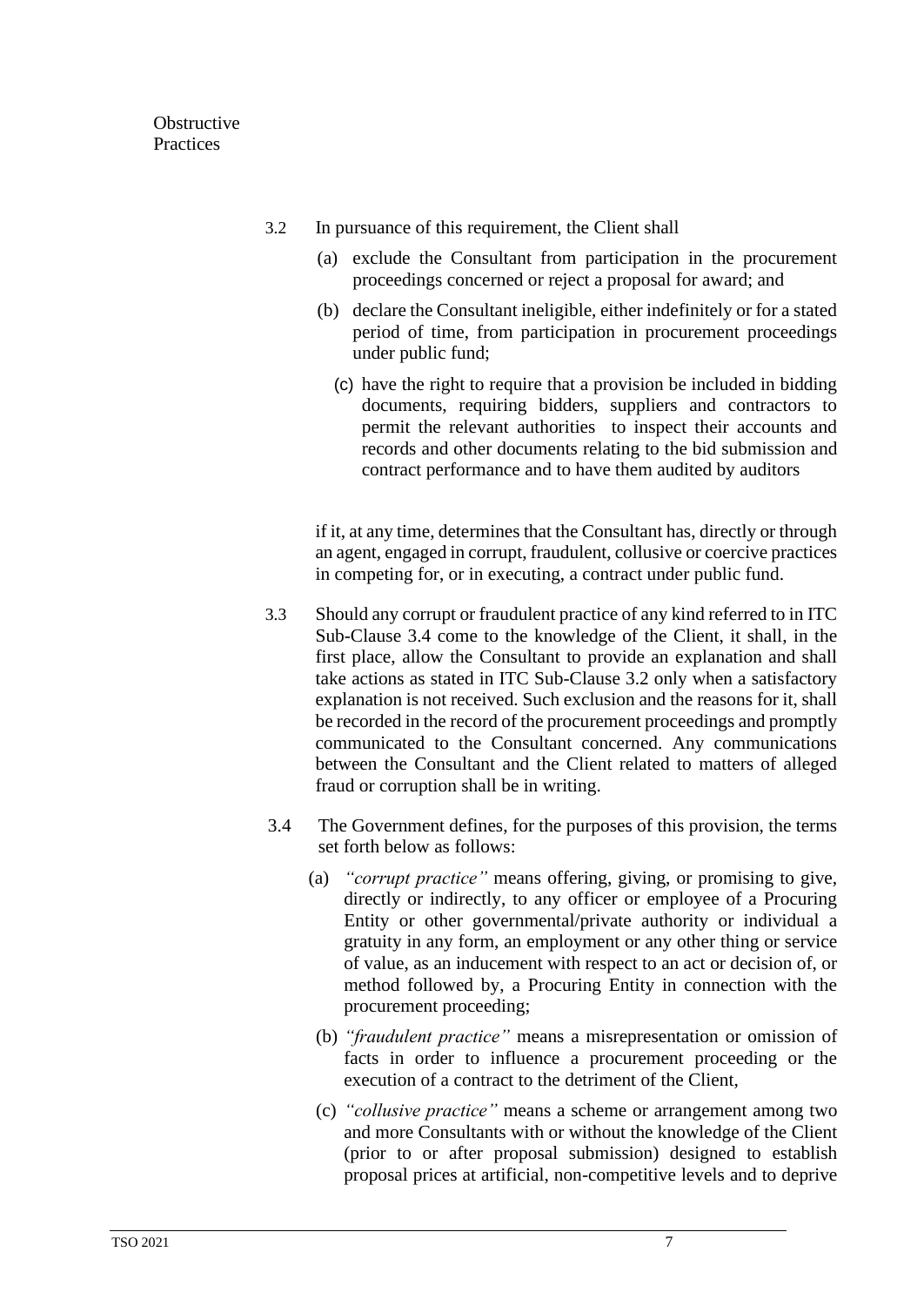Obstructive Practices

3.2 In pursuance of this requirement, the Client shall

(a) exclude the Consultant from participation in the procurement proceedings concerned or reject a proposal for award; and

(b) declare the Consultant ineligible, either indefinitely or for a stated period of time, from participation in procurement proceedings under public fund;

(c) have the right to require that a provision be included in bidding documents, requiring bidders, suppliers and contractors to permit the relevant authorities to inspect their accounts and records and other documents relating to the bid submission and contract performance and to have them audited by auditors

if it, at any time, determines that the Consultant has, directly or through an agent, engaged in corrupt, fraudulent, collusive or coercive practices in competing for, or in executing, a contract under public fund.

3.3 Should any corrupt or fraudulent practice of any kind referred to in ITC Sub-Clause 3.4 come to the knowledge of the Client, it shall, in the first place, allow the Consultant to provide an explanation and shall take actions as stated in ITC Sub-Clause 3.2 only when a satisfactory explanation is not received. Such exclusion and the reasons for it, shall be recorded in the record of the procurement proceedings and promptly communicated to the Consultant concerned. Any communications between the Consultant and the Client related to matters of alleged fraud or corruption shall be in writing.

3.4 The Government defines, for the purposes of this provision, the terms set forth below as follows:

(a) *"corrupt practice"* means offering, giving, or promising to give, directly or indirectly, to any officer or employee of a Procuring Entity or other governmental/private authority or individual a gratuity in any form, an employment or any other thing or service of value, as an inducement with respect to an act or decision of, or method followed by, a Procuring Entity in connection with the procurement proceeding;

(b) *"fraudulent practice"* means a misrepresentation or omission of facts in order to influence a procurement proceeding or the execution of a contract to the detriment of the Client,

(c) *"collusive practice"* means a scheme or arrangement among two and more Consultants with or without the knowledge of the Client (prior to or after proposal submission) designed to establish proposal prices at artificial, non-competitive levels and to deprive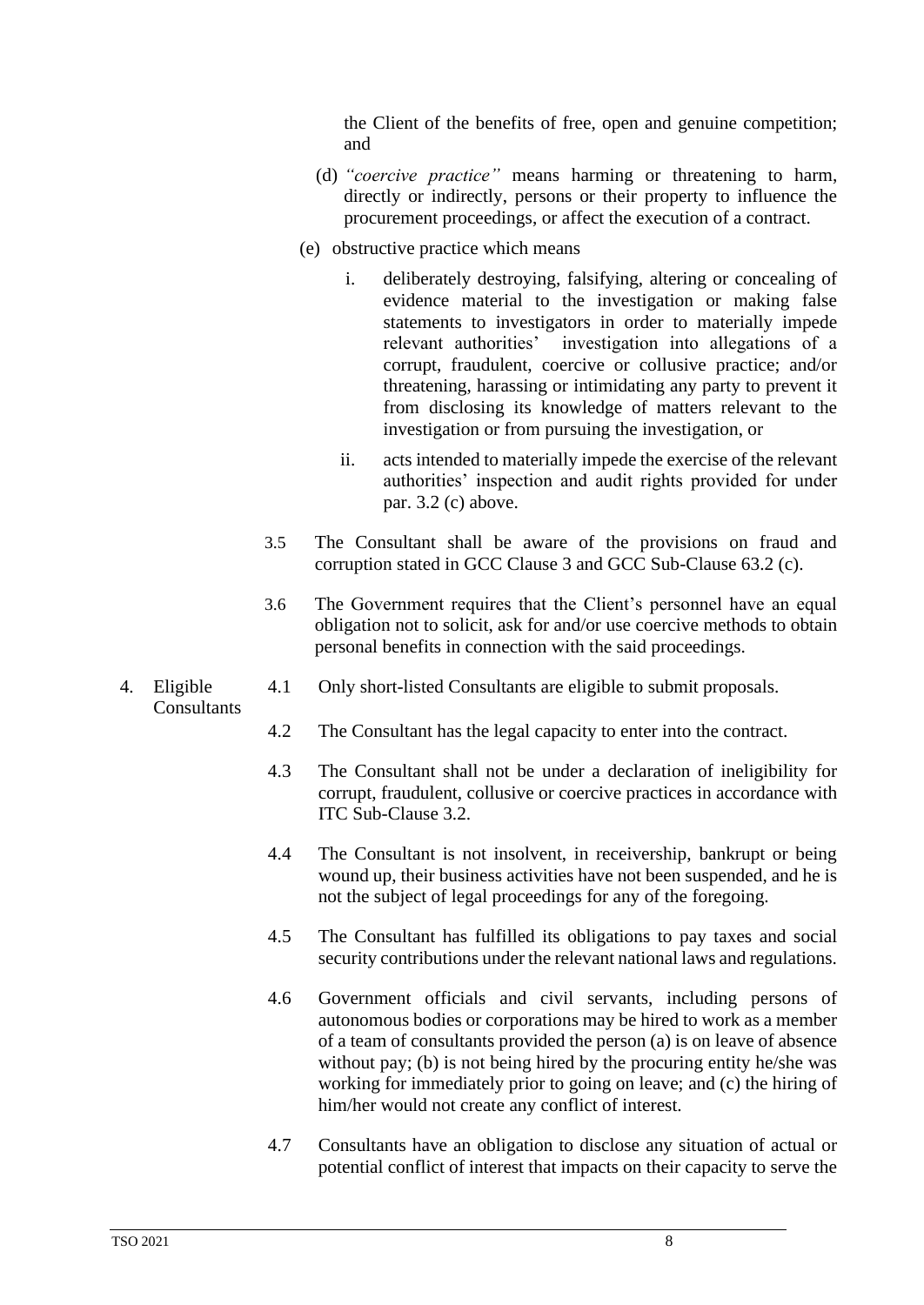the Client of the benefits of free, open and genuine competition; and

(d) *"coercive practice"* means harming or threatening to harm, directly or indirectly, persons or their property to influence the procurement proceedings, or affect the execution of a contract.

(e) obstructive practice which means

i. deliberately destroying, falsifying, altering or concealing of evidence material to the investigation or making false statements to investigators in order to materially impede relevant authorities' investigation into allegations of a corrupt, fraudulent, coercive or collusive practice; and/or threatening, harassing or intimidating any party to prevent it from disclosing its knowledge of matters relevant to the investigation or from pursuing the investigation, or

ii. acts intended to materially impede the exercise of the relevant authorities' inspection and audit rights provided for under par. 3.2 (c) above.

3.5 The Consultant shall be aware of the provisions on fraud and corruption stated in GCC Clause 3 and GCC Sub-Clause 63.2 (c).

3.6 The Government requires that the Client's personnel have an equal obligation not to solicit, ask for and/or use coercive methods to obtain personal benefits in connection with the said proceedings.

**4. Eligible Consultants**

4.1 Only short-listed Consultants are eligible to submit proposals.

4.2 The Consultant has the legal capacity to enter into the contract.

4.3 The Consultant shall not be under a declaration of ineligibility for corrupt, fraudulent, collusive or coercive practices in accordance with ITC Sub-Clause 3.2.

4.4 The Consultant is not insolvent, in receivership, bankrupt or being wound up, their business activities have not been suspended, and he is not the subject of legal proceedings for any of the foregoing.

4.5 The Consultant has fulfilled its obligations to pay taxes and social security contributions under the relevant national laws and regulations.

4.6 Government officials and civil servants, including persons of autonomous bodies or corporations may be hired to work as a member of a team of consultants provided the person (a) is on leave of absence without pay; (b) is not being hired by the procuring entity he/she was working for immediately prior to going on leave; and (c) the hiring of him/her would not create any conflict of interest.

4.7 Consultants have an obligation to disclose any situation of actual or potential conflict of interest that impacts on their capacity to serve the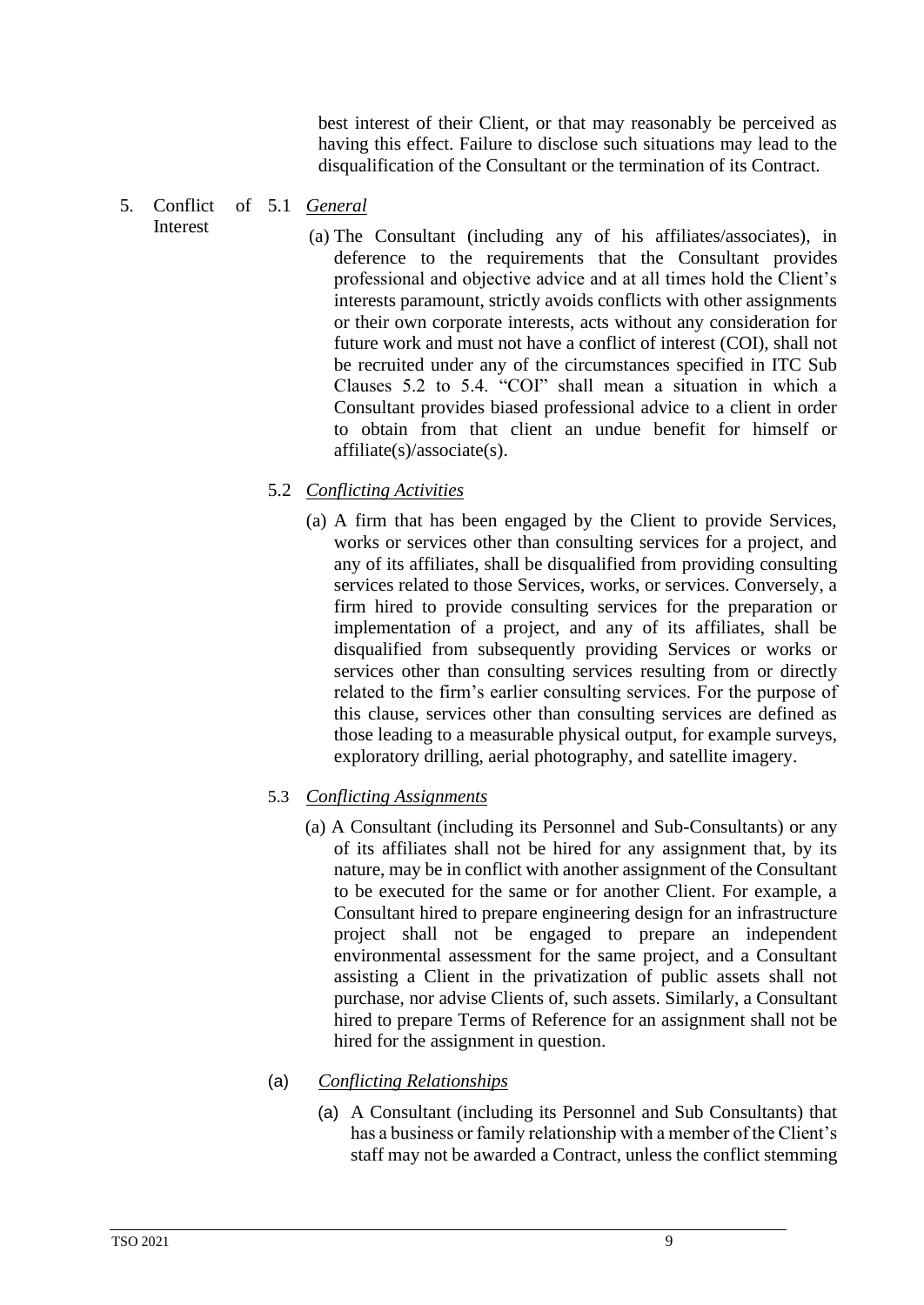best interest of their Client, or that may reasonably be perceived as having this effect. Failure to disclose such situations may lead to the disqualification of the Consultant or the termination of its Contract.

5. Conflict of Interest

5.1 *General*

(a) The Consultant (including any of his affiliates/associates), in deference to the requirements that the Consultant provides professional and objective advice and at all times hold the Client's interests paramount, strictly avoids conflicts with other assignments or their own corporate interests, acts without any consideration for future work and must not have a conflict of interest (COI), shall not be recruited under any of the circumstances specified in ITC Sub Clauses 5.2 to 5.4. "COI" shall mean a situation in which a Consultant provides biased professional advice to a client in order to obtain from that client an undue benefit for himself or affiliate(s)/associate(s).

5.2 *Conflicting Activities*

(a) A firm that has been engaged by the Client to provide Services, works or services other than consulting services for a project, and any of its affiliates, shall be disqualified from providing consulting services related to those Services, works, or services. Conversely, a firm hired to provide consulting services for the preparation or implementation of a project, and any of its affiliates, shall be disqualified from subsequently providing Services or works or services other than consulting services resulting from or directly related to the firm's earlier consulting services. For the purpose of this clause, services other than consulting services are defined as those leading to a measurable physical output, for example surveys, exploratory drilling, aerial photography, and satellite imagery.

5.3 *Conflicting Assignments*

(a) A Consultant (including its Personnel and Sub-Consultants) or any of its affiliates shall not be hired for any assignment that, by its nature, may be in conflict with another assignment of the Consultant to be executed for the same or for another Client. For example, a Consultant hired to prepare engineering design for an infrastructure project shall not be engaged to prepare an independent environmental assessment for the same project, and a Consultant assisting a Client in the privatization of public assets shall not purchase, nor advise Clients of, such assets. Similarly, a Consultant hired to prepare Terms of Reference for an assignment shall not be hired for the assignment in question.

(a) *Conflicting Relationships*

(a) A Consultant (including its Personnel and Sub Consultants) that has a business or family relationship with a member of the Client's staff may not be awarded a Contract, unless the conflict stemming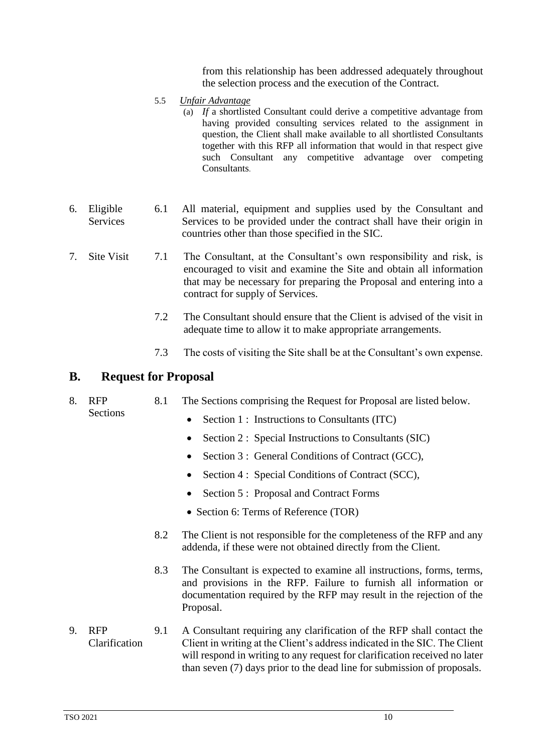from this relationship has been addressed adequately throughout the selection process and the execution of the Contract.

5.5 *Unfair Advantage*

(a) *If* a shortlisted Consultant could derive a competitive advantage from having provided consulting services related to the assignment in question, the Client shall make available to all shortlisted Consultants together with this RFP all information that would in that respect give such Consultant any competitive advantage over competing Consultants.

6. Eligible Services

6.1 All material, equipment and supplies used by the Consultant and Services to be provided under the contract shall have their origin in countries other than those specified in the SIC.

7. Site Visit

7.1 The Consultant, at the Consultant's own responsibility and risk, is encouraged to visit and examine the Site and obtain all information that may be necessary for preparing the Proposal and entering into a contract for supply of Services.

7.2 The Consultant should ensure that the Client is advised of the visit in adequate time to allow it to make appropriate arrangements.

7.3 The costs of visiting the Site shall be at the Consultant's own expense.

## B. Request for Proposal

8. RFP Sections

8.1 The Sections comprising the Request for Proposal are listed below.

- Section 1 : Instructions to Consultants (ITC)
- Section 2 : Special Instructions to Consultants (SIC)
- Section 3 : General Conditions of Contract (GCC),
- Section 4 : Special Conditions of Contract (SCC),
- Section 5 : Proposal and Contract Forms
- Section 6: Terms of Reference (TOR)

8.2 The Client is not responsible for the completeness of the RFP and any addenda, if these were not obtained directly from the Client.

8.3 The Consultant is expected to examine all instructions, forms, terms, and provisions in the RFP. Failure to furnish all information or documentation required by the RFP may result in the rejection of the Proposal.

9. RFP Clarification

9.1 A Consultant requiring any clarification of the RFP shall contact the Client in writing at the Client's address indicated in the SIC. The Client will respond in writing to any request for clarification received no later than seven (7) days prior to the dead line for submission of proposals.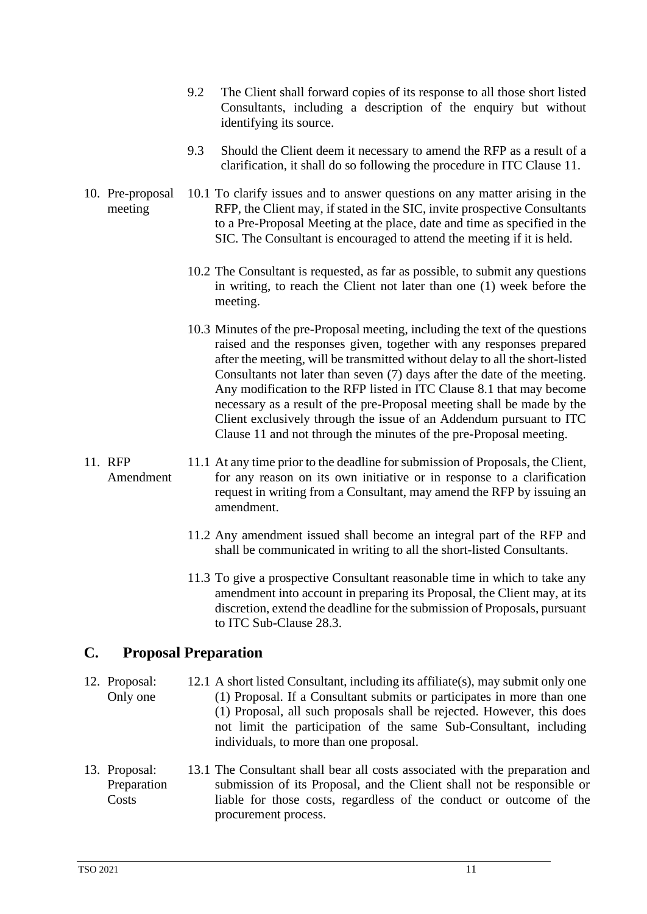9.2 The Client shall forward copies of its response to all those short listed Consultants, including a description of the enquiry but without identifying its source.

9.3 Should the Client deem it necessary to amend the RFP as a result of a clarification, it shall do so following the procedure in ITC Clause 11.

10. Pre-proposal meeting

10.1 To clarify issues and to answer questions on any matter arising in the RFP, the Client may, if stated in the SIC, invite prospective Consultants to a Pre-Proposal Meeting at the place, date and time as specified in the SIC. The Consultant is encouraged to attend the meeting if it is held.

10.2 The Consultant is requested, as far as possible, to submit any questions in writing, to reach the Client not later than one (1) week before the meeting.

10.3 Minutes of the pre-Proposal meeting, including the text of the questions raised and the responses given, together with any responses prepared after the meeting, will be transmitted without delay to all the short-listed Consultants not later than seven (7) days after the date of the meeting. Any modification to the RFP listed in ITC Clause 8.1 that may become necessary as a result of the pre-Proposal meeting shall be made by the Client exclusively through the issue of an Addendum pursuant to ITC Clause 11 and not through the minutes of the pre-Proposal meeting.

11. RFP Amendment

11.1 At any time prior to the deadline for submission of Proposals, the Client, for any reason on its own initiative or in response to a clarification request in writing from a Consultant, may amend the RFP by issuing an amendment.

11.2 Any amendment issued shall become an integral part of the RFP and shall be communicated in writing to all the short-listed Consultants.

11.3 To give a prospective Consultant reasonable time in which to take any amendment into account in preparing its Proposal, the Client may, at its discretion, extend the deadline for the submission of Proposals, pursuant to ITC Sub-Clause 28.3.

## C. Proposal Preparation

12. Proposal: Only one

12.1 A short listed Consultant, including its affiliate(s), may submit only one (1) Proposal. If a Consultant submits or participates in more than one (1) Proposal, all such proposals shall be rejected. However, this does not limit the participation of the same Sub-Consultant, including individuals, to more than one proposal.

13. Proposal: Preparation Costs

13.1 The Consultant shall bear all costs associated with the preparation and submission of its Proposal, and the Client shall not be responsible or liable for those costs, regardless of the conduct or outcome of the procurement process.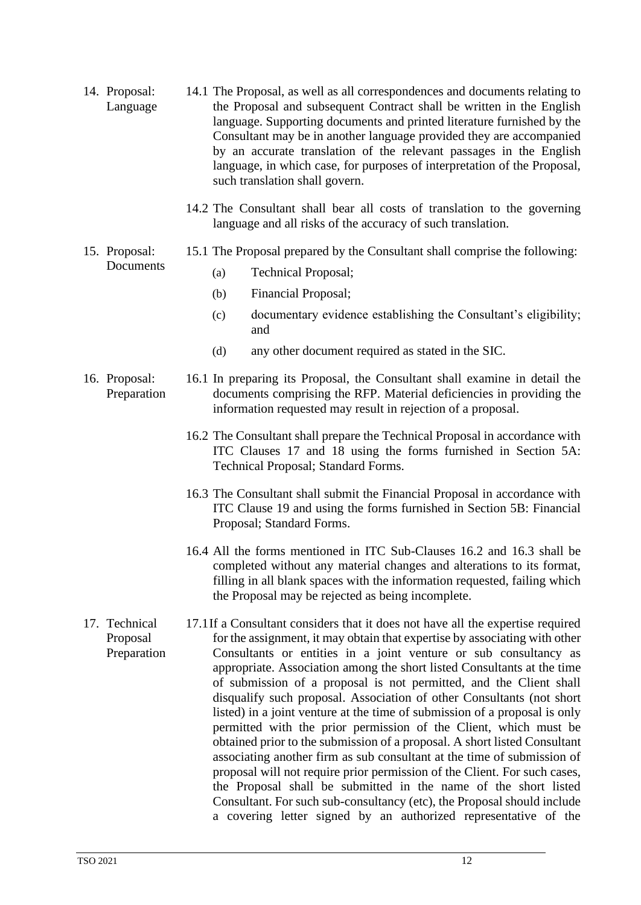**14. Proposal: Language**

14.1 The Proposal, as well as all correspondences and documents relating to the Proposal and subsequent Contract shall be written in the English language. Supporting documents and printed literature furnished by the Consultant may be in another language provided they are accompanied by an accurate translation of the relevant passages in the English language, in which case, for purposes of interpretation of the Proposal, such translation shall govern.

14.2 The Consultant shall bear all costs of translation to the governing language and all risks of the accuracy of such translation.

**15. Proposal: Documents**

15.1 The Proposal prepared by the Consultant shall comprise the following:

(a) Technical Proposal;

(b) Financial Proposal;

(c) documentary evidence establishing the Consultant's eligibility; and

(d) any other document required as stated in the SIC.

**16. Proposal: Preparation**

16.1 In preparing its Proposal, the Consultant shall examine in detail the documents comprising the RFP. Material deficiencies in providing the information requested may result in rejection of a proposal.

16.2 The Consultant shall prepare the Technical Proposal in accordance with ITC Clauses 17 and 18 using the forms furnished in Section 5A: Technical Proposal; Standard Forms.

16.3 The Consultant shall submit the Financial Proposal in accordance with ITC Clause 19 and using the forms furnished in Section 5B: Financial Proposal; Standard Forms.

16.4 All the forms mentioned in ITC Sub-Clauses 16.2 and 16.3 shall be completed without any material changes and alterations to its format, filling in all blank spaces with the information requested, failing which the Proposal may be rejected as being incomplete.

**17. Technical Proposal Preparation**

17.1 If a Consultant considers that it does not have all the expertise required for the assignment, it may obtain that expertise by associating with other Consultants or entities in a joint venture or sub consultancy as appropriate. Association among the short listed Consultants at the time of submission of a proposal is not permitted, and the Client shall disqualify such proposal. Association of other Consultants (not short listed) in a joint venture at the time of submission of a proposal is only permitted with the prior permission of the Client, which must be obtained prior to the submission of a proposal. A short listed Consultant associating another firm as sub consultant at the time of submission of proposal will not require prior permission of the Client. For such cases, the Proposal shall be submitted in the name of the short listed Consultant. For such sub-consultancy (etc), the Proposal should include a covering letter signed by an authorized representative of the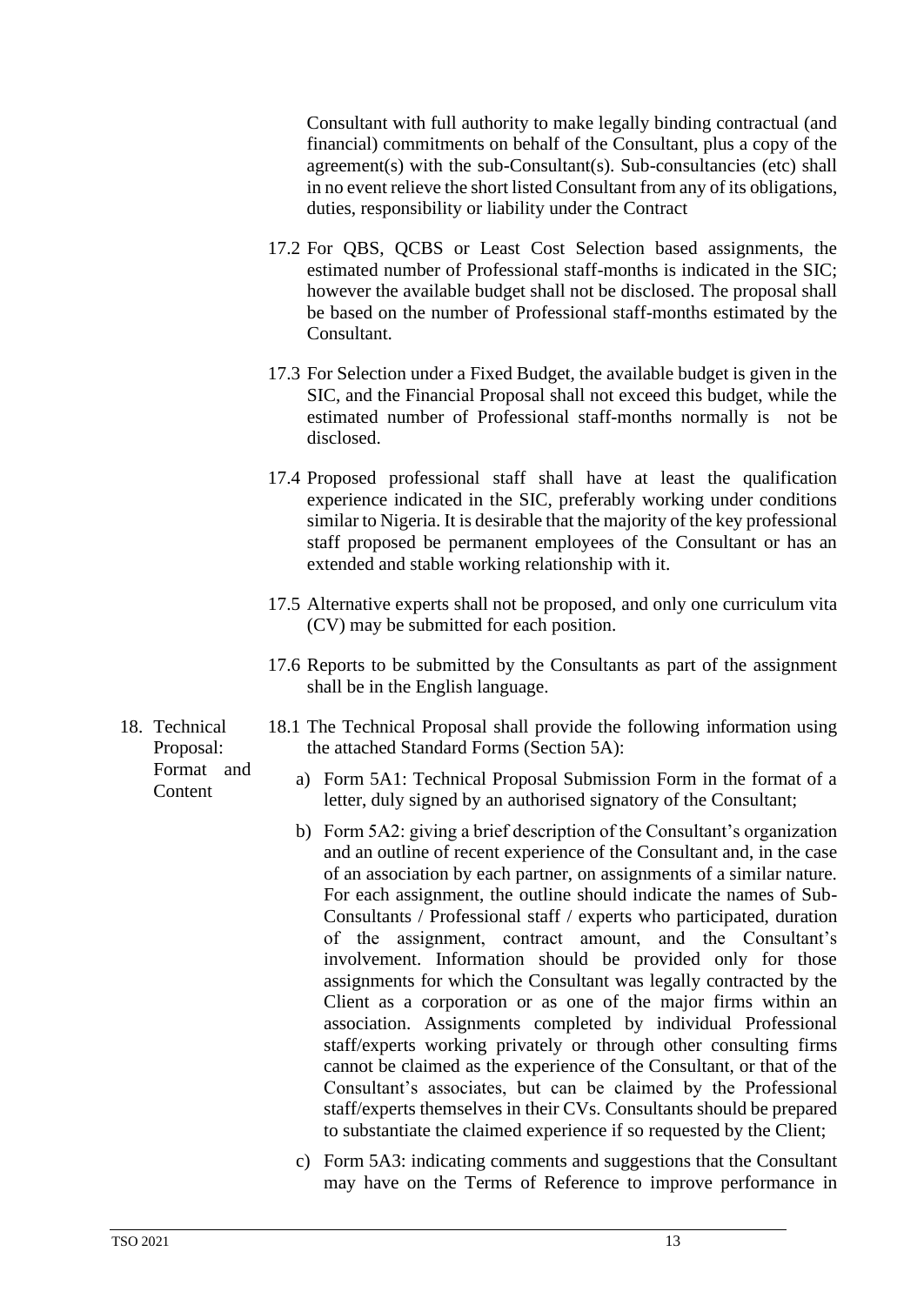Consultant with full authority to make legally binding contractual (and financial) commitments on behalf of the Consultant, plus a copy of the agreement(s) with the sub-Consultant(s). Sub-consultancies (etc) shall in no event relieve the short listed Consultant from any of its obligations, duties, responsibility or liability under the Contract

17.2 For QBS, QCBS or Least Cost Selection based assignments, the estimated number of Professional staff-months is indicated in the SIC; however the available budget shall not be disclosed. The proposal shall be based on the number of Professional staff-months estimated by the Consultant.

17.3 For Selection under a Fixed Budget, the available budget is given in the SIC, and the Financial Proposal shall not exceed this budget, while the estimated number of Professional staff-months normally is not be disclosed.

17.4 Proposed professional staff shall have at least the qualification experience indicated in the SIC, preferably working under conditions similar to Nigeria. It is desirable that the majority of the key professional staff proposed be permanent employees of the Consultant or has an extended and stable working relationship with it.

17.5 Alternative experts shall not be proposed, and only one curriculum vita (CV) may be submitted for each position.

17.6 Reports to be submitted by the Consultants as part of the assignment shall be in the English language.

**18. Technical Proposal: Format and Content**

18.1 The Technical Proposal shall provide the following information using the attached Standard Forms (Section 5A):

a) Form 5A1: Technical Proposal Submission Form in the format of a letter, duly signed by an authorised signatory of the Consultant;

b) Form 5A2: giving a brief description of the Consultant's organization and an outline of recent experience of the Consultant and, in the case of an association by each partner, on assignments of a similar nature. For each assignment, the outline should indicate the names of Sub-Consultants / Professional staff / experts who participated, duration of the assignment, contract amount, and the Consultant's involvement. Information should be provided only for those assignments for which the Consultant was legally contracted by the Client as a corporation or as one of the major firms within an association. Assignments completed by individual Professional staff/experts working privately or through other consulting firms cannot be claimed as the experience of the Consultant, or that of the Consultant's associates, but can be claimed by the Professional staff/experts themselves in their CVs. Consultants should be prepared to substantiate the claimed experience if so requested by the Client;

c) Form 5A3: indicating comments and suggestions that the Consultant may have on the Terms of Reference to improve performance in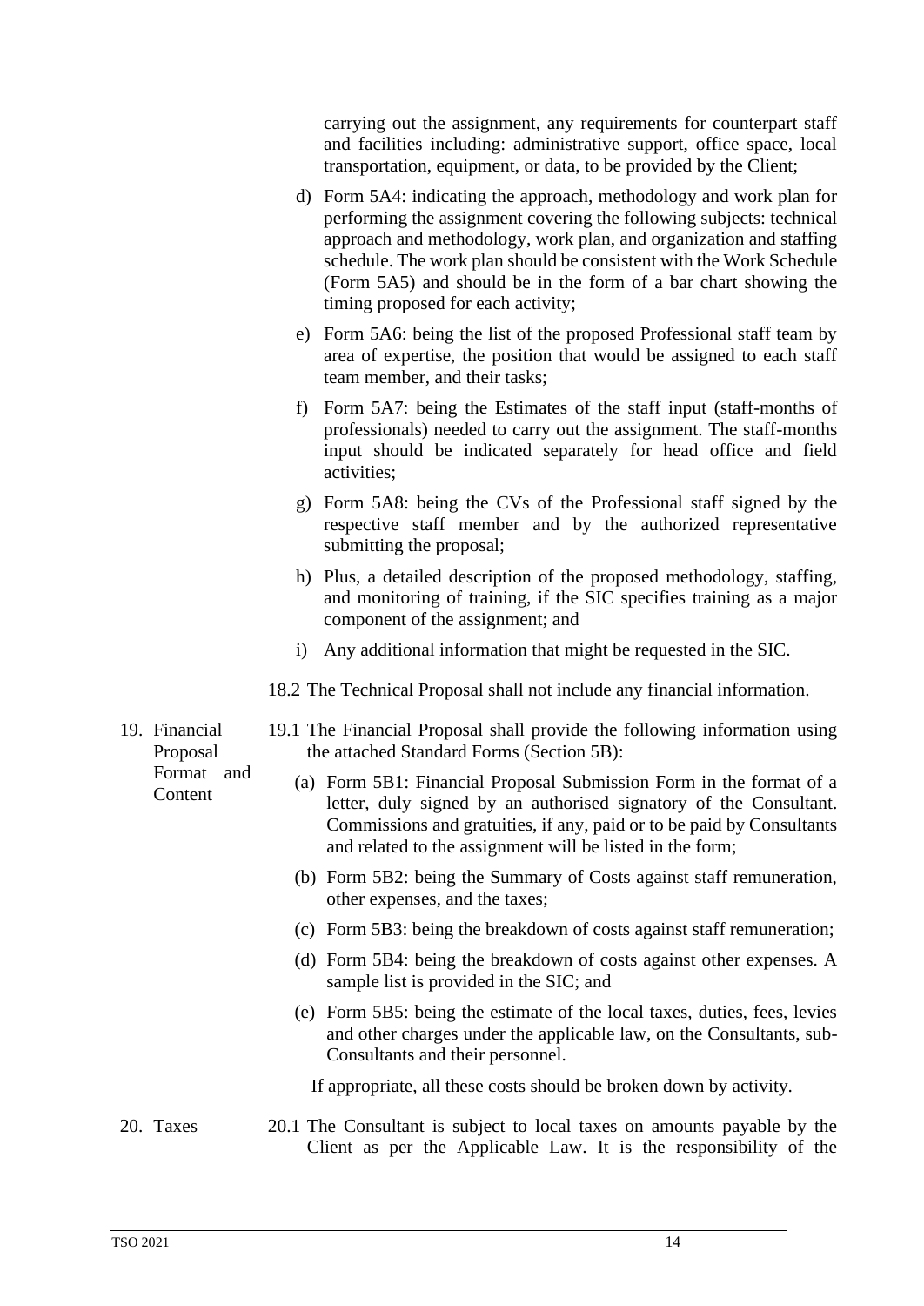carrying out the assignment, any requirements for counterpart staff and facilities including: administrative support, office space, local transportation, equipment, or data, to be provided by the Client;

d) Form 5A4: indicating the approach, methodology and work plan for performing the assignment covering the following subjects: technical approach and methodology, work plan, and organization and staffing schedule. The work plan should be consistent with the Work Schedule (Form 5A5) and should be in the form of a bar chart showing the timing proposed for each activity;

e) Form 5A6: being the list of the proposed Professional staff team by area of expertise, the position that would be assigned to each staff team member, and their tasks;

f) Form 5A7: being the Estimates of the staff input (staff-months of professionals) needed to carry out the assignment. The staff-months input should be indicated separately for head office and field activities;

g) Form 5A8: being the CVs of the Professional staff signed by the respective staff member and by the authorized representative submitting the proposal;

h) Plus, a detailed description of the proposed methodology, staffing, and monitoring of training, if the SIC specifies training as a major component of the assignment; and

i) Any additional information that might be requested in the SIC.

18.2 The Technical Proposal shall not include any financial information.

**19. Financial Proposal Format and Content**

19.1 The Financial Proposal shall provide the following information using the attached Standard Forms (Section 5B):

(a) Form 5B1: Financial Proposal Submission Form in the format of a letter, duly signed by an authorised signatory of the Consultant. Commissions and gratuities, if any, paid or to be paid by Consultants and related to the assignment will be listed in the form;

(b) Form 5B2: being the Summary of Costs against staff remuneration, other expenses, and the taxes;

(c) Form 5B3: being the breakdown of costs against staff remuneration;

(d) Form 5B4: being the breakdown of costs against other expenses. A sample list is provided in the SIC; and

(e) Form 5B5: being the estimate of the local taxes, duties, fees, levies and other charges under the applicable law, on the Consultants, sub-Consultants and their personnel.

If appropriate, all these costs should be broken down by activity.

**20. Taxes**

20.1 The Consultant is subject to local taxes on amounts payable by the Client as per the Applicable Law. It is the responsibility of the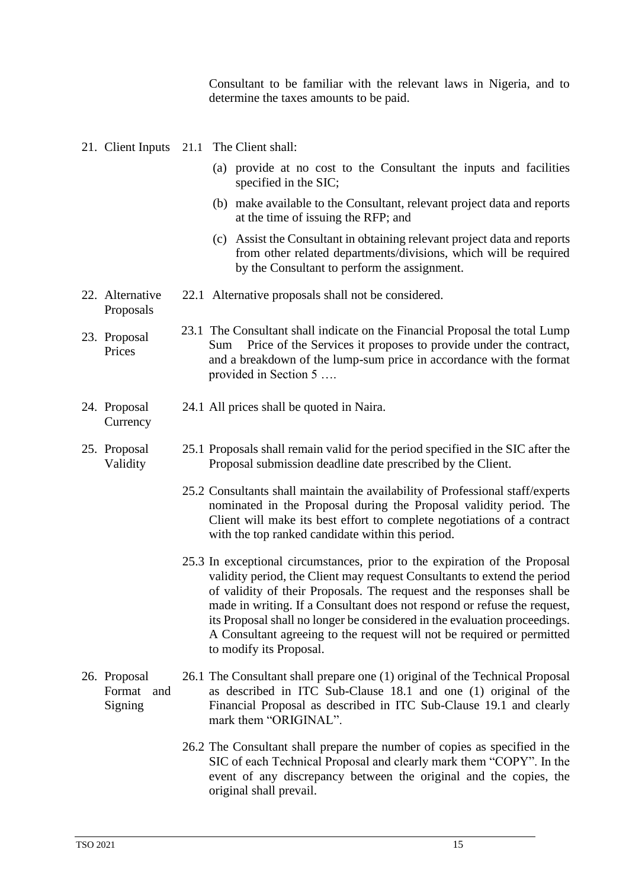Consultant to be familiar with the relevant laws in Nigeria, and to determine the taxes amounts to be paid.

**21. Client Inputs**

21.1 The Client shall:

(a) provide at no cost to the Consultant the inputs and facilities specified in the SIC;

(b) make available to the Consultant, relevant project data and reports at the time of issuing the RFP; and

(c) Assist the Consultant in obtaining relevant project data and reports from other related departments/divisions, which will be required by the Consultant to perform the assignment.

**22. Alternative Proposals**

22.1 Alternative proposals shall not be considered.

**23. Proposal Prices**

23.1 The Consultant shall indicate on the Financial Proposal the total Lump Sum Price of the Services it proposes to provide under the contract, and a breakdown of the lump-sum price in accordance with the format provided in Section 5 ….

**24. Proposal Currency**

24.1 All prices shall be quoted in Naira.

**25. Proposal Validity**

25.1 Proposals shall remain valid for the period specified in the SIC after the Proposal submission deadline date prescribed by the Client.

25.2 Consultants shall maintain the availability of Professional staff/experts nominated in the Proposal during the Proposal validity period. The Client will make its best effort to complete negotiations of a contract with the top ranked candidate within this period.

25.3 In exceptional circumstances, prior to the expiration of the Proposal validity period, the Client may request Consultants to extend the period of validity of their Proposals. The request and the responses shall be made in writing. If a Consultant does not respond or refuse the request, its Proposal shall no longer be considered in the evaluation proceedings. A Consultant agreeing to the request will not be required or permitted to modify its Proposal.

**26. Proposal Format and Signing**

26.1 The Consultant shall prepare one (1) original of the Technical Proposal as described in ITC Sub-Clause 18.1 and one (1) original of the Financial Proposal as described in ITC Sub-Clause 19.1 and clearly mark them "ORIGINAL".

26.2 The Consultant shall prepare the number of copies as specified in the SIC of each Technical Proposal and clearly mark them "COPY". In the event of any discrepancy between the original and the copies, the original shall prevail.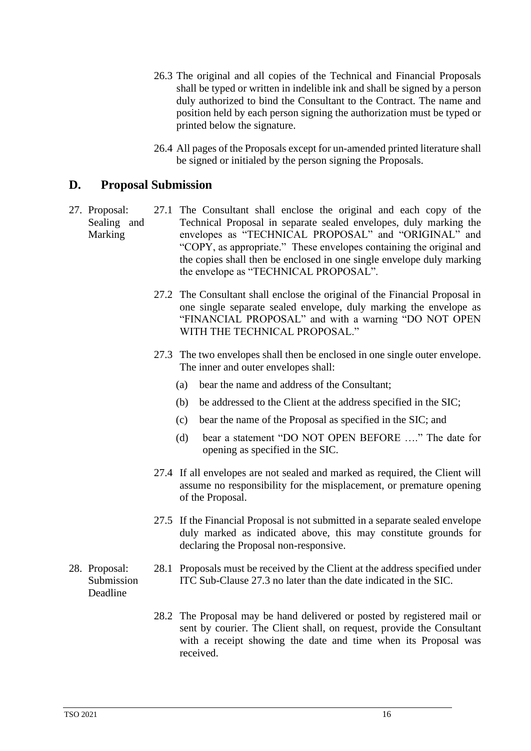26.3 The original and all copies of the Technical and Financial Proposals shall be typed or written in indelible ink and shall be signed by a person duly authorized to bind the Consultant to the Contract. The name and position held by each person signing the authorization must be typed or printed below the signature.

26.4 All pages of the Proposals except for un-amended printed literature shall be signed or initialed by the person signing the Proposals.

## D. Proposal Submission

**27. Proposal: Sealing and Marking**

27.1 The Consultant shall enclose the original and each copy of the Technical Proposal in separate sealed envelopes, duly marking the envelopes as "TECHNICAL PROPOSAL" and "ORIGINAL" and "COPY, as appropriate." These envelopes containing the original and the copies shall then be enclosed in one single envelope duly marking the envelope as "TECHNICAL PROPOSAL".

27.2 The Consultant shall enclose the original of the Financial Proposal in one single separate sealed envelope, duly marking the envelope as "FINANCIAL PROPOSAL" and with a warning "DO NOT OPEN WITH THE TECHNICAL PROPOSAL."

27.3 The two envelopes shall then be enclosed in one single outer envelope. The inner and outer envelopes shall:

(a) bear the name and address of the Consultant;

(b) be addressed to the Client at the address specified in the SIC;

(c) bear the name of the Proposal as specified in the SIC; and

(d) bear a statement "DO NOT OPEN BEFORE …." The date for opening as specified in the SIC.

27.4 If all envelopes are not sealed and marked as required, the Client will assume no responsibility for the misplacement, or premature opening of the Proposal.

27.5 If the Financial Proposal is not submitted in a separate sealed envelope duly marked as indicated above, this may constitute grounds for declaring the Proposal non-responsive.

**28. Proposal: Submission Deadline**

28.1 Proposals must be received by the Client at the address specified under ITC Sub-Clause 27.3 no later than the date indicated in the SIC.

28.2 The Proposal may be hand delivered or posted by registered mail or sent by courier. The Client shall, on request, provide the Consultant with a receipt showing the date and time when its Proposal was received.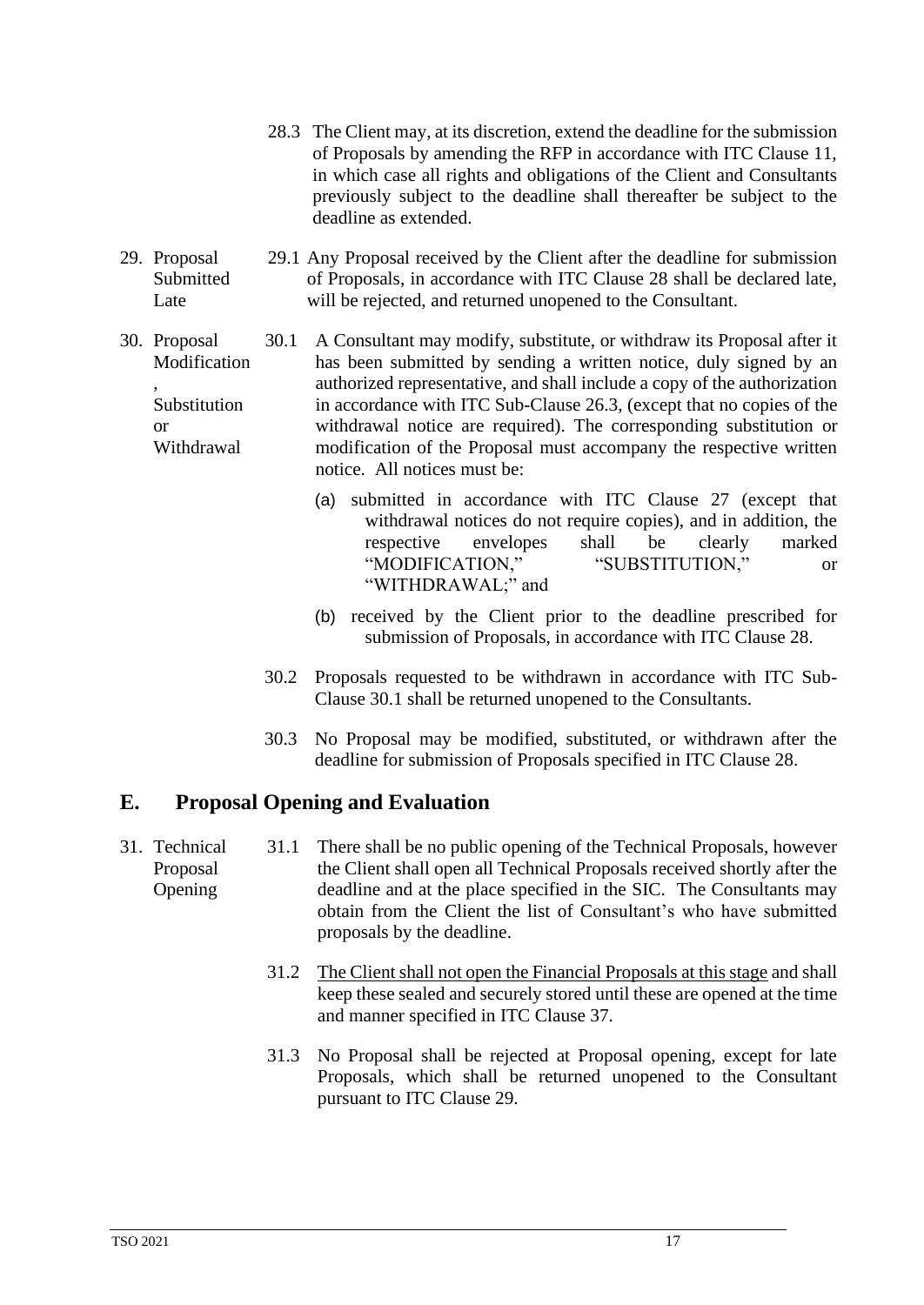28.3 The Client may, at its discretion, extend the deadline for the submission of Proposals by amending the RFP in accordance with ITC Clause 11, in which case all rights and obligations of the Client and Consultants previously subject to the deadline shall thereafter be subject to the deadline as extended.

**29. Proposal Submitted Late**

29.1 Any Proposal received by the Client after the deadline for submission of Proposals, in accordance with ITC Clause 28 shall be declared late, will be rejected, and returned unopened to the Consultant.

**30. Proposal Modification, Substitution or Withdrawal**

30.1 A Consultant may modify, substitute, or withdraw its Proposal after it has been submitted by sending a written notice, duly signed by an authorized representative, and shall include a copy of the authorization in accordance with ITC Sub-Clause 26.3, (except that no copies of the withdrawal notice are required). The corresponding substitution or modification of the Proposal must accompany the respective written notice. All notices must be:

(a) submitted in accordance with ITC Clause 27 (except that withdrawal notices do not require copies), and in addition, the respective envelopes shall be clearly marked "MODIFICATION," "SUBSTITUTION," or "WITHDRAWAL;" and

(b) received by the Client prior to the deadline prescribed for submission of Proposals, in accordance with ITC Clause 28.

30.2 Proposals requested to be withdrawn in accordance with ITC Sub-Clause 30.1 shall be returned unopened to the Consultants.

30.3 No Proposal may be modified, substituted, or withdrawn after the deadline for submission of Proposals specified in ITC Clause 28.

## E. Proposal Opening and Evaluation

**31. Technical Proposal Opening**

31.1 There shall be no public opening of the Technical Proposals, however the Client shall open all Technical Proposals received shortly after the deadline and at the place specified in the SIC. The Consultants may obtain from the Client the list of Consultant's who have submitted proposals by the deadline.

31.2 The Client shall not open the Financial Proposals at this stage and shall keep these sealed and securely stored until these are opened at the time and manner specified in ITC Clause 37.

31.3 No Proposal shall be rejected at Proposal opening, except for late Proposals, which shall be returned unopened to the Consultant pursuant to ITC Clause 29.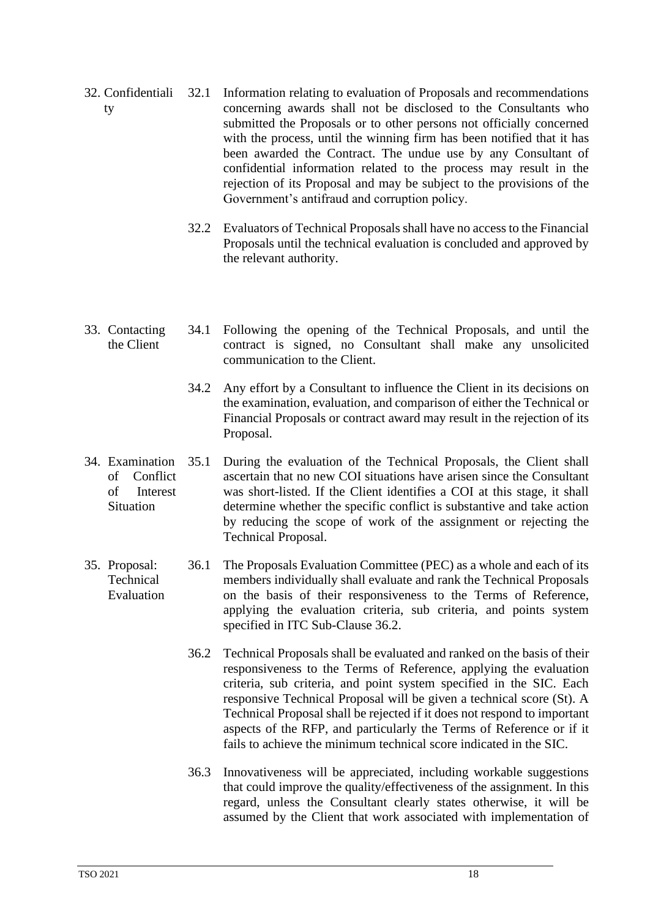**32. Confidentiality**

32.1 Information relating to evaluation of Proposals and recommendations concerning awards shall not be disclosed to the Consultants who submitted the Proposals or to other persons not officially concerned with the process, until the winning firm has been notified that it has been awarded the Contract. The undue use by any Consultant of confidential information related to the process may result in the rejection of its Proposal and may be subject to the provisions of the Government's antifraud and corruption policy.

32.2 Evaluators of Technical Proposals shall have no access to the Financial Proposals until the technical evaluation is concluded and approved by the relevant authority.

**33. Contacting the Client**

34.1 Following the opening of the Technical Proposals, and until the contract is signed, no Consultant shall make any unsolicited communication to the Client.

34.2 Any effort by a Consultant to influence the Client in its decisions on the examination, evaluation, and comparison of either the Technical or Financial Proposals or contract award may result in the rejection of its Proposal.

**34. Examination of Conflict of Interest Situation**

35.1 During the evaluation of the Technical Proposals, the Client shall ascertain that no new COI situations have arisen since the Consultant was short-listed. If the Client identifies a COI at this stage, it shall determine whether the specific conflict is substantive and take action by reducing the scope of work of the assignment or rejecting the Technical Proposal.

**35. Proposal: Technical Evaluation**

36.1 The Proposals Evaluation Committee (PEC) as a whole and each of its members individually shall evaluate and rank the Technical Proposals on the basis of their responsiveness to the Terms of Reference, applying the evaluation criteria, sub criteria, and points system specified in ITC Sub-Clause 36.2.

36.2 Technical Proposals shall be evaluated and ranked on the basis of their responsiveness to the Terms of Reference, applying the evaluation criteria, sub criteria, and point system specified in the SIC. Each responsive Technical Proposal will be given a technical score (St). A Technical Proposal shall be rejected if it does not respond to important aspects of the RFP, and particularly the Terms of Reference or if it fails to achieve the minimum technical score indicated in the SIC.

36.3 Innovativeness will be appreciated, including workable suggestions that could improve the quality/effectiveness of the assignment. In this regard, unless the Consultant clearly states otherwise, it will be assumed by the Client that work associated with implementation of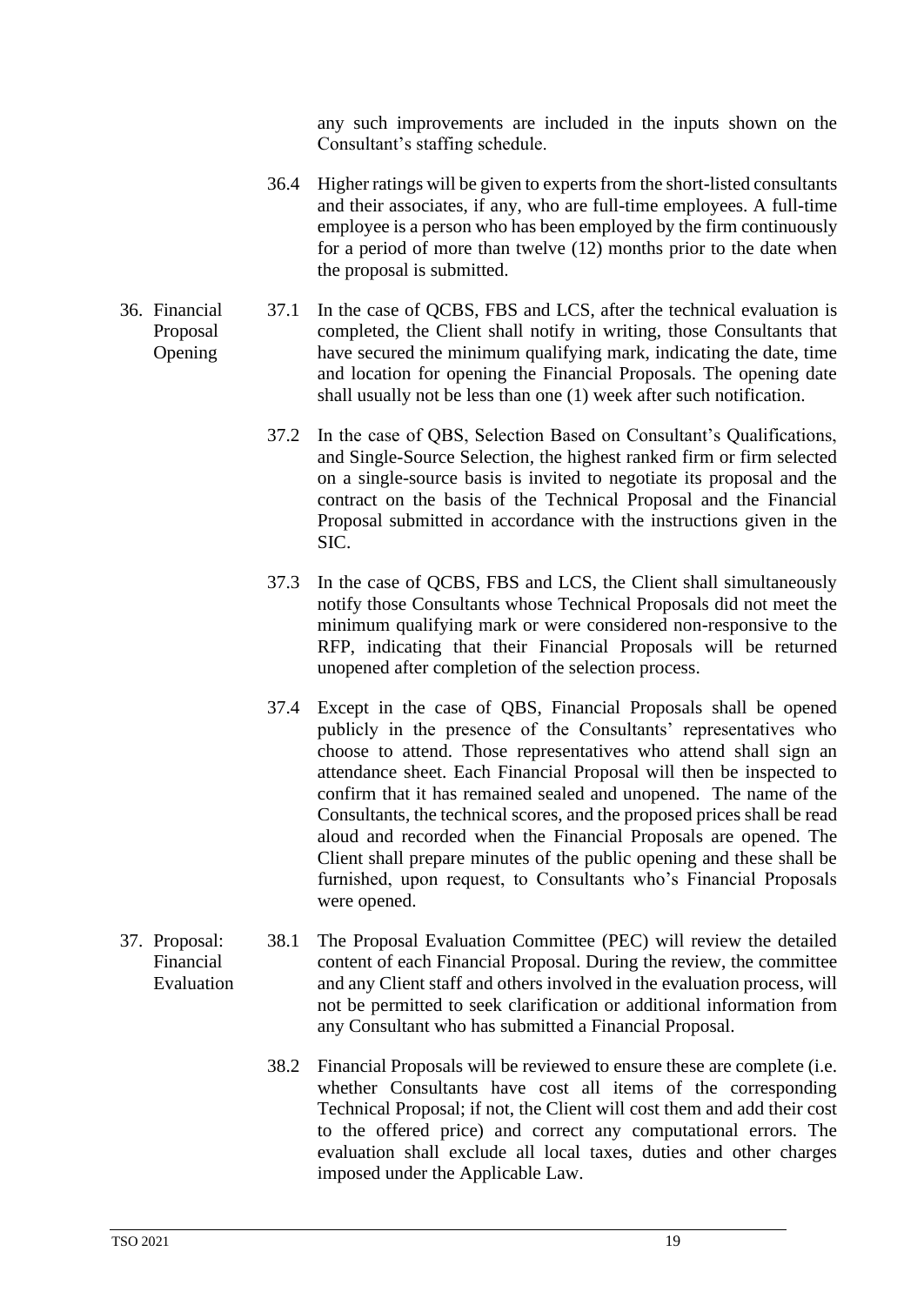any such improvements are included in the inputs shown on the Consultant's staffing schedule.

36.4 Higher ratings will be given to experts from the short-listed consultants and their associates, if any, who are full-time employees. A full-time employee is a person who has been employed by the firm continuously for a period of more than twelve (12) months prior to the date when the proposal is submitted.

**36. Financial Proposal Opening**

37.1 In the case of QCBS, FBS and LCS, after the technical evaluation is completed, the Client shall notify in writing, those Consultants that have secured the minimum qualifying mark, indicating the date, time and location for opening the Financial Proposals. The opening date shall usually not be less than one (1) week after such notification.

37.2 In the case of QBS, Selection Based on Consultant's Qualifications, and Single-Source Selection, the highest ranked firm or firm selected on a single-source basis is invited to negotiate its proposal and the contract on the basis of the Technical Proposal and the Financial Proposal submitted in accordance with the instructions given in the SIC.

37.3 In the case of QCBS, FBS and LCS, the Client shall simultaneously notify those Consultants whose Technical Proposals did not meet the minimum qualifying mark or were considered non-responsive to the RFP, indicating that their Financial Proposals will be returned unopened after completion of the selection process.

37.4 Except in the case of QBS, Financial Proposals shall be opened publicly in the presence of the Consultants' representatives who choose to attend. Those representatives who attend shall sign an attendance sheet. Each Financial Proposal will then be inspected to confirm that it has remained sealed and unopened. The name of the Consultants, the technical scores, and the proposed prices shall be read aloud and recorded when the Financial Proposals are opened. The Client shall prepare minutes of the public opening and these shall be furnished, upon request, to Consultants who's Financial Proposals were opened.

**37. Proposal: Financial Evaluation**

38.1 The Proposal Evaluation Committee (PEC) will review the detailed content of each Financial Proposal. During the review, the committee and any Client staff and others involved in the evaluation process, will not be permitted to seek clarification or additional information from any Consultant who has submitted a Financial Proposal.

38.2 Financial Proposals will be reviewed to ensure these are complete (i.e. whether Consultants have cost all items of the corresponding Technical Proposal; if not, the Client will cost them and add their cost to the offered price) and correct any computational errors. The evaluation shall exclude all local taxes, duties and other charges imposed under the Applicable Law.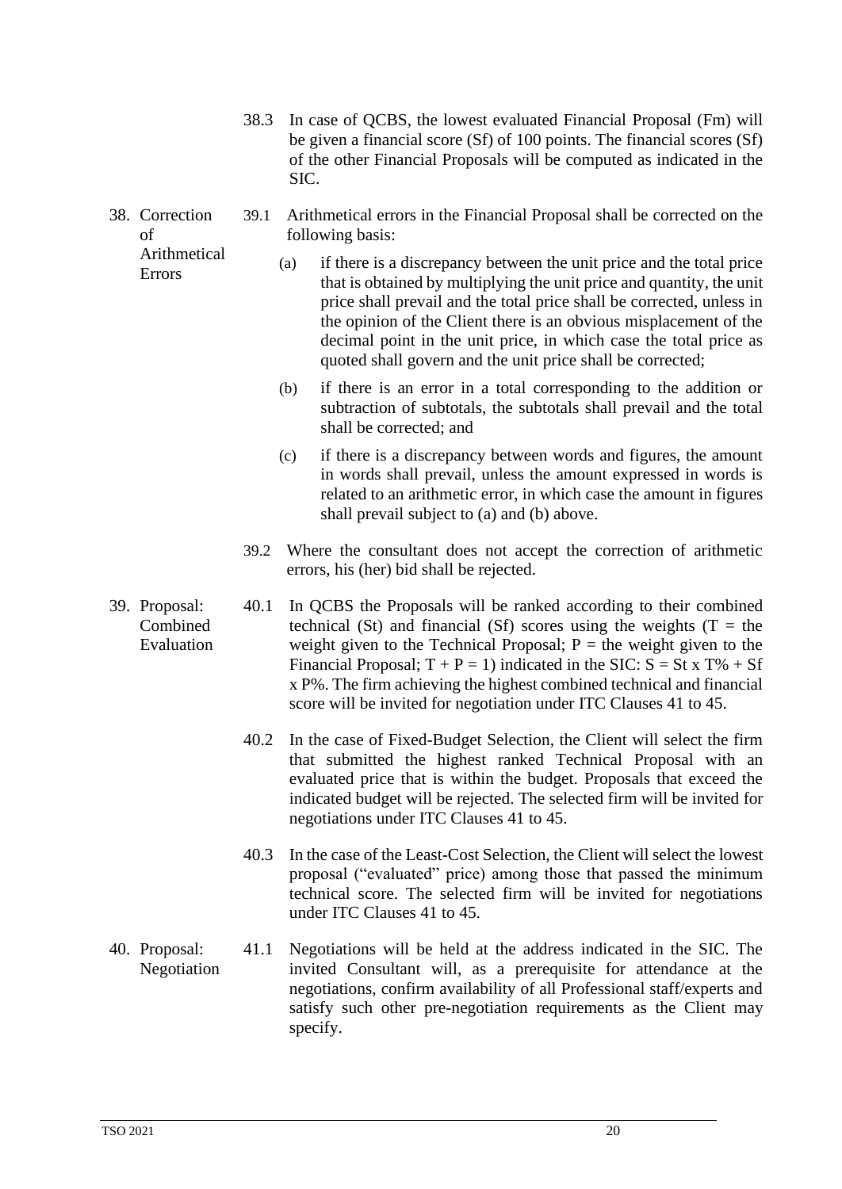38.3 In case of QCBS, the lowest evaluated Financial Proposal (Fm) will be given a financial score (Sf) of 100 points. The financial scores (Sf) of the other Financial Proposals will be computed as indicated in the SIC.

**38. Correction of Arithmetical Errors**

39.1 Arithmetical errors in the Financial Proposal shall be corrected on the following basis:

(a) if there is a discrepancy between the unit price and the total price that is obtained by multiplying the unit price and quantity, the unit price shall prevail and the total price shall be corrected, unless in the opinion of the Client there is an obvious misplacement of the decimal point in the unit price, in which case the total price as quoted shall govern and the unit price shall be corrected;

(b) if there is an error in a total corresponding to the addition or subtraction of subtotals, the subtotals shall prevail and the total shall be corrected; and

(c) if there is a discrepancy between words and figures, the amount in words shall prevail, unless the amount expressed in words is related to an arithmetic error, in which case the amount in figures shall prevail subject to (a) and (b) above.

39.2 Where the consultant does not accept the correction of arithmetic errors, his (her) bid shall be rejected.

**39. Proposal: Combined Evaluation**

40.1 In QCBS the Proposals will be ranked according to their combined technical (St) and financial (Sf) scores using the weights (T = the weight given to the Technical Proposal; P = the weight given to the Financial Proposal; T + P = 1) indicated in the SIC: $S = St \times T\% + Sf \times P\%$. The firm achieving the highest combined technical and financial score will be invited for negotiation under ITC Clauses 41 to 45.

40.2 In the case of Fixed-Budget Selection, the Client will select the firm that submitted the highest ranked Technical Proposal with an evaluated price that is within the budget. Proposals that exceed the indicated budget will be rejected. The selected firm will be invited for negotiations under ITC Clauses 41 to 45.

40.3 In the case of the Least-Cost Selection, the Client will select the lowest proposal ("evaluated" price) among those that passed the minimum technical score. The selected firm will be invited for negotiations under ITC Clauses 41 to 45.

**40. Proposal: Negotiation**

41.1 Negotiations will be held at the address indicated in the SIC. The invited Consultant will, as a prerequisite for attendance at the negotiations, confirm availability of all Professional staff/experts and satisfy such other pre-negotiation requirements as the Client may specify.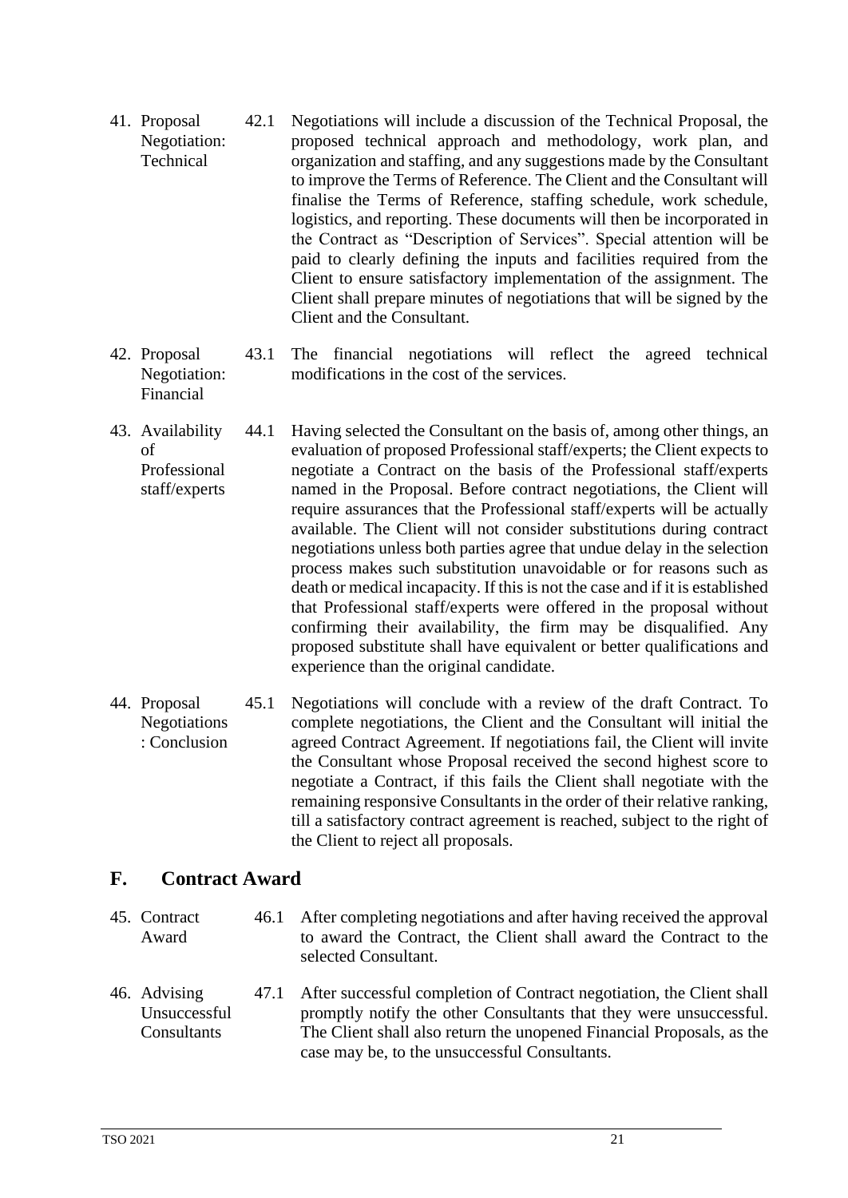41. Proposal Negotiation: Technical

42.1 Negotiations will include a discussion of the Technical Proposal, the proposed technical approach and methodology, work plan, and organization and staffing, and any suggestions made by the Consultant to improve the Terms of Reference. The Client and the Consultant will finalise the Terms of Reference, staffing schedule, work schedule, logistics, and reporting. These documents will then be incorporated in the Contract as "Description of Services". Special attention will be paid to clearly defining the inputs and facilities required from the Client to ensure satisfactory implementation of the assignment. The Client shall prepare minutes of negotiations that will be signed by the Client and the Consultant.

42. Proposal Negotiation: Financial

43.1 The financial negotiations will reflect the agreed technical modifications in the cost of the services.

43. Availability of Professional staff/experts

44.1 Having selected the Consultant on the basis of, among other things, an evaluation of proposed Professional staff/experts; the Client expects to negotiate a Contract on the basis of the Professional staff/experts named in the Proposal. Before contract negotiations, the Client will require assurances that the Professional staff/experts will be actually available. The Client will not consider substitutions during contract negotiations unless both parties agree that undue delay in the selection process makes such substitution unavoidable or for reasons such as death or medical incapacity. If this is not the case and if it is established that Professional staff/experts were offered in the proposal without confirming their availability, the firm may be disqualified. Any proposed substitute shall have equivalent or better qualifications and experience than the original candidate.

44. Proposal Negotiations: Conclusion

45.1 Negotiations will conclude with a review of the draft Contract. To complete negotiations, the Client and the Consultant will initial the agreed Contract Agreement. If negotiations fail, the Client will invite the Consultant whose Proposal received the second highest score to negotiate a Contract, if this fails the Client shall negotiate with the remaining responsive Consultants in the order of their relative ranking, till a satisfactory contract agreement is reached, subject to the right of the Client to reject all proposals.

## F. Contract Award

45. Contract Award

46.1 After completing negotiations and after having received the approval to award the Contract, the Client shall award the Contract to the selected Consultant.

46. Advising Unsuccessful Consultants

47.1 After successful completion of Contract negotiation, the Client shall promptly notify the other Consultants that they were unsuccessful. The Client shall also return the unopened Financial Proposals, as the case may be, to the unsuccessful Consultants.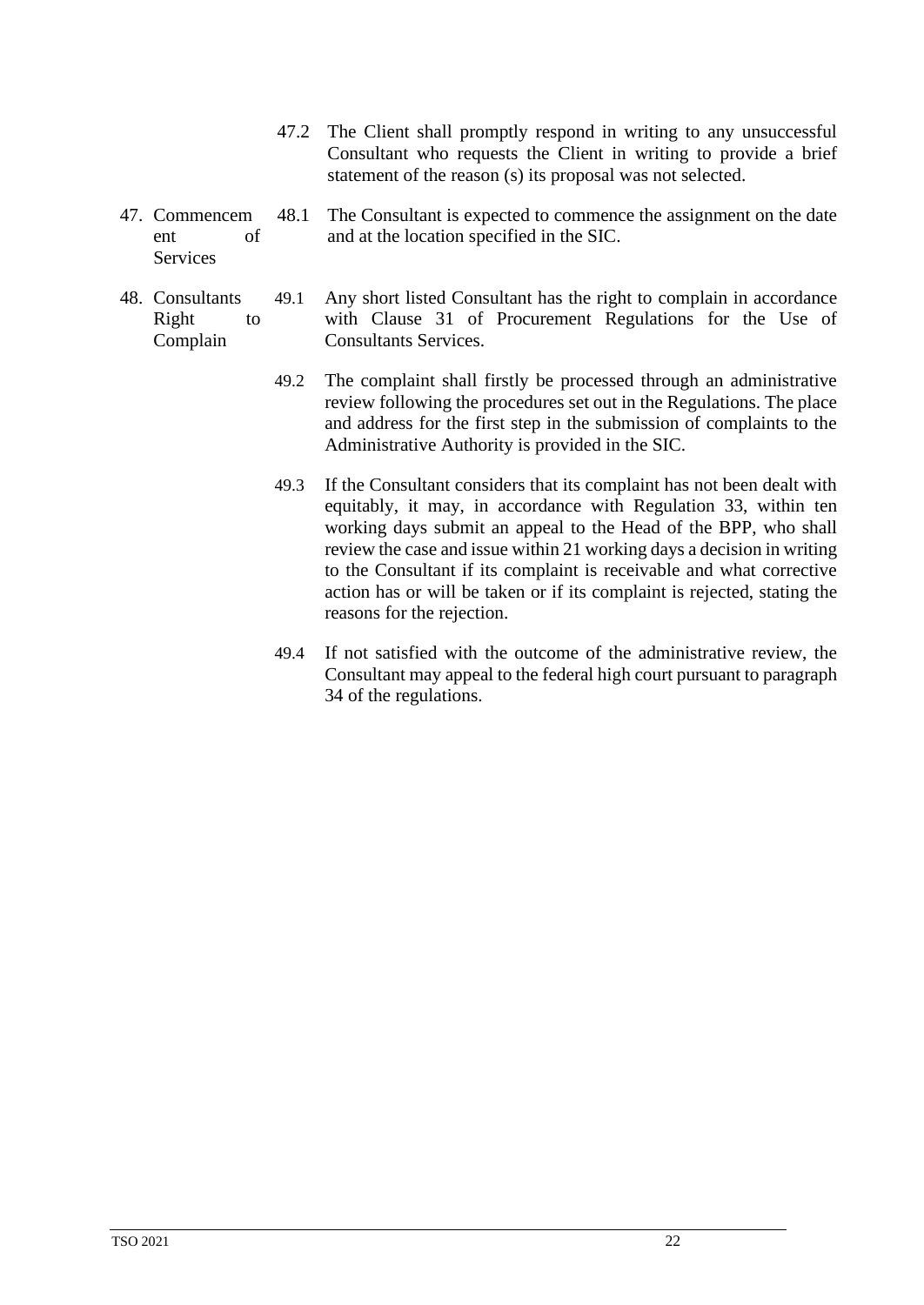47.2 The Client shall promptly respond in writing to any unsuccessful Consultant who requests the Client in writing to provide a brief statement of the reason (s) its proposal was not selected.

47. Commencement of Services

48.1 The Consultant is expected to commence the assignment on the date and at the location specified in the SIC.

48. Consultants Right to Complain

49.1 Any short listed Consultant has the right to complain in accordance with Clause 31 of Procurement Regulations for the Use of Consultants Services.

49.2 The complaint shall firstly be processed through an administrative review following the procedures set out in the Regulations. The place and address for the first step in the submission of complaints to the Administrative Authority is provided in the SIC.

49.3 If the Consultant considers that its complaint has not been dealt with equitably, it may, in accordance with Regulation 33, within ten working days submit an appeal to the Head of the BPP, who shall review the case and issue within 21 working days a decision in writing to the Consultant if its complaint is receivable and what corrective action has or will be taken or if its complaint is rejected, stating the reasons for the rejection.

49.4 If not satisfied with the outcome of the administrative review, the Consultant may appeal to the federal high court pursuant to paragraph 34 of the regulations.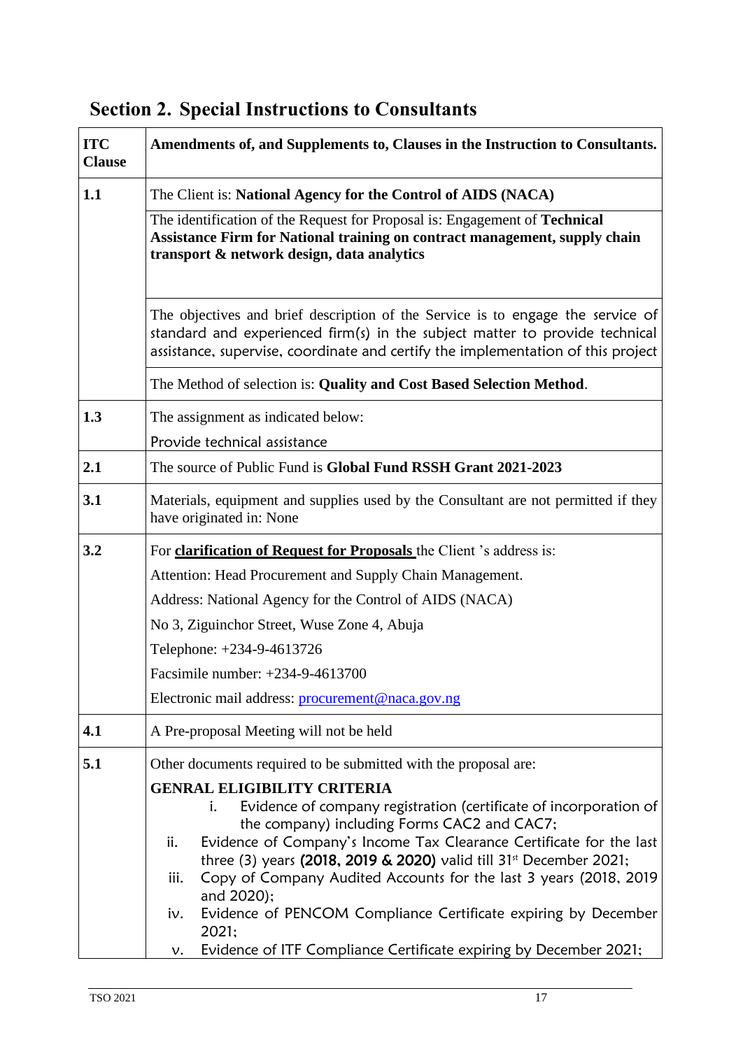## Section 2. Special Instructions to Consultants

| ITC Clause | Amendments of, and Supplements to, Clauses in the Instruction to Consultants. |
|---|---|
| 1.1 | The Client is: **National Agency for the Control of AIDS (NACA)** |
| | The identification of the Request for Proposal is: Engagement of **Technical Assistance Firm for National training on contract management, supply chain transport & network design, data analytics** |
| | The objectives and brief description of the Service is to engage the service of standard and experienced firm(s) in the subject matter to provide technical assistance, supervise, coordinate and certify the implementation of this project |
| | The Method of selection is: **Quality and Cost Based Selection Method**. |
| 1.3 | The assignment as indicated below:<br>Provide technical assistance |
| 2.1 | The source of Public Fund is **Global Fund RSSH Grant 2021-2023** |
| 3.1 | Materials, equipment and supplies used by the Consultant are not permitted if they have originated in: None |
| 3.2 | For **clarification of Request for Proposals** the Client 's address is:<br>Attention: Head Procurement and Supply Chain Management.<br>Address: National Agency for the Control of AIDS (NACA)<br>No 3, Ziguinchor Street, Wuse Zone 4, Abuja<br>Telephone: +234-9-4613726<br>Facsimile number: +234-9-4613700<br>Electronic mail address: procurement@naca.gov.ng |
| 4.1 | A Pre-proposal Meeting will not be held |
| 5.1 | Other documents required to be submitted with the proposal are:<br>**GENRAL ELIGIBILITY CRITERIA**<br>i. Evidence of company registration (certificate of incorporation of the company) including Forms CAC2 and CAC7;<br>ii. Evidence of Company's Income Tax Clearance Certificate for the last three (3) years **(2018, 2019 & 2020)** valid till 31st December 2021;<br>iii. Copy of Company Audited Accounts for the last 3 years (2018, 2019 and 2020);<br>iv. Evidence of PENCOM Compliance Certificate expiring by December 2021;<br>v. Evidence of ITF Compliance Certificate expiring by December 2021; |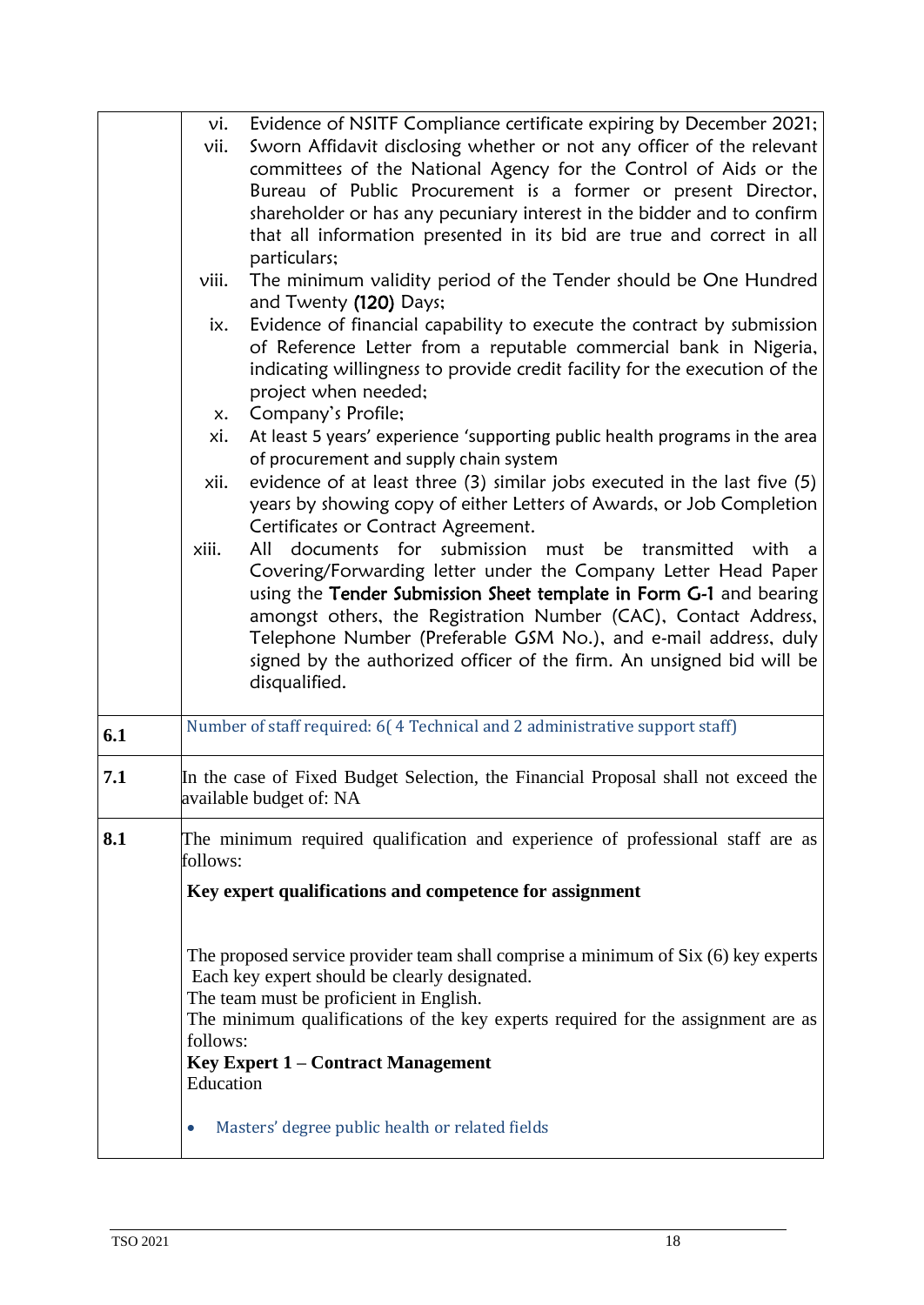| | |
|---|---|
| | vi. Evidence of NSITF Compliance certificate expiring by December 2021;<br>vii. Sworn Affidavit disclosing whether or not any officer of the relevant committees of the National Agency for the Control of Aids or the Bureau of Public Procurement is a former or present Director, shareholder or has any pecuniary interest in the bidder and to confirm that all information presented in its bid are true and correct in all particulars;<br>viii. The minimum validity period of the Tender should be One Hundred and Twenty **(120)** Days;<br>ix. Evidence of financial capability to execute the contract by submission of Reference Letter from a reputable commercial bank in Nigeria, indicating willingness to provide credit facility for the execution of the project when needed;<br>x. Company's Profile;<br>xi. At least 5 years' experience 'supporting public health programs in the area of procurement and supply chain system<br>xii. evidence of at least three (3) similar jobs executed in the last five (5) years by showing copy of either Letters of Awards, or Job Completion Certificates or Contract Agreement.<br>xiii. All documents for submission must be transmitted with a Covering/Forwarding letter under the Company Letter Head Paper using the **Tender Submission Sheet template in Form G-1** and bearing amongst others, the Registration Number (CAC), Contact Address, Telephone Number (Preferable GSM No.), and e-mail address, duly signed by the authorized officer of the firm. An unsigned bid will be disqualified. |
| **6.1** | Number of staff required: 6( 4 Technical and 2 administrative support staff) |
| **7.1** | In the case of Fixed Budget Selection, the Financial Proposal shall not exceed the available budget of: NA |
| **8.1** | The minimum required qualification and experience of professional staff are as follows:<br><br>**Key expert qualifications and competence for assignment**<br><br>The proposed service provider team shall comprise a minimum of Six (6) key experts Each key expert should be clearly designated.<br>The team must be proficient in English.<br>The minimum qualifications of the key experts required for the assignment are as follows:<br>**Key Expert 1 – Contract Management**<br>Education<br><br>• Masters' degree public health or related fields |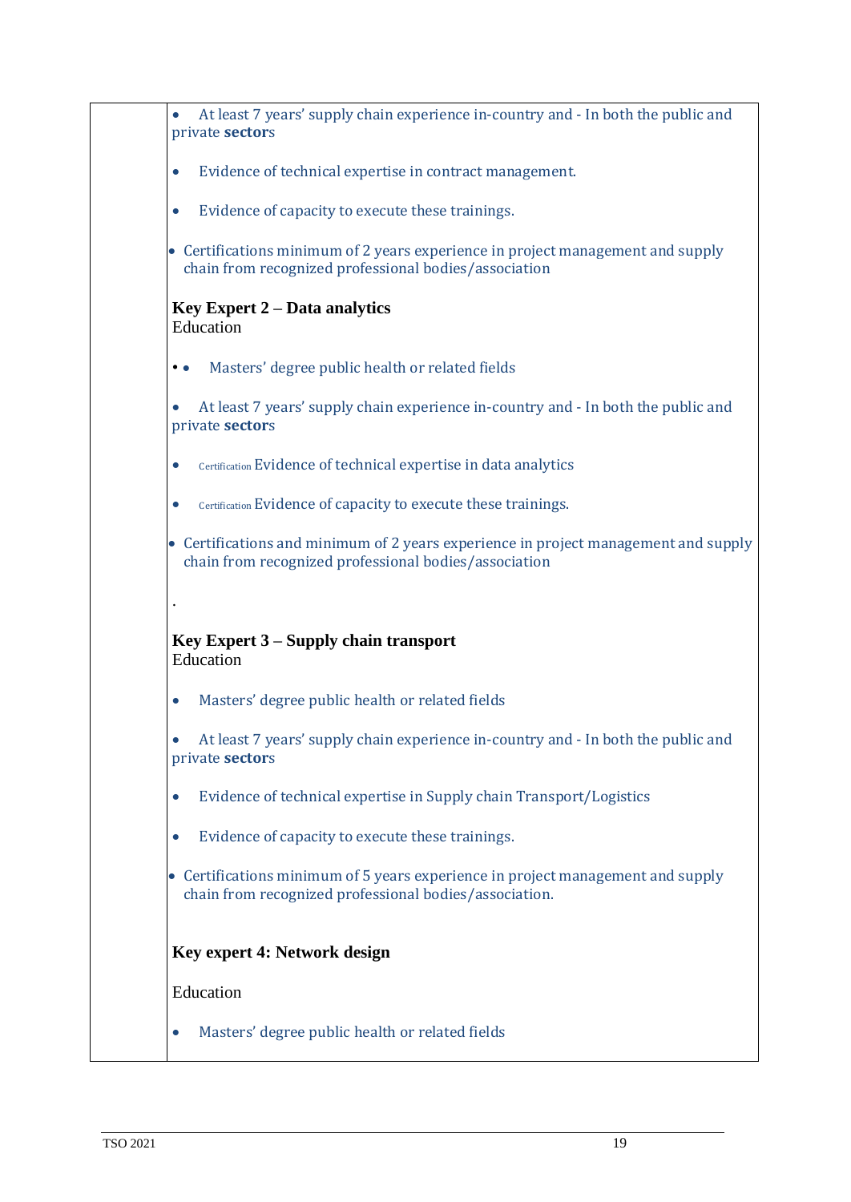| | • At least 7 years' supply chain experience in-country and - In both the public and private **sector**s<br><br>• Evidence of technical expertise in contract management.<br><br>• Evidence of capacity to execute these trainings.<br><br>• Certifications minimum of 2 years experience in project management and supply chain from recognized professional bodies/association<br><br>**Key Expert 2 – Data analytics**<br>Education<br><br>• • Masters' degree public health or related fields<br><br>• At least 7 years' supply chain experience in-country and - In both the public and private **sector**s<br><br>• Certification Evidence of technical expertise in data analytics<br><br>• Certification Evidence of capacity to execute these trainings.<br><br>• Certifications and minimum of 2 years experience in project management and supply chain from recognized professional bodies/association<br><br>.<br><br>**Key Expert 3 – Supply chain transport**<br>Education<br><br>• Masters' degree public health or related fields<br><br>• At least 7 years' supply chain experience in-country and - In both the public and private **sector**s<br><br>• Evidence of technical expertise in Supply chain Transport/Logistics<br><br>• Evidence of capacity to execute these trainings.<br><br>• Certifications minimum of 5 years experience in project management and supply chain from recognized professional bodies/association.<br><br>**Key expert 4: Network design**<br><br>Education<br><br>• Masters' degree public health or related fields |
|---|---|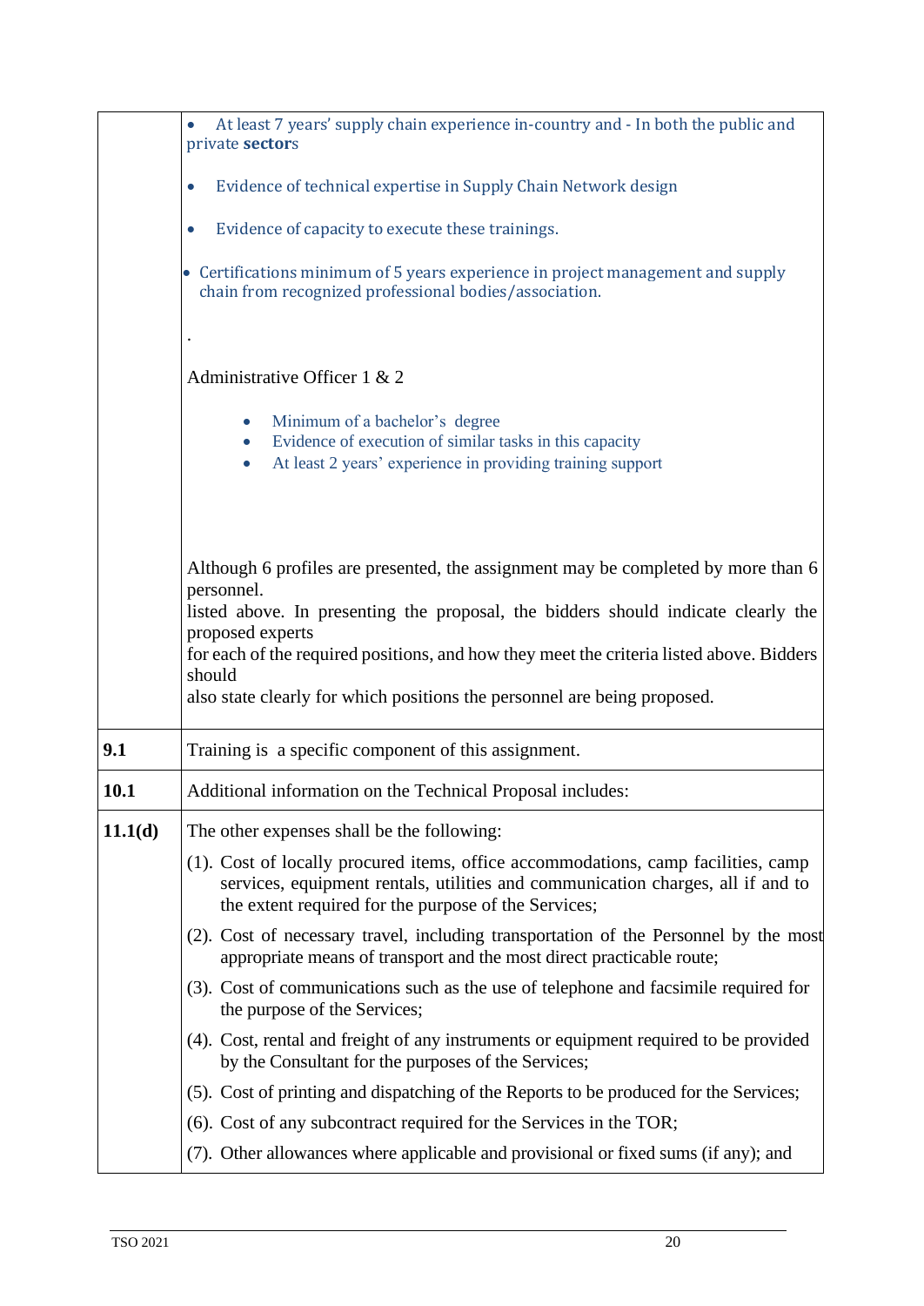| | |
|---|---|
| | • At least 7 years' supply chain experience in-country and - In both the public and private **sector**s<br><br>• Evidence of technical expertise in Supply Chain Network design<br><br>• Evidence of capacity to execute these trainings.<br><br>• Certifications minimum of 5 years experience in project management and supply chain from recognized professional bodies/association.<br><br>.<br><br>Administrative Officer 1 & 2<br><br>• Minimum of a bachelor's degree<br>• Evidence of execution of similar tasks in this capacity<br>• At least 2 years' experience in providing training support<br><br>Although 6 profiles are presented, the assignment may be completed by more than 6 personnel.<br>listed above. In presenting the proposal, the bidders should indicate clearly the proposed experts<br>for each of the required positions, and how they meet the criteria listed above. Bidders should<br>also state clearly for which positions the personnel are being proposed. |
| **9.1** | Training is a specific component of this assignment. |
| **10.1** | Additional information on the Technical Proposal includes: |
| **11.1(d)** | The other expenses shall be the following:<br>(1). Cost of locally procured items, office accommodations, camp facilities, camp services, equipment rentals, utilities and communication charges, all if and to the extent required for the purpose of the Services;<br>(2). Cost of necessary travel, including transportation of the Personnel by the most appropriate means of transport and the most direct practicable route;<br>(3). Cost of communications such as the use of telephone and facsimile required for the purpose of the Services;<br>(4). Cost, rental and freight of any instruments or equipment required to be provided by the Consultant for the purposes of the Services;<br>(5). Cost of printing and dispatching of the Reports to be produced for the Services;<br>(6). Cost of any subcontract required for the Services in the TOR;<br>(7). Other allowances where applicable and provisional or fixed sums (if any); and |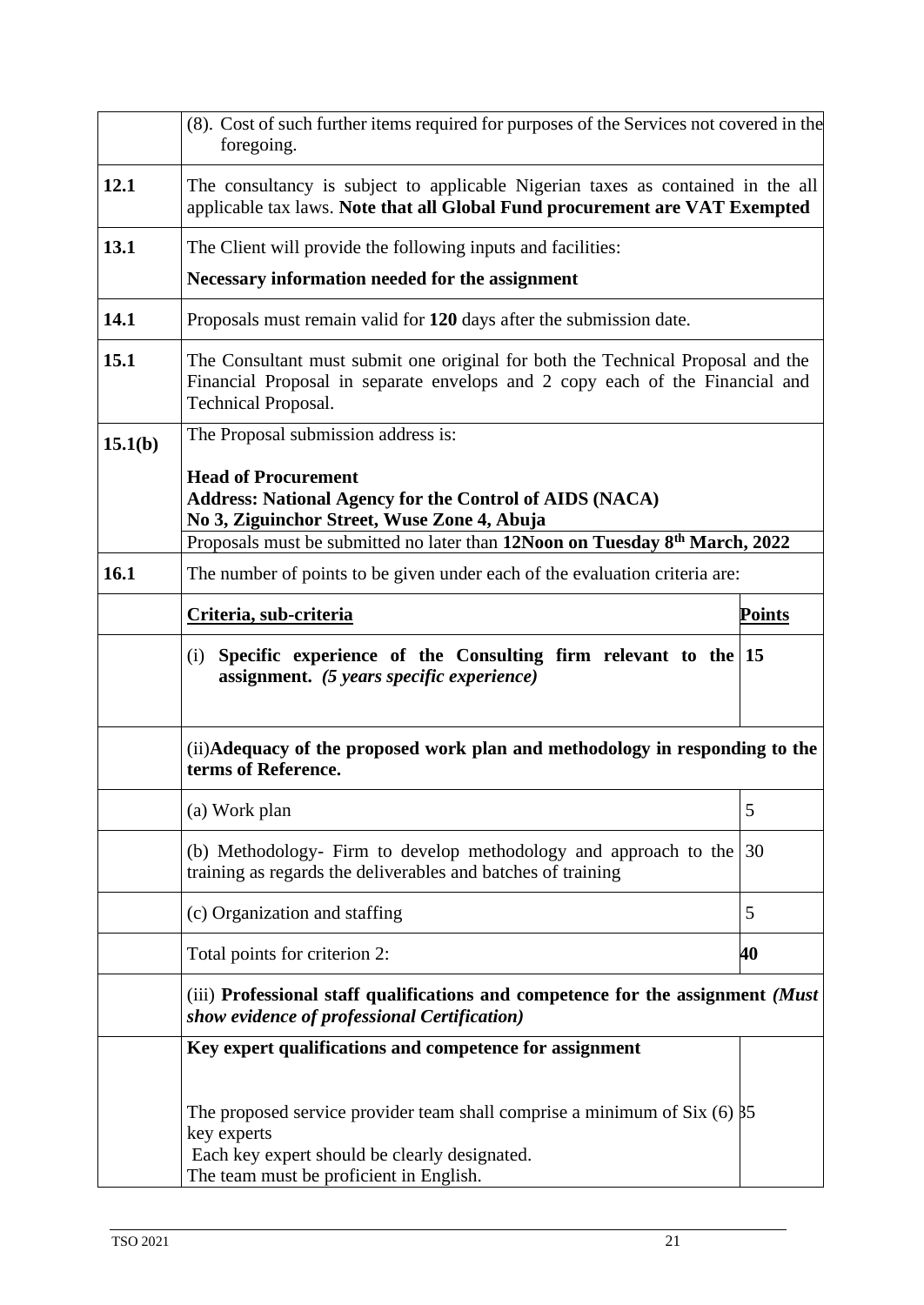| | | |
|---|---|---|
| | (8). Cost of such further items required for purposes of the Services not covered in the foregoing. | |
| **12.1** | The consultancy is subject to applicable Nigerian taxes as contained in the all applicable tax laws. **Note that all Global Fund procurement are VAT Exempted** | |
| **13.1** | The Client will provide the following inputs and facilities:<br>**Necessary information needed for the assignment** | |
| **14.1** | Proposals must remain valid for **120** days after the submission date. | |
| **15.1** | The Consultant must submit one original for both the Technical Proposal and the Financial Proposal in separate envelops and 2 copy each of the Financial and Technical Proposal. | |
| **15.1(b)** | The Proposal submission address is:<br><br>**Head of Procurement**<br>**Address: National Agency for the Control of AIDS (NACA)**<br>**No 3, Ziguinchor Street, Wuse Zone 4, Abuja** | |
| | Proposals must be submitted no later than **12Noon on Tuesday 8th March, 2022** | |
| **16.1** | The number of points to be given under each of the evaluation criteria are: | |
| | **Criteria, sub-criteria** | **Points** |
| | (i) **Specific experience of the Consulting firm relevant to the assignment.** ***(5 years specific experience)*** | **15** |
| | (ii)**Adequacy of the proposed work plan and methodology in responding to the terms of Reference.** | |
| | (a) Work plan | 5 |
| | (b) Methodology- Firm to develop methodology and approach to the training as regards the deliverables and batches of training | 30 |
| | (c) Organization and staffing | 5 |
| | Total points for criterion 2: | **40** |
| | (iii) **Professional staff qualifications and competence for the assignment** ***(Must show evidence of professional Certification)*** | |
| | **Key expert qualifications and competence for assignment**<br><br>The proposed service provider team shall comprise a minimum of Six (6) key experts<br>Each key expert should be clearly designated.<br>The team must be proficient in English. | 35 |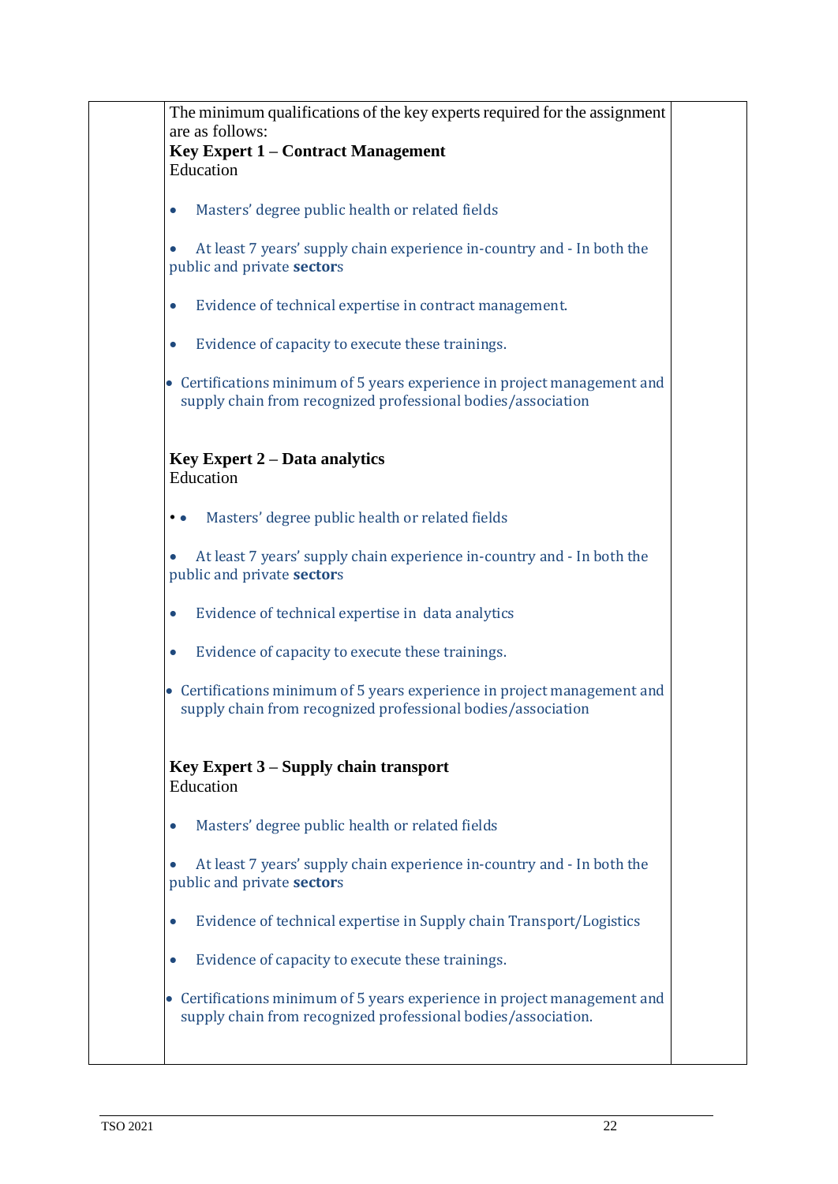The minimum qualifications of the key experts required for the assignment are as follows:

**Key Expert 1 – Contract Management**

Education

- Masters' degree public health or related fields
- At least 7 years' supply chain experience in-country and - In both the public and private **sector**s
- Evidence of technical expertise in contract management.
- Evidence of capacity to execute these trainings.
- Certifications minimum of 5 years experience in project management and supply chain from recognized professional bodies/association

**Key Expert 2 – Data analytics**

Education

- Masters' degree public health or related fields
- At least 7 years' supply chain experience in-country and - In both the public and private **sector**s
- Evidence of technical expertise in data analytics
- Evidence of capacity to execute these trainings.
- Certifications minimum of 5 years experience in project management and supply chain from recognized professional bodies/association

**Key Expert 3 – Supply chain transport**

Education

- Masters' degree public health or related fields
- At least 7 years' supply chain experience in-country and - In both the public and private **sector**s
- Evidence of technical expertise in Supply chain Transport/Logistics
- Evidence of capacity to execute these trainings.
- Certifications minimum of 5 years experience in project management and supply chain from recognized professional bodies/association.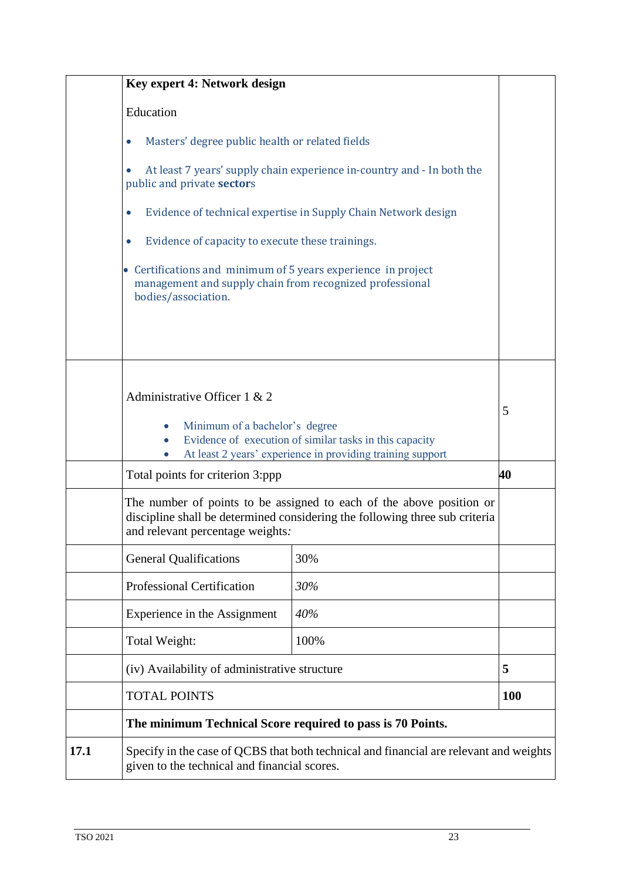| | | | |
|---|---|---|---|
| | **Key expert 4: Network design**<br><br>Education<br><br>• Masters' degree public health or related fields<br><br>• At least 7 years' supply chain experience in-country and - In both the public and private **sector**s<br><br>• Evidence of technical expertise in Supply Chain Network design<br><br>• Evidence of capacity to execute these trainings.<br><br>• Certifications and minimum of 5 years experience in project management and supply chain from recognized professional bodies/association. | | |
| | Administrative Officer 1 & 2<br><br>• Minimum of a bachelor's degree<br>• Evidence of execution of similar tasks in this capacity<br>• At least 2 years' experience in providing training support | | 5 |
| | Total points for criterion 3:ppp | | **40** |
| | The number of points to be assigned to each of the above position or discipline shall be determined considering the following three sub criteria and relevant percentage weights*:* | | |
| | General Qualifications | 30% | |
| | Professional Certification | *30%* | |
| | Experience in the Assignment | *40%* | |
| | Total Weight: | 100% | |
| | (iv) Availability of administrative structure | | **5** |
| | TOTAL POINTS | | **100** |
| | **The minimum Technical Score required to pass is 70 Points.** | | |
| **17.1** | Specify in the case of QCBS that both technical and financial are relevant and weights given to the technical and financial scores. | | |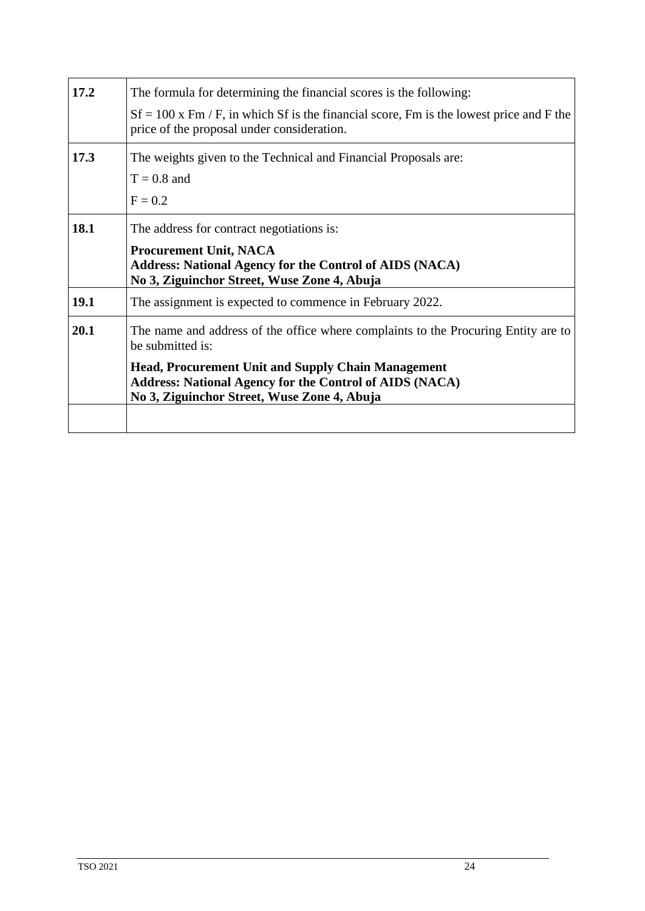| | |
|---|---|
| **17.2** | The formula for determining the financial scores is the following:<br>$Sf = 100 \times Fm / F$, in which Sf is the financial score, Fm is the lowest price and F the price of the proposal under consideration. |
| **17.3** | The weights given to the Technical and Financial Proposals are:<br>$T = 0.8$ and<br>$F = 0.2$ |
| **18.1** | The address for contract negotiations is:<br>**Procurement Unit, NACA**<br>**Address: National Agency for the Control of AIDS (NACA)**<br>**No 3, Ziguinchor Street, Wuse Zone 4, Abuja** |
| **19.1** | The assignment is expected to commence in February 2022. |
| **20.1** | The name and address of the office where complaints to the Procuring Entity are to be submitted is:<br>**Head, Procurement Unit and Supply Chain Management**<br>**Address: National Agency for the Control of AIDS (NACA)**<br>**No 3, Ziguinchor Street, Wuse Zone 4, Abuja** |
| | |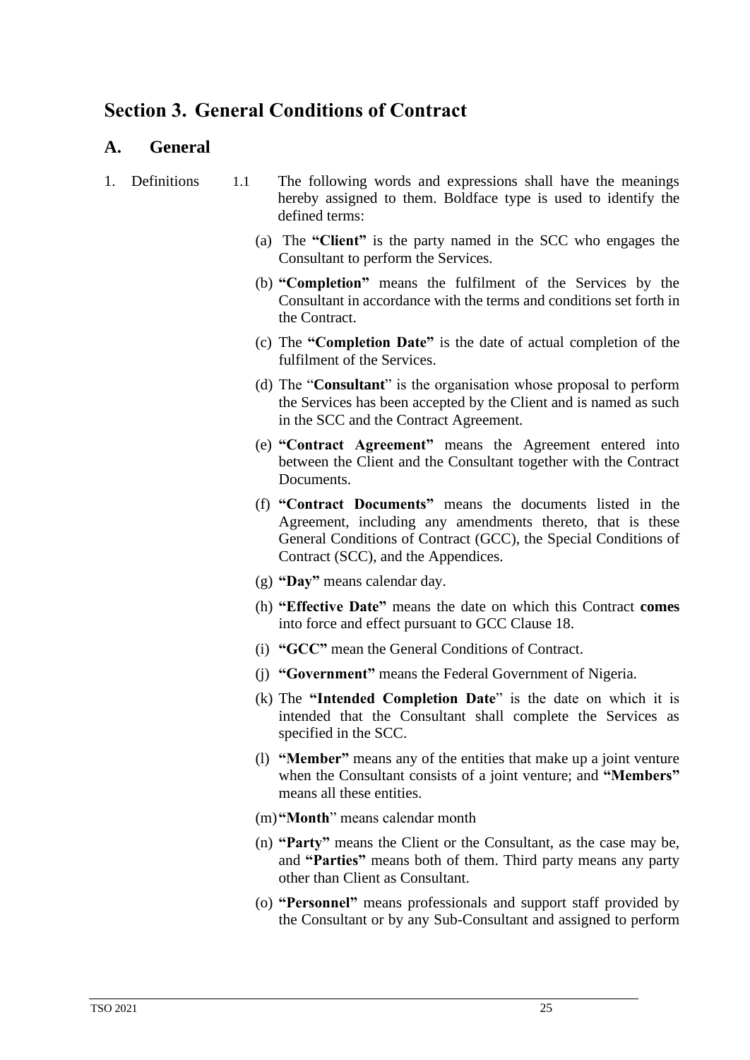# Section 3. General Conditions of Contract

## A. General

1. Definitions

1.1 The following words and expressions shall have the meanings hereby assigned to them. Boldface type is used to identify the defined terms:

(a) The **"Client"** is the party named in the SCC who engages the Consultant to perform the Services.

(b) **"Completion"** means the fulfilment of the Services by the Consultant in accordance with the terms and conditions set forth in the Contract.

(c) The **"Completion Date"** is the date of actual completion of the fulfilment of the Services.

(d) The "**Consultant**" is the organisation whose proposal to perform the Services has been accepted by the Client and is named as such in the SCC and the Contract Agreement.

(e) **"Contract Agreement"** means the Agreement entered into between the Client and the Consultant together with the Contract Documents.

(f) **"Contract Documents"** means the documents listed in the Agreement, including any amendments thereto, that is these General Conditions of Contract (GCC), the Special Conditions of Contract (SCC), and the Appendices.

(g) **"Day"** means calendar day.

(h) **"Effective Date"** means the date on which this Contract **comes** into force and effect pursuant to GCC Clause 18.

(i) **"GCC"** mean the General Conditions of Contract.

(j) **"Government"** means the Federal Government of Nigeria.

(k) The **"Intended Completion Date**" is the date on which it is intended that the Consultant shall complete the Services as specified in the SCC.

(l) **"Member"** means any of the entities that make up a joint venture when the Consultant consists of a joint venture; and **"Members"** means all these entities.

(m) **"Month**" means calendar month

(n) **"Party"** means the Client or the Consultant, as the case may be, and **"Parties"** means both of them. Third party means any party other than Client as Consultant.

(o) **"Personnel"** means professionals and support staff provided by the Consultant or by any Sub-Consultant and assigned to perform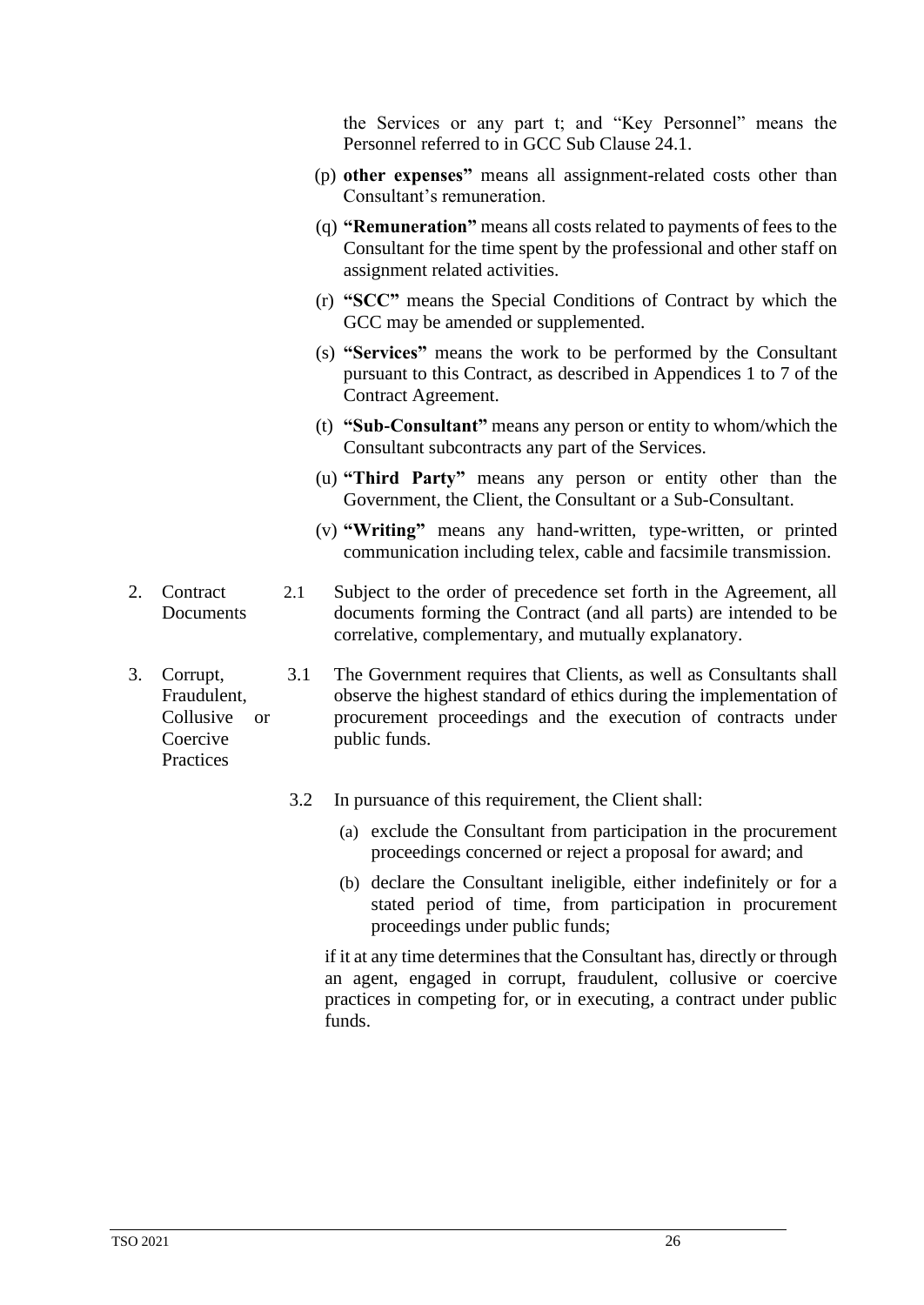the Services or any part t; and "Key Personnel" means the Personnel referred to in GCC Sub Clause 24.1.

(p) **other expenses"** means all assignment-related costs other than Consultant's remuneration.

(q) **"Remuneration"** means all costs related to payments of fees to the Consultant for the time spent by the professional and other staff on assignment related activities.

(r) **"SCC"** means the Special Conditions of Contract by which the GCC may be amended or supplemented.

(s) **"Services"** means the work to be performed by the Consultant pursuant to this Contract, as described in Appendices 1 to 7 of the Contract Agreement.

(t) **"Sub-Consultant"** means any person or entity to whom/which the Consultant subcontracts any part of the Services.

(u) **"Third Party"** means any person or entity other than the Government, the Client, the Consultant or a Sub-Consultant.

(v) **"Writing"** means any hand-written, type-written, or printed communication including telex, cable and facsimile transmission.

2. Contract Documents

2.1 Subject to the order of precedence set forth in the Agreement, all documents forming the Contract (and all parts) are intended to be correlative, complementary, and mutually explanatory.

3. Corrupt, Fraudulent, Collusive or Coercive Practices

3.1 The Government requires that Clients, as well as Consultants shall observe the highest standard of ethics during the implementation of procurement proceedings and the execution of contracts under public funds.

3.2 In pursuance of this requirement, the Client shall:

(a) exclude the Consultant from participation in the procurement proceedings concerned or reject a proposal for award; and

(b) declare the Consultant ineligible, either indefinitely or for a stated period of time, from participation in procurement proceedings under public funds;

if it at any time determines that the Consultant has, directly or through an agent, engaged in corrupt, fraudulent, collusive or coercive practices in competing for, or in executing, a contract under public funds.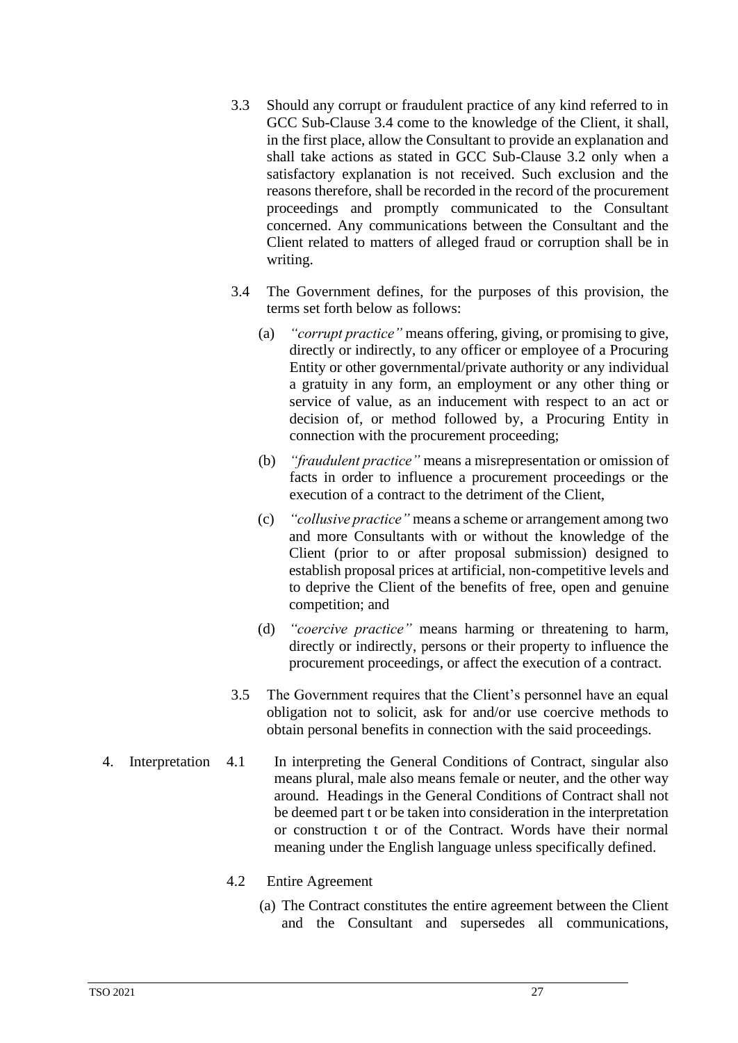3.3 Should any corrupt or fraudulent practice of any kind referred to in GCC Sub-Clause 3.4 come to the knowledge of the Client, it shall, in the first place, allow the Consultant to provide an explanation and shall take actions as stated in GCC Sub-Clause 3.2 only when a satisfactory explanation is not received. Such exclusion and the reasons therefore, shall be recorded in the record of the procurement proceedings and promptly communicated to the Consultant concerned. Any communications between the Consultant and the Client related to matters of alleged fraud or corruption shall be in writing.

3.4 The Government defines, for the purposes of this provision, the terms set forth below as follows:

(a) *"corrupt practice"* means offering, giving, or promising to give, directly or indirectly, to any officer or employee of a Procuring Entity or other governmental/private authority or any individual a gratuity in any form, an employment or any other thing or service of value, as an inducement with respect to an act or decision of, or method followed by, a Procuring Entity in connection with the procurement proceeding;

(b) *"fraudulent practice"* means a misrepresentation or omission of facts in order to influence a procurement proceedings or the execution of a contract to the detriment of the Client,

(c) *"collusive practice"* means a scheme or arrangement among two and more Consultants with or without the knowledge of the Client (prior to or after proposal submission) designed to establish proposal prices at artificial, non-competitive levels and to deprive the Client of the benefits of free, open and genuine competition; and

(d) *"coercive practice"* means harming or threatening to harm, directly or indirectly, persons or their property to influence the procurement proceedings, or affect the execution of a contract.

3.5 The Government requires that the Client's personnel have an equal obligation not to solicit, ask for and/or use coercive methods to obtain personal benefits in connection with the said proceedings.

## 4. Interpretation

4.1 In interpreting the General Conditions of Contract, singular also means plural, male also means female or neuter, and the other way around. Headings in the General Conditions of Contract shall not be deemed part t or be taken into consideration in the interpretation or construction t or of the Contract. Words have their normal meaning under the English language unless specifically defined.

4.2 Entire Agreement

(a) The Contract constitutes the entire agreement between the Client and the Consultant and supersedes all communications,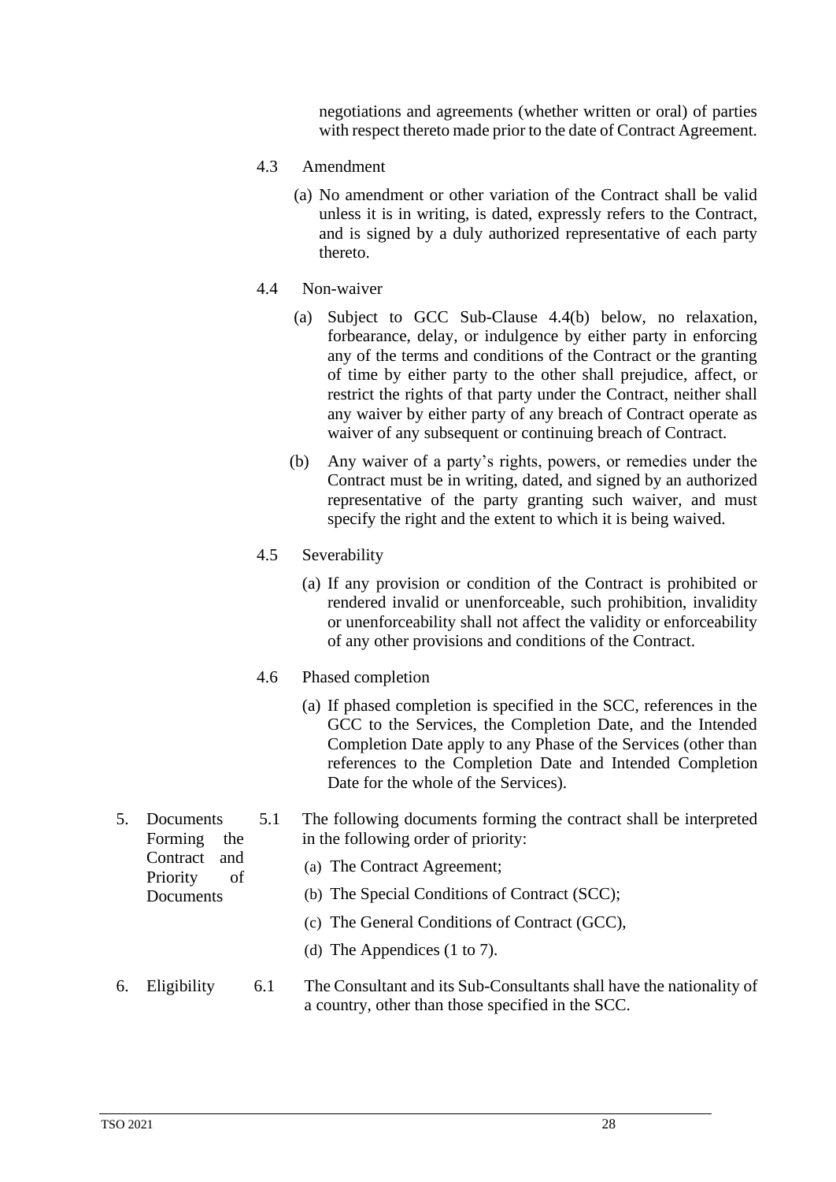negotiations and agreements (whether written or oral) of parties with respect thereto made prior to the date of Contract Agreement.

4.3 Amendment

(a) No amendment or other variation of the Contract shall be valid unless it is in writing, is dated, expressly refers to the Contract, and is signed by a duly authorized representative of each party thereto.

4.4 Non-waiver

(a) Subject to GCC Sub-Clause 4.4(b) below, no relaxation, forbearance, delay, or indulgence by either party in enforcing any of the terms and conditions of the Contract or the granting of time by either party to the other shall prejudice, affect, or restrict the rights of that party under the Contract, neither shall any waiver by either party of any breach of Contract operate as waiver of any subsequent or continuing breach of Contract.

(b) Any waiver of a party's rights, powers, or remedies under the Contract must be in writing, dated, and signed by an authorized representative of the party granting such waiver, and must specify the right and the extent to which it is being waived.

4.5 Severability

(a) If any provision or condition of the Contract is prohibited or rendered invalid or unenforceable, such prohibition, invalidity or unenforceability shall not affect the validity or enforceability of any other provisions and conditions of the Contract.

4.6 Phased completion

(a) If phased completion is specified in the SCC, references in the GCC to the Services, the Completion Date, and the Intended Completion Date apply to any Phase of the Services (other than references to the Completion Date and Intended Completion Date for the whole of the Services).

5. Documents Forming the Contract and Priority of Documents

5.1 The following documents forming the contract shall be interpreted in the following order of priority:

(a) The Contract Agreement;

(b) The Special Conditions of Contract (SCC);

(c) The General Conditions of Contract (GCC),

(d) The Appendices (1 to 7).

6. Eligibility

6.1 The Consultant and its Sub-Consultants shall have the nationality of a country, other than those specified in the SCC.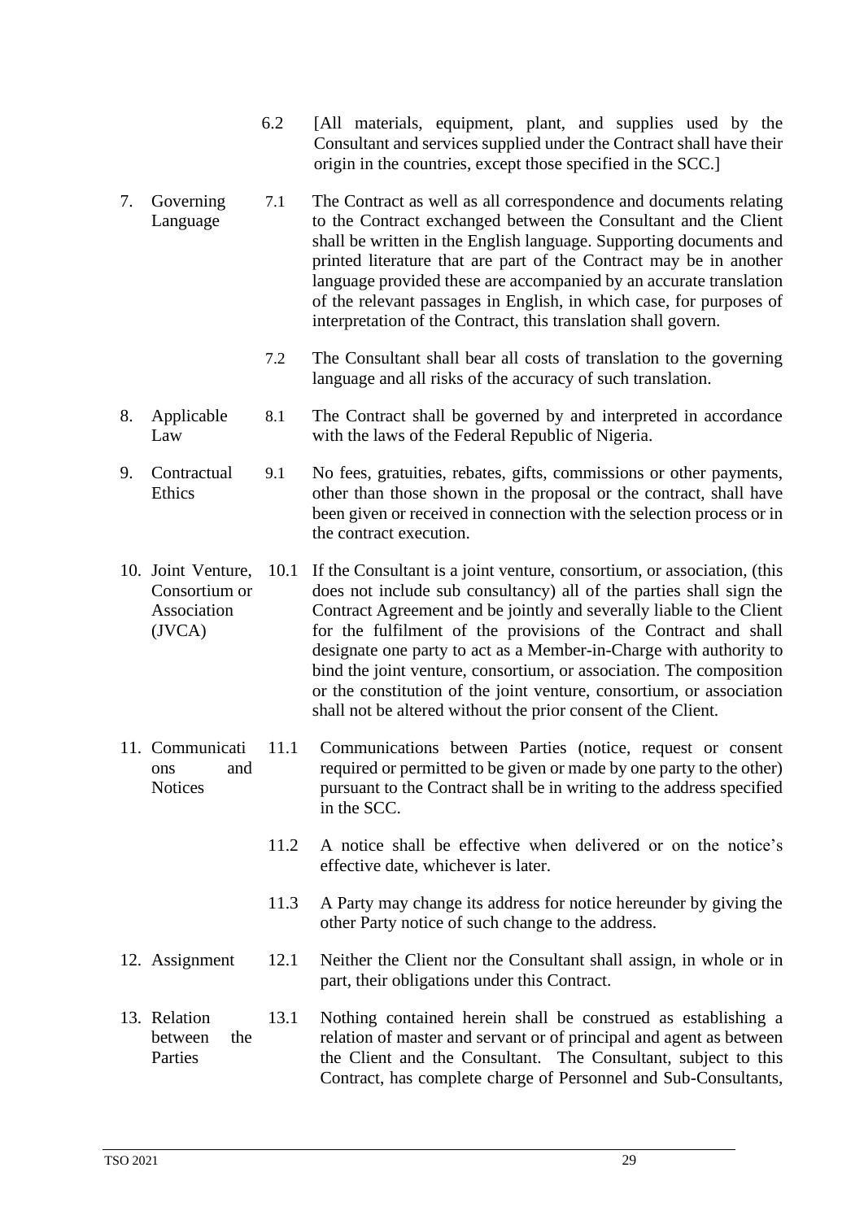6.2 [All materials, equipment, plant, and supplies used by the Consultant and services supplied under the Contract shall have their origin in the countries, except those specified in the SCC.]

**7. Governing Language**

7.1 The Contract as well as all correspondence and documents relating to the Contract exchanged between the Consultant and the Client shall be written in the English language. Supporting documents and printed literature that are part of the Contract may be in another language provided these are accompanied by an accurate translation of the relevant passages in English, in which case, for purposes of interpretation of the Contract, this translation shall govern.

7.2 The Consultant shall bear all costs of translation to the governing language and all risks of the accuracy of such translation.

**8. Applicable Law**

8.1 The Contract shall be governed by and interpreted in accordance with the laws of the Federal Republic of Nigeria.

**9. Contractual Ethics**

9.1 No fees, gratuities, rebates, gifts, commissions or other payments, other than those shown in the proposal or the contract, shall have been given or received in connection with the selection process or in the contract execution.

**10. Joint Venture, Consortium or Association (JVCA)**

10.1 If the Consultant is a joint venture, consortium, or association, (this does not include sub consultancy) all of the parties shall sign the Contract Agreement and be jointly and severally liable to the Client for the fulfilment of the provisions of the Contract and shall designate one party to act as a Member-in-Charge with authority to bind the joint venture, consortium, or association. The composition or the constitution of the joint venture, consortium, or association shall not be altered without the prior consent of the Client.

**11. Communications and Notices**

11.1 Communications between Parties (notice, request or consent required or permitted to be given or made by one party to the other) pursuant to the Contract shall be in writing to the address specified in the SCC.

11.2 A notice shall be effective when delivered or on the notice's effective date, whichever is later.

11.3 A Party may change its address for notice hereunder by giving the other Party notice of such change to the address.

**12. Assignment**

12.1 Neither the Client nor the Consultant shall assign, in whole or in part, their obligations under this Contract.

**13. Relation between the Parties**

13.1 Nothing contained herein shall be construed as establishing a relation of master and servant or of principal and agent as between the Client and the Consultant. The Consultant, subject to this Contract, has complete charge of Personnel and Sub-Consultants,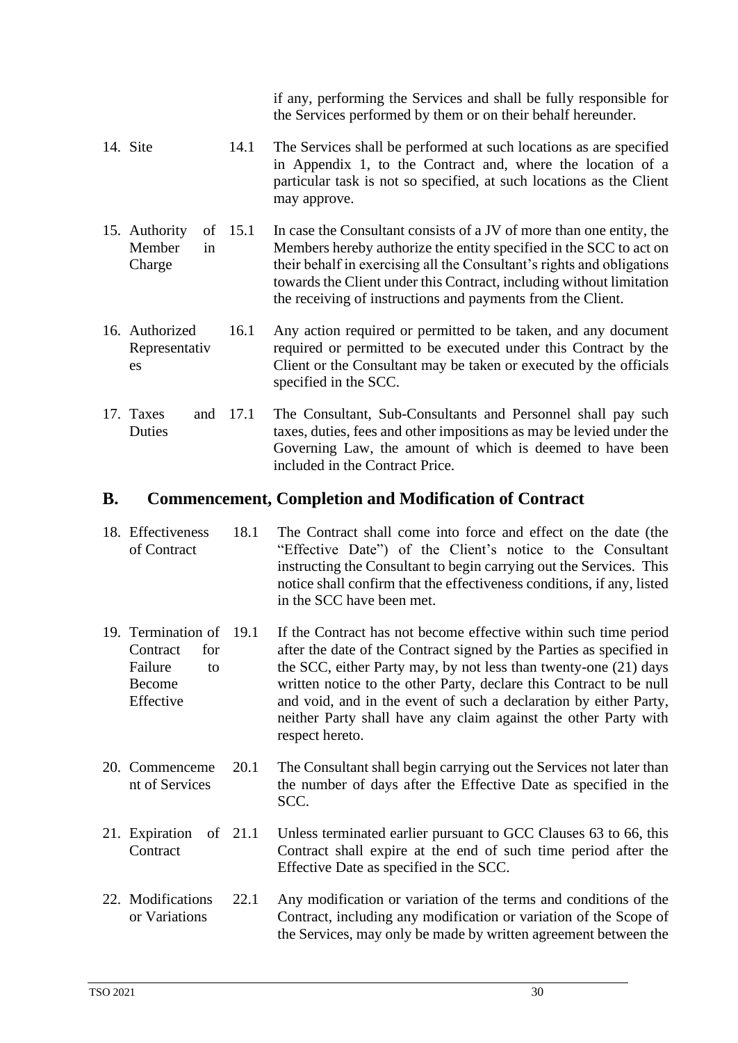if any, performing the Services and shall be fully responsible for the Services performed by them or on their behalf hereunder.

**14. Site**

14.1 The Services shall be performed at such locations as are specified in Appendix 1, to the Contract and, where the location of a particular task is not so specified, at such locations as the Client may approve.

**15. Authority of Member in Charge**

15.1 In case the Consultant consists of a JV of more than one entity, the Members hereby authorize the entity specified in the SCC to act on their behalf in exercising all the Consultant's rights and obligations towards the Client under this Contract, including without limitation the receiving of instructions and payments from the Client.

**16. Authorized Representatives**

16.1 Any action required or permitted to be taken, and any document required or permitted to be executed under this Contract by the Client or the Consultant may be taken or executed by the officials specified in the SCC.

**17. Taxes and Duties**

17.1 The Consultant, Sub-Consultants and Personnel shall pay such taxes, duties, fees and other impositions as may be levied under the Governing Law, the amount of which is deemed to have been included in the Contract Price.

## B. Commencement, Completion and Modification of Contract

**18. Effectiveness of Contract**

18.1 The Contract shall come into force and effect on the date (the "Effective Date") of the Client's notice to the Consultant instructing the Consultant to begin carrying out the Services. This notice shall confirm that the effectiveness conditions, if any, listed in the SCC have been met.

**19. Termination of Contract for Failure to Become Effective**

19.1 If the Contract has not become effective within such time period after the date of the Contract signed by the Parties as specified in the SCC, either Party may, by not less than twenty-one (21) days written notice to the other Party, declare this Contract to be null and void, and in the event of such a declaration by either Party, neither Party shall have any claim against the other Party with respect hereto.

**20. Commencement of Services**

20.1 The Consultant shall begin carrying out the Services not later than the number of days after the Effective Date as specified in the SCC.

**21. Expiration of Contract**

21.1 Unless terminated earlier pursuant to GCC Clauses 63 to 66, this Contract shall expire at the end of such time period after the Effective Date as specified in the SCC.

**22. Modifications or Variations**

22.1 Any modification or variation of the terms and conditions of the Contract, including any modification or variation of the Scope of the Services, may only be made by written agreement between the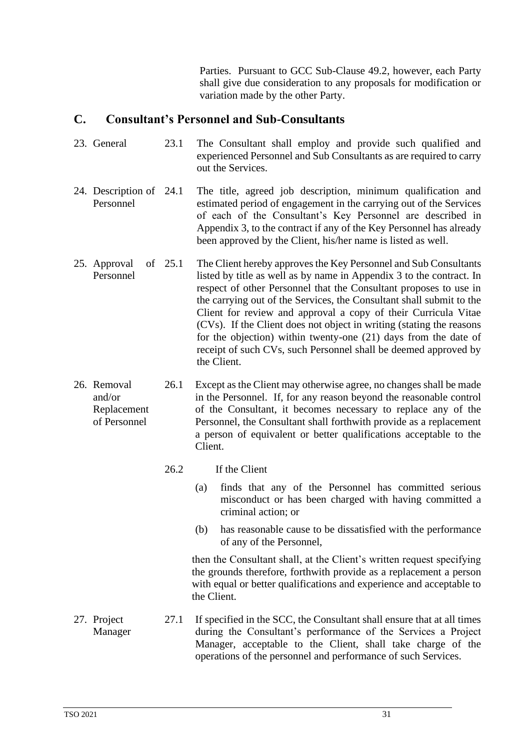Parties. Pursuant to GCC Sub-Clause 49.2, however, each Party shall give due consideration to any proposals for modification or variation made by the other Party.

## C. Consultant's Personnel and Sub-Consultants

**23. General**

23.1 The Consultant shall employ and provide such qualified and experienced Personnel and Sub Consultants as are required to carry out the Services.

**24. Description of Personnel**

24.1 The title, agreed job description, minimum qualification and estimated period of engagement in the carrying out of the Services of each of the Consultant's Key Personnel are described in Appendix 3, to the contract if any of the Key Personnel has already been approved by the Client, his/her name is listed as well.

**25. Approval of Personnel**

25.1 The Client hereby approves the Key Personnel and Sub Consultants listed by title as well as by name in Appendix 3 to the contract. In respect of other Personnel that the Consultant proposes to use in the carrying out of the Services, the Consultant shall submit to the Client for review and approval a copy of their Curricula Vitae (CVs). If the Client does not object in writing (stating the reasons for the objection) within twenty-one (21) days from the date of receipt of such CVs, such Personnel shall be deemed approved by the Client.

**26. Removal and/or Replacement of Personnel**

26.1 Except as the Client may otherwise agree, no changes shall be made in the Personnel. If, for any reason beyond the reasonable control of the Consultant, it becomes necessary to replace any of the Personnel, the Consultant shall forthwith provide as a replacement a person of equivalent or better qualifications acceptable to the Client.

26.2 If the Client

(a) finds that any of the Personnel has committed serious misconduct or has been charged with having committed a criminal action; or

(b) has reasonable cause to be dissatisfied with the performance of any of the Personnel,

then the Consultant shall, at the Client's written request specifying the grounds therefore, forthwith provide as a replacement a person with equal or better qualifications and experience and acceptable to the Client.

**27. Project Manager**

27.1 If specified in the SCC, the Consultant shall ensure that at all times during the Consultant's performance of the Services a Project Manager, acceptable to the Client, shall take charge of the operations of the personnel and performance of such Services.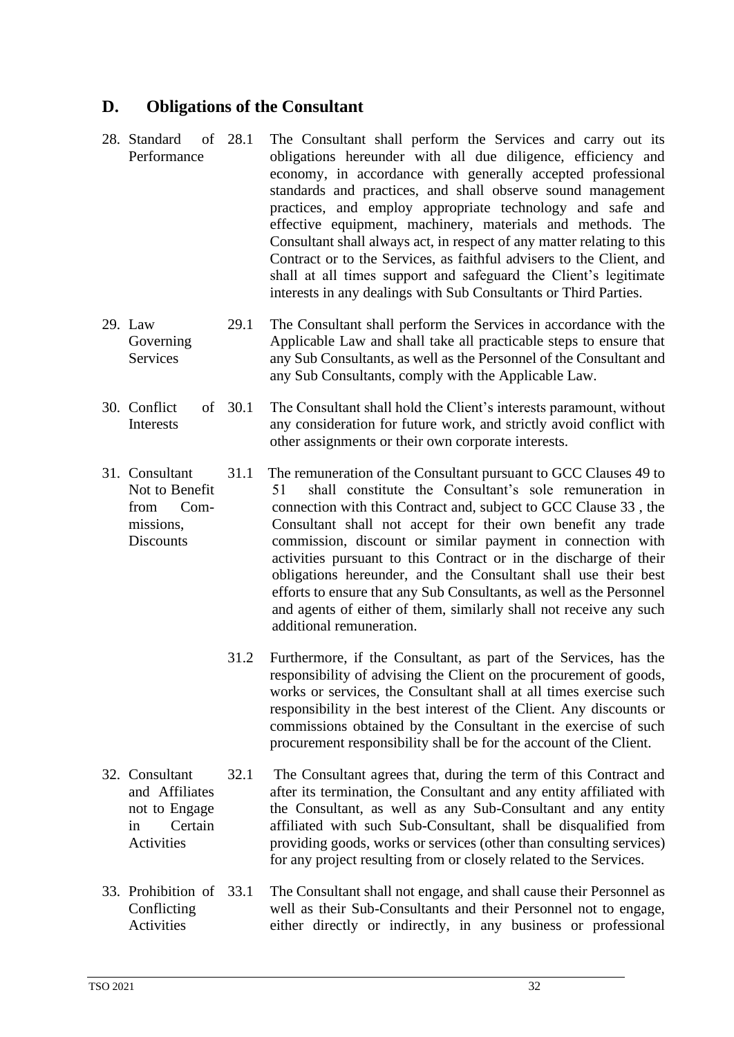## D. Obligations of the Consultant

**28. Standard of Performance**

28.1 The Consultant shall perform the Services and carry out its obligations hereunder with all due diligence, efficiency and economy, in accordance with generally accepted professional standards and practices, and shall observe sound management practices, and employ appropriate technology and safe and effective equipment, machinery, materials and methods. The Consultant shall always act, in respect of any matter relating to this Contract or to the Services, as faithful advisers to the Client, and shall at all times support and safeguard the Client's legitimate interests in any dealings with Sub Consultants or Third Parties.

**29. Law Governing Services**

29.1 The Consultant shall perform the Services in accordance with the Applicable Law and shall take all practicable steps to ensure that any Sub Consultants, as well as the Personnel of the Consultant and any Sub Consultants, comply with the Applicable Law.

**30. Conflict of Interests**

30.1 The Consultant shall hold the Client's interests paramount, without any consideration for future work, and strictly avoid conflict with other assignments or their own corporate interests.

**31. Consultant Not to Benefit from Commissions, Discounts**

31.1 The remuneration of the Consultant pursuant to GCC Clauses 49 to 51 shall constitute the Consultant's sole remuneration in connection with this Contract and, subject to GCC Clause 33 , the Consultant shall not accept for their own benefit any trade commission, discount or similar payment in connection with activities pursuant to this Contract or in the discharge of their obligations hereunder, and the Consultant shall use their best efforts to ensure that any Sub Consultants, as well as the Personnel and agents of either of them, similarly shall not receive any such additional remuneration.

31.2 Furthermore, if the Consultant, as part of the Services, has the responsibility of advising the Client on the procurement of goods, works or services, the Consultant shall at all times exercise such responsibility in the best interest of the Client. Any discounts or commissions obtained by the Consultant in the exercise of such procurement responsibility shall be for the account of the Client.

**32. Consultant and Affiliates not to Engage in Certain Activities**

32.1 The Consultant agrees that, during the term of this Contract and after its termination, the Consultant and any entity affiliated with the Consultant, as well as any Sub-Consultant and any entity affiliated with such Sub-Consultant, shall be disqualified from providing goods, works or services (other than consulting services) for any project resulting from or closely related to the Services.

**33. Prohibition of Conflicting Activities**

33.1 The Consultant shall not engage, and shall cause their Personnel as well as their Sub-Consultants and their Personnel not to engage, either directly or indirectly, in any business or professional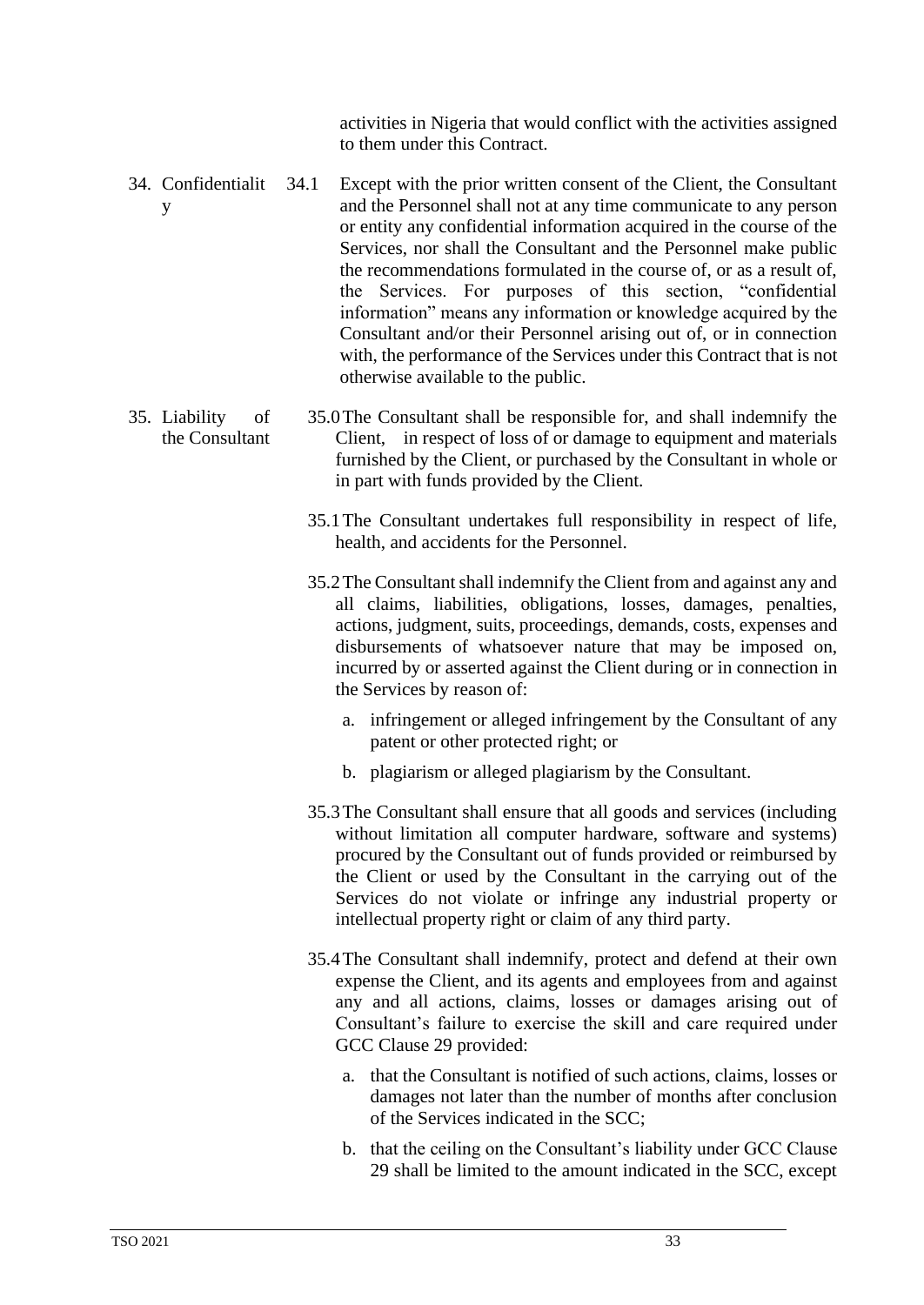activities in Nigeria that would conflict with the activities assigned to them under this Contract.

**34. Confidentiality**

34.1 Except with the prior written consent of the Client, the Consultant and the Personnel shall not at any time communicate to any person or entity any confidential information acquired in the course of the Services, nor shall the Consultant and the Personnel make public the recommendations formulated in the course of, or as a result of, the Services. For purposes of this section, "confidential information" means any information or knowledge acquired by the Consultant and/or their Personnel arising out of, or in connection with, the performance of the Services under this Contract that is not otherwise available to the public.

**35. Liability of the Consultant**

35.0 The Consultant shall be responsible for, and shall indemnify the Client, in respect of loss of or damage to equipment and materials furnished by the Client, or purchased by the Consultant in whole or in part with funds provided by the Client.

35.1 The Consultant undertakes full responsibility in respect of life, health, and accidents for the Personnel.

35.2 The Consultant shall indemnify the Client from and against any and all claims, liabilities, obligations, losses, damages, penalties, actions, judgment, suits, proceedings, demands, costs, expenses and disbursements of whatsoever nature that may be imposed on, incurred by or asserted against the Client during or in connection in the Services by reason of:

a. infringement or alleged infringement by the Consultant of any patent or other protected right; or

b. plagiarism or alleged plagiarism by the Consultant.

35.3 The Consultant shall ensure that all goods and services (including without limitation all computer hardware, software and systems) procured by the Consultant out of funds provided or reimbursed by the Client or used by the Consultant in the carrying out of the Services do not violate or infringe any industrial property or intellectual property right or claim of any third party.

35.4 The Consultant shall indemnify, protect and defend at their own expense the Client, and its agents and employees from and against any and all actions, claims, losses or damages arising out of Consultant's failure to exercise the skill and care required under GCC Clause 29 provided:

a. that the Consultant is notified of such actions, claims, losses or damages not later than the number of months after conclusion of the Services indicated in the SCC;

b. that the ceiling on the Consultant's liability under GCC Clause 29 shall be limited to the amount indicated in the SCC, except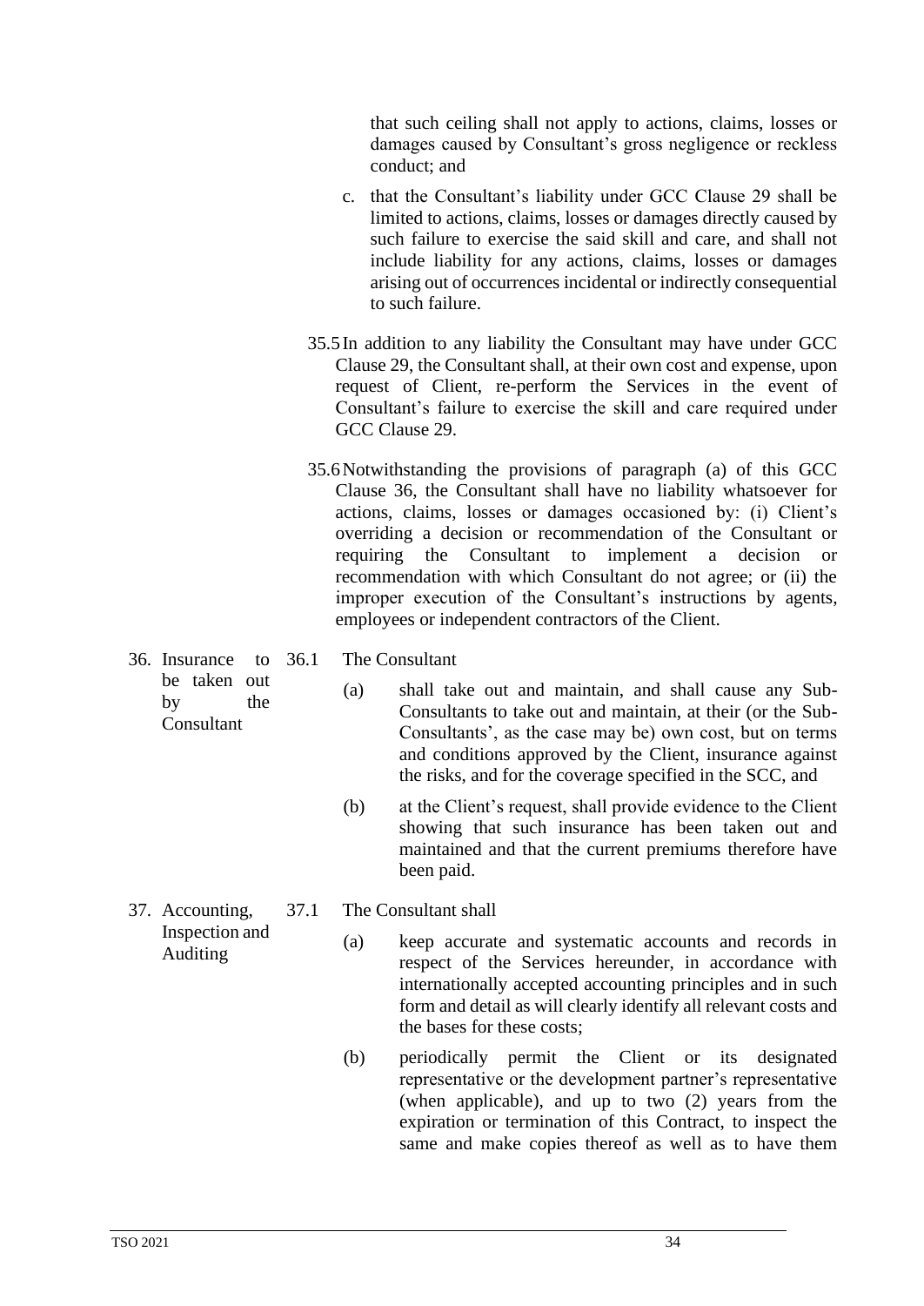that such ceiling shall not apply to actions, claims, losses or damages caused by Consultant's gross negligence or reckless conduct; and

c. that the Consultant's liability under GCC Clause 29 shall be limited to actions, claims, losses or damages directly caused by such failure to exercise the said skill and care, and shall not include liability for any actions, claims, losses or damages arising out of occurrences incidental or indirectly consequential to such failure.

35.5 In addition to any liability the Consultant may have under GCC Clause 29, the Consultant shall, at their own cost and expense, upon request of Client, re-perform the Services in the event of Consultant's failure to exercise the skill and care required under GCC Clause 29.

35.6 Notwithstanding the provisions of paragraph (a) of this GCC Clause 36, the Consultant shall have no liability whatsoever for actions, claims, losses or damages occasioned by: (i) Client's overriding a decision or recommendation of the Consultant or requiring the Consultant to implement a decision or recommendation with which Consultant do not agree; or (ii) the improper execution of the Consultant's instructions by agents, employees or independent contractors of the Client.

**36. Insurance to be taken out by the Consultant**

36.1 The Consultant

(a) shall take out and maintain, and shall cause any Sub-Consultants to take out and maintain, at their (or the Sub-Consultants', as the case may be) own cost, but on terms and conditions approved by the Client, insurance against the risks, and for the coverage specified in the SCC, and

(b) at the Client's request, shall provide evidence to the Client showing that such insurance has been taken out and maintained and that the current premiums therefore have been paid.

**37. Accounting, Inspection and Auditing**

37.1 The Consultant shall

(a) keep accurate and systematic accounts and records in respect of the Services hereunder, in accordance with internationally accepted accounting principles and in such form and detail as will clearly identify all relevant costs and the bases for these costs;

(b) periodically permit the Client or its designated representative or the development partner's representative (when applicable), and up to two (2) years from the expiration or termination of this Contract, to inspect the same and make copies thereof as well as to have them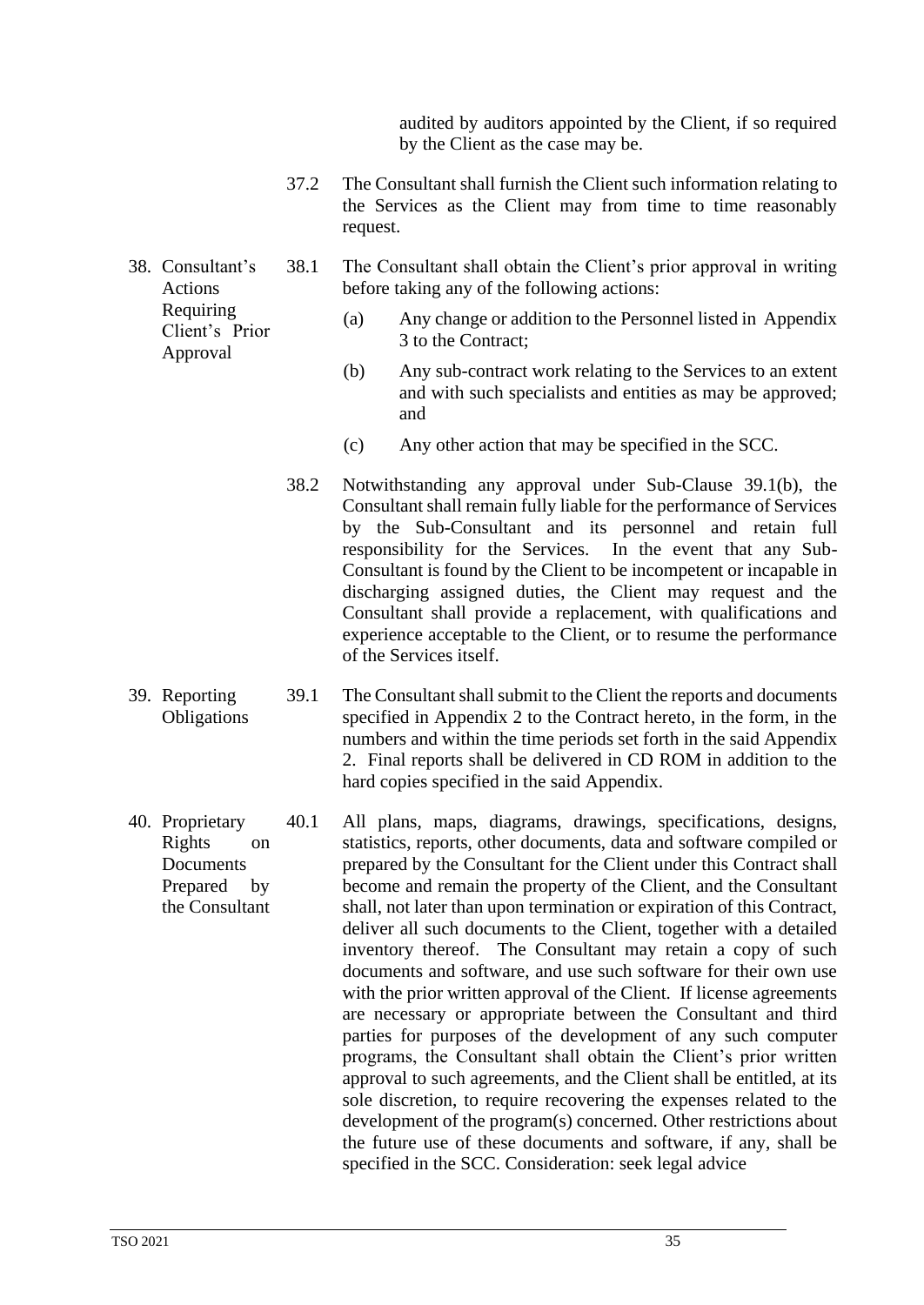audited by auditors appointed by the Client, if so required by the Client as the case may be.

37.2 The Consultant shall furnish the Client such information relating to the Services as the Client may from time to time reasonably request.

**38. Consultant's Actions Requiring Client's Prior Approval**

38.1 The Consultant shall obtain the Client's prior approval in writing before taking any of the following actions:

(a) Any change or addition to the Personnel listed in Appendix 3 to the Contract;

(b) Any sub-contract work relating to the Services to an extent and with such specialists and entities as may be approved; and

(c) Any other action that may be specified in the SCC.

38.2 Notwithstanding any approval under Sub-Clause 39.1(b), the Consultant shall remain fully liable for the performance of Services by the Sub-Consultant and its personnel and retain full responsibility for the Services. In the event that any Sub-Consultant is found by the Client to be incompetent or incapable in discharging assigned duties, the Client may request and the Consultant shall provide a replacement, with qualifications and experience acceptable to the Client, or to resume the performance of the Services itself.

**39. Reporting Obligations**

39.1 The Consultant shall submit to the Client the reports and documents specified in Appendix 2 to the Contract hereto, in the form, in the numbers and within the time periods set forth in the said Appendix 2. Final reports shall be delivered in CD ROM in addition to the hard copies specified in the said Appendix.

**40. Proprietary Rights on Documents Prepared by the Consultant**

40.1 All plans, maps, diagrams, drawings, specifications, designs, statistics, reports, other documents, data and software compiled or prepared by the Consultant for the Client under this Contract shall become and remain the property of the Client, and the Consultant shall, not later than upon termination or expiration of this Contract, deliver all such documents to the Client, together with a detailed inventory thereof. The Consultant may retain a copy of such documents and software, and use such software for their own use with the prior written approval of the Client. If license agreements are necessary or appropriate between the Consultant and third parties for purposes of the development of any such computer programs, the Consultant shall obtain the Client's prior written approval to such agreements, and the Client shall be entitled, at its sole discretion, to require recovering the expenses related to the development of the program(s) concerned. Other restrictions about the future use of these documents and software, if any, shall be specified in the SCC. Consideration: seek legal advice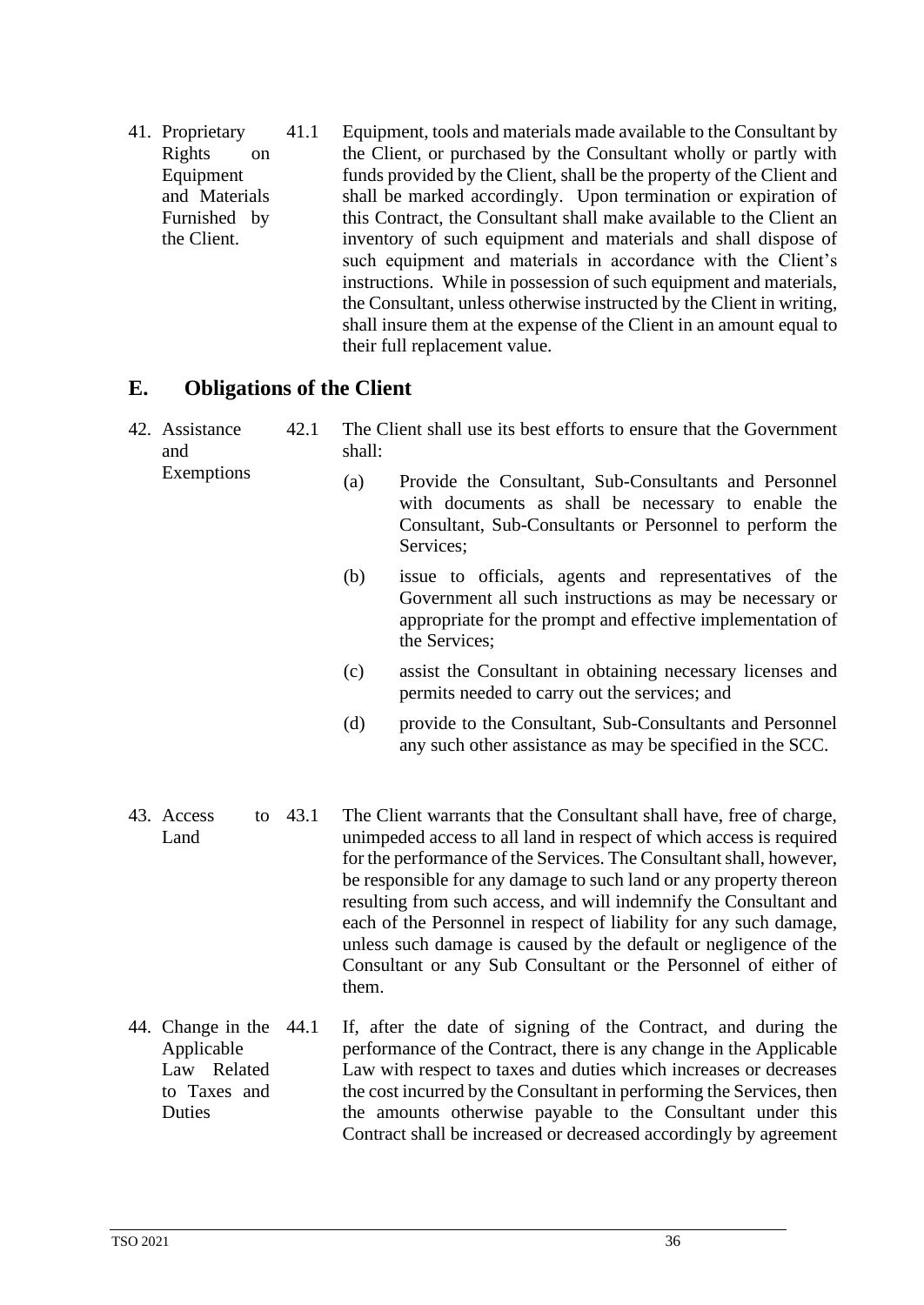| | | |
|---|---|---|
| 41. Proprietary Rights on Equipment and Materials Furnished by the Client. | 41.1 | Equipment, tools and materials made available to the Consultant by the Client, or purchased by the Consultant wholly or partly with funds provided by the Client, shall be the property of the Client and shall be marked accordingly. Upon termination or expiration of this Contract, the Consultant shall make available to the Client an inventory of such equipment and materials and shall dispose of such equipment and materials in accordance with the Client's instructions. While in possession of such equipment and materials, the Consultant, unless otherwise instructed by the Client in writing, shall insure them at the expense of the Client in an amount equal to their full replacement value. |

## E. Obligations of the Client

| | | |
|---|---|---|
| 42. Assistance and Exemptions | 42.1 | The Client shall use its best efforts to ensure that the Government shall:<br><br>(a) Provide the Consultant, Sub-Consultants and Personnel with documents as shall be necessary to enable the Consultant, Sub-Consultants or Personnel to perform the Services;<br><br>(b) issue to officials, agents and representatives of the Government all such instructions as may be necessary or appropriate for the prompt and effective implementation of the Services;<br><br>(c) assist the Consultant in obtaining necessary licenses and permits needed to carry out the services; and<br><br>(d) provide to the Consultant, Sub-Consultants and Personnel any such other assistance as may be specified in the SCC. |
| 43. Access to Land | 43.1 | The Client warrants that the Consultant shall have, free of charge, unimpeded access to all land in respect of which access is required for the performance of the Services. The Consultant shall, however, be responsible for any damage to such land or any property thereon resulting from such access, and will indemnify the Consultant and each of the Personnel in respect of liability for any such damage, unless such damage is caused by the default or negligence of the Consultant or any Sub Consultant or the Personnel of either of them. |
| 44. Change in the Applicable Law Related to Taxes and Duties | 44.1 | If, after the date of signing of the Contract, and during the performance of the Contract, there is any change in the Applicable Law with respect to taxes and duties which increases or decreases the cost incurred by the Consultant in performing the Services, then the amounts otherwise payable to the Consultant under this Contract shall be increased or decreased accordingly by agreement |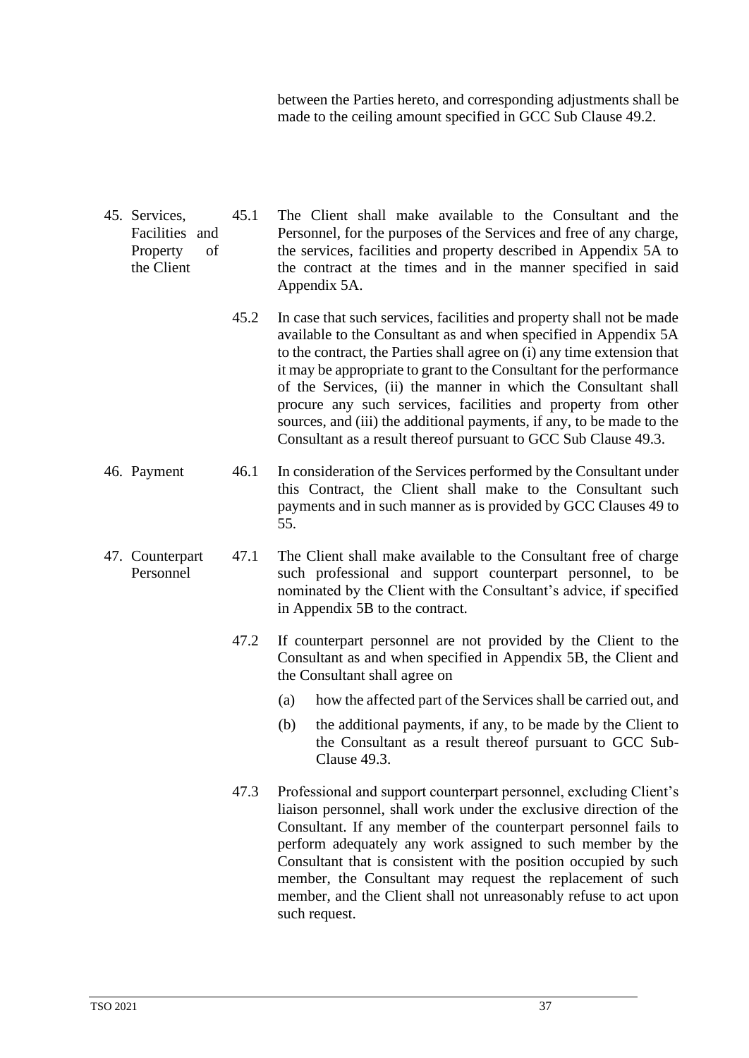between the Parties hereto, and corresponding adjustments shall be made to the ceiling amount specified in GCC Sub Clause 49.2.

**45. Services, Facilities and Property of the Client**

45.1 The Client shall make available to the Consultant and the Personnel, for the purposes of the Services and free of any charge, the services, facilities and property described in Appendix 5A to the contract at the times and in the manner specified in said Appendix 5A.

45.2 In case that such services, facilities and property shall not be made available to the Consultant as and when specified in Appendix 5A to the contract, the Parties shall agree on (i) any time extension that it may be appropriate to grant to the Consultant for the performance of the Services, (ii) the manner in which the Consultant shall procure any such services, facilities and property from other sources, and (iii) the additional payments, if any, to be made to the Consultant as a result thereof pursuant to GCC Sub Clause 49.3.

**46. Payment**

46.1 In consideration of the Services performed by the Consultant under this Contract, the Client shall make to the Consultant such payments and in such manner as is provided by GCC Clauses 49 to 55.

**47. Counterpart Personnel**

47.1 The Client shall make available to the Consultant free of charge such professional and support counterpart personnel, to be nominated by the Client with the Consultant's advice, if specified in Appendix 5B to the contract.

47.2 If counterpart personnel are not provided by the Client to the Consultant as and when specified in Appendix 5B, the Client and the Consultant shall agree on

(a) how the affected part of the Services shall be carried out, and

(b) the additional payments, if any, to be made by the Client to the Consultant as a result thereof pursuant to GCC Sub-Clause 49.3.

47.3 Professional and support counterpart personnel, excluding Client's liaison personnel, shall work under the exclusive direction of the Consultant. If any member of the counterpart personnel fails to perform adequately any work assigned to such member by the Consultant that is consistent with the position occupied by such member, the Consultant may request the replacement of such member, and the Client shall not unreasonably refuse to act upon such request.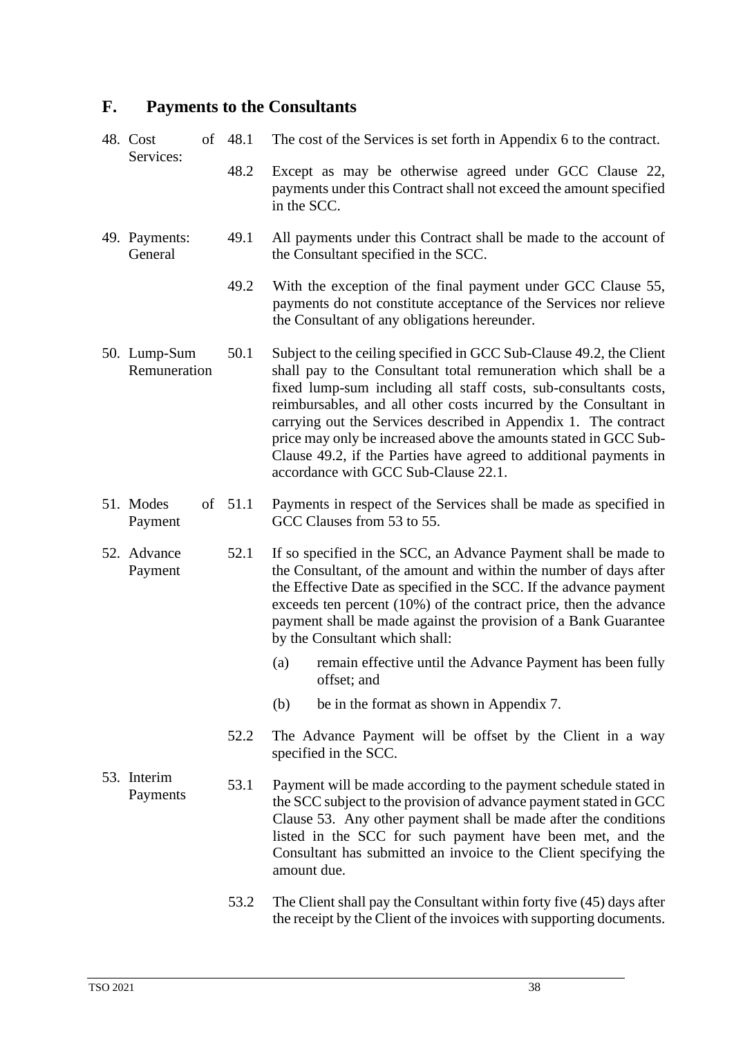## F. Payments to the Consultants

**48. Cost of Services:**

48.1 The cost of the Services is set forth in Appendix 6 to the contract.

48.2 Except as may be otherwise agreed under GCC Clause 22, payments under this Contract shall not exceed the amount specified in the SCC.

**49. Payments: General**

49.1 All payments under this Contract shall be made to the account of the Consultant specified in the SCC.

49.2 With the exception of the final payment under GCC Clause 55, payments do not constitute acceptance of the Services nor relieve the Consultant of any obligations hereunder.

**50. Lump-Sum Remuneration**

50.1 Subject to the ceiling specified in GCC Sub-Clause 49.2, the Client shall pay to the Consultant total remuneration which shall be a fixed lump-sum including all staff costs, sub-consultants costs, reimbursables, and all other costs incurred by the Consultant in carrying out the Services described in Appendix 1. The contract price may only be increased above the amounts stated in GCC Sub-Clause 49.2, if the Parties have agreed to additional payments in accordance with GCC Sub-Clause 22.1.

**51. Modes of Payment**

51.1 Payments in respect of the Services shall be made as specified in GCC Clauses from 53 to 55.

**52. Advance Payment**

52.1 If so specified in the SCC, an Advance Payment shall be made to the Consultant, of the amount and within the number of days after the Effective Date as specified in the SCC. If the advance payment exceeds ten percent (10%) of the contract price, then the advance payment shall be made against the provision of a Bank Guarantee by the Consultant which shall:

(a) remain effective until the Advance Payment has been fully offset; and

(b) be in the format as shown in Appendix 7.

52.2 The Advance Payment will be offset by the Client in a way specified in the SCC.

**53. Interim Payments**

53.1 Payment will be made according to the payment schedule stated in the SCC subject to the provision of advance payment stated in GCC Clause 53. Any other payment shall be made after the conditions listed in the SCC for such payment have been met, and the Consultant has submitted an invoice to the Client specifying the amount due.

53.2 The Client shall pay the Consultant within forty five (45) days after the receipt by the Client of the invoices with supporting documents.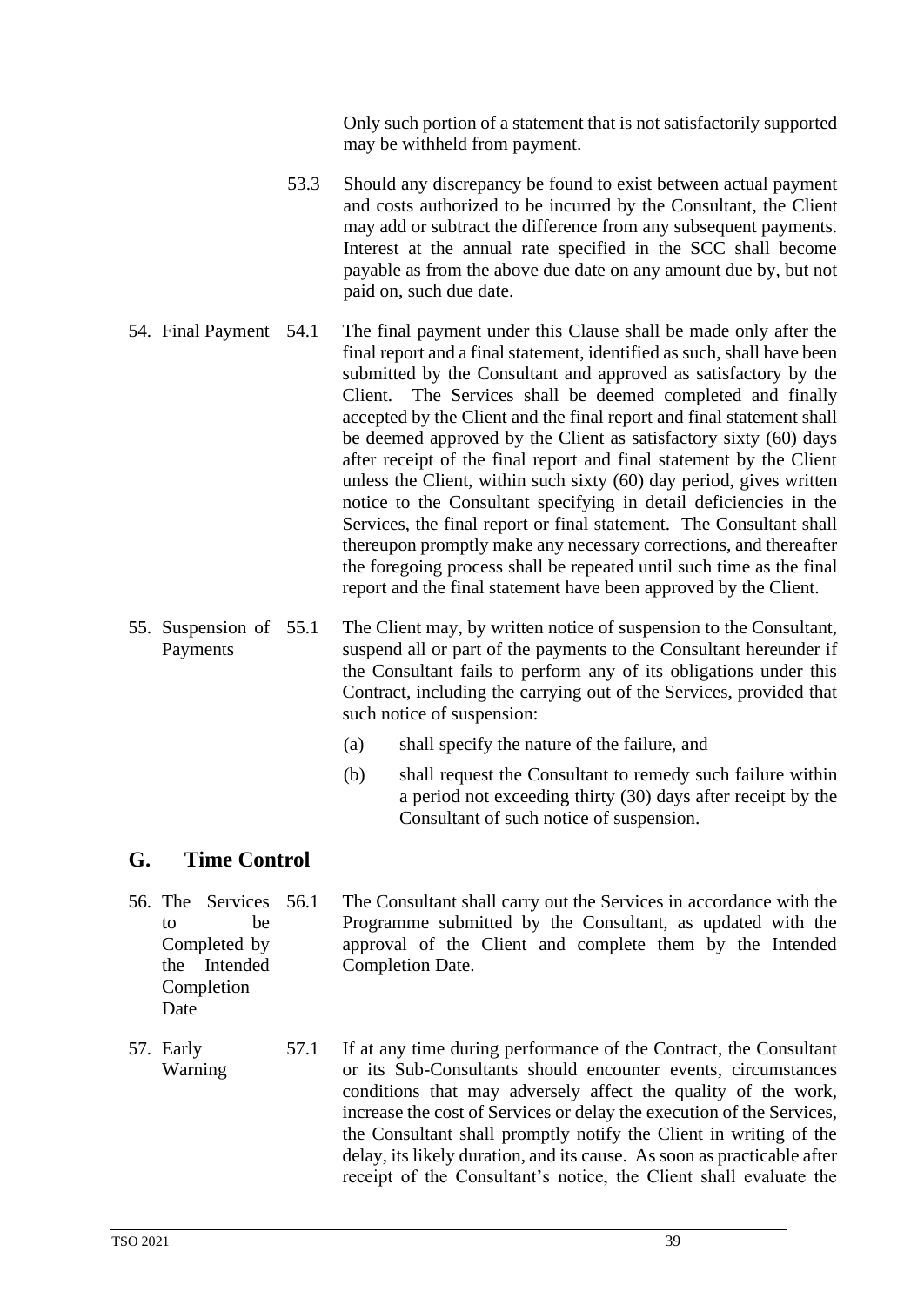Only such portion of a statement that is not satisfactorily supported may be withheld from payment.

53.3 Should any discrepancy be found to exist between actual payment and costs authorized to be incurred by the Consultant, the Client may add or subtract the difference from any subsequent payments. Interest at the annual rate specified in the SCC shall become payable as from the above due date on any amount due by, but not paid on, such due date.

**54. Final Payment**

54.1 The final payment under this Clause shall be made only after the final report and a final statement, identified as such, shall have been submitted by the Consultant and approved as satisfactory by the Client. The Services shall be deemed completed and finally accepted by the Client and the final report and final statement shall be deemed approved by the Client as satisfactory sixty (60) days after receipt of the final report and final statement by the Client unless the Client, within such sixty (60) day period, gives written notice to the Consultant specifying in detail deficiencies in the Services, the final report or final statement. The Consultant shall thereupon promptly make any necessary corrections, and thereafter the foregoing process shall be repeated until such time as the final report and the final statement have been approved by the Client.

**55. Suspension of Payments**

55.1 The Client may, by written notice of suspension to the Consultant, suspend all or part of the payments to the Consultant hereunder if the Consultant fails to perform any of its obligations under this Contract, including the carrying out of the Services, provided that such notice of suspension:

(a) shall specify the nature of the failure, and

(b) shall request the Consultant to remedy such failure within a period not exceeding thirty (30) days after receipt by the Consultant of such notice of suspension.

## G. Time Control

**56. The Services to be Completed by the Intended Completion Date**

56.1 The Consultant shall carry out the Services in accordance with the Programme submitted by the Consultant, as updated with the approval of the Client and complete them by the Intended Completion Date.

**57. Early Warning**

57.1 If at any time during performance of the Contract, the Consultant or its Sub-Consultants should encounter events, circumstances conditions that may adversely affect the quality of the work, increase the cost of Services or delay the execution of the Services, the Consultant shall promptly notify the Client in writing of the delay, its likely duration, and its cause. As soon as practicable after receipt of the Consultant's notice, the Client shall evaluate the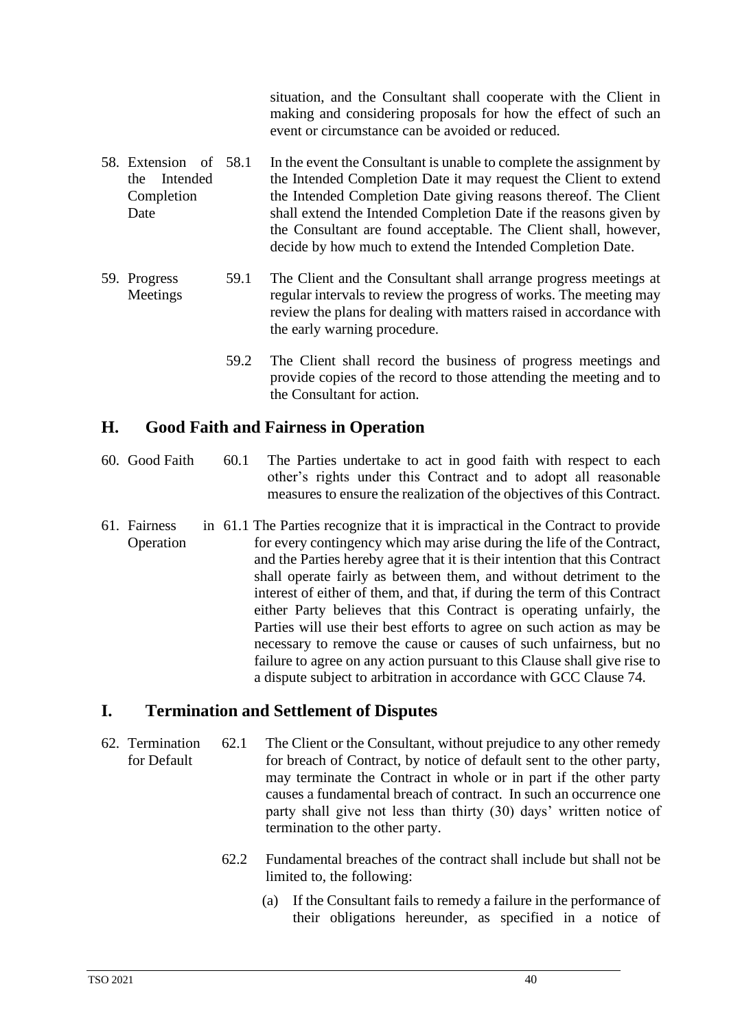situation, and the Consultant shall cooperate with the Client in making and considering proposals for how the effect of such an event or circumstance can be avoided or reduced.

58. Extension of the Intended Completion Date

58.1 In the event the Consultant is unable to complete the assignment by the Intended Completion Date it may request the Client to extend the Intended Completion Date giving reasons thereof. The Client shall extend the Intended Completion Date if the reasons given by the Consultant are found acceptable. The Client shall, however, decide by how much to extend the Intended Completion Date.

59. Progress Meetings

59.1 The Client and the Consultant shall arrange progress meetings at regular intervals to review the progress of works. The meeting may review the plans for dealing with matters raised in accordance with the early warning procedure.

59.2 The Client shall record the business of progress meetings and provide copies of the record to those attending the meeting and to the Consultant for action.

## H. Good Faith and Fairness in Operation

60. Good Faith

60.1 The Parties undertake to act in good faith with respect to each other's rights under this Contract and to adopt all reasonable measures to ensure the realization of the objectives of this Contract.

61. Fairness in Operation

61.1 The Parties recognize that it is impractical in the Contract to provide for every contingency which may arise during the life of the Contract, and the Parties hereby agree that it is their intention that this Contract shall operate fairly as between them, and without detriment to the interest of either of them, and that, if during the term of this Contract either Party believes that this Contract is operating unfairly, the Parties will use their best efforts to agree on such action as may be necessary to remove the cause or causes of such unfairness, but no failure to agree on any action pursuant to this Clause shall give rise to a dispute subject to arbitration in accordance with GCC Clause 74.

## I. Termination and Settlement of Disputes

62. Termination for Default

62.1 The Client or the Consultant, without prejudice to any other remedy for breach of Contract, by notice of default sent to the other party, may terminate the Contract in whole or in part if the other party causes a fundamental breach of contract. In such an occurrence one party shall give not less than thirty (30) days' written notice of termination to the other party.

62.2 Fundamental breaches of the contract shall include but shall not be limited to, the following:

(a) If the Consultant fails to remedy a failure in the performance of their obligations hereunder, as specified in a notice of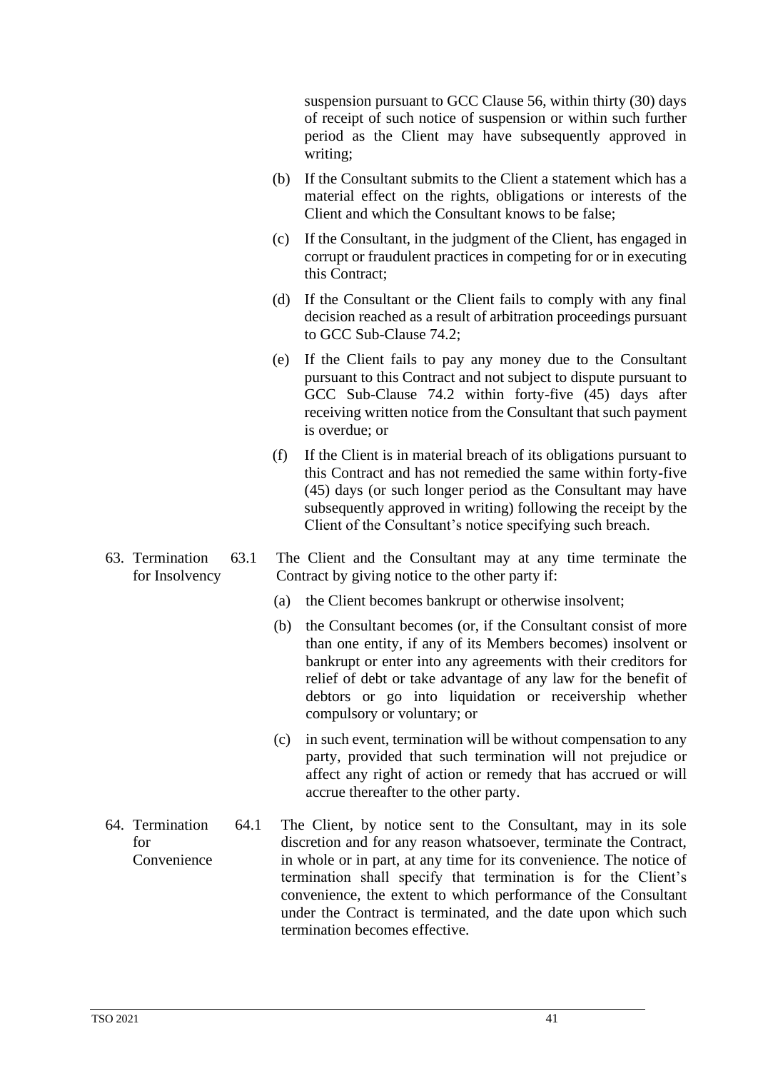suspension pursuant to GCC Clause 56, within thirty (30) days of receipt of such notice of suspension or within such further period as the Client may have subsequently approved in writing;

(b) If the Consultant submits to the Client a statement which has a material effect on the rights, obligations or interests of the Client and which the Consultant knows to be false;

(c) If the Consultant, in the judgment of the Client, has engaged in corrupt or fraudulent practices in competing for or in executing this Contract;

(d) If the Consultant or the Client fails to comply with any final decision reached as a result of arbitration proceedings pursuant to GCC Sub-Clause 74.2;

(e) If the Client fails to pay any money due to the Consultant pursuant to this Contract and not subject to dispute pursuant to GCC Sub-Clause 74.2 within forty-five (45) days after receiving written notice from the Consultant that such payment is overdue; or

(f) If the Client is in material breach of its obligations pursuant to this Contract and has not remedied the same within forty-five (45) days (or such longer period as the Consultant may have subsequently approved in writing) following the receipt by the Client of the Consultant's notice specifying such breach.

### 63. Termination for Insolvency

63.1 The Client and the Consultant may at any time terminate the Contract by giving notice to the other party if:

(a) the Client becomes bankrupt or otherwise insolvent;

(b) the Consultant becomes (or, if the Consultant consist of more than one entity, if any of its Members becomes) insolvent or bankrupt or enter into any agreements with their creditors for relief of debt or take advantage of any law for the benefit of debtors or go into liquidation or receivership whether compulsory or voluntary; or

(c) in such event, termination will be without compensation to any party, provided that such termination will not prejudice or affect any right of action or remedy that has accrued or will accrue thereafter to the other party.

### 64. Termination for Convenience

64.1 The Client, by notice sent to the Consultant, may in its sole discretion and for any reason whatsoever, terminate the Contract, in whole or in part, at any time for its convenience. The notice of termination shall specify that termination is for the Client's convenience, the extent to which performance of the Consultant under the Contract is terminated, and the date upon which such termination becomes effective.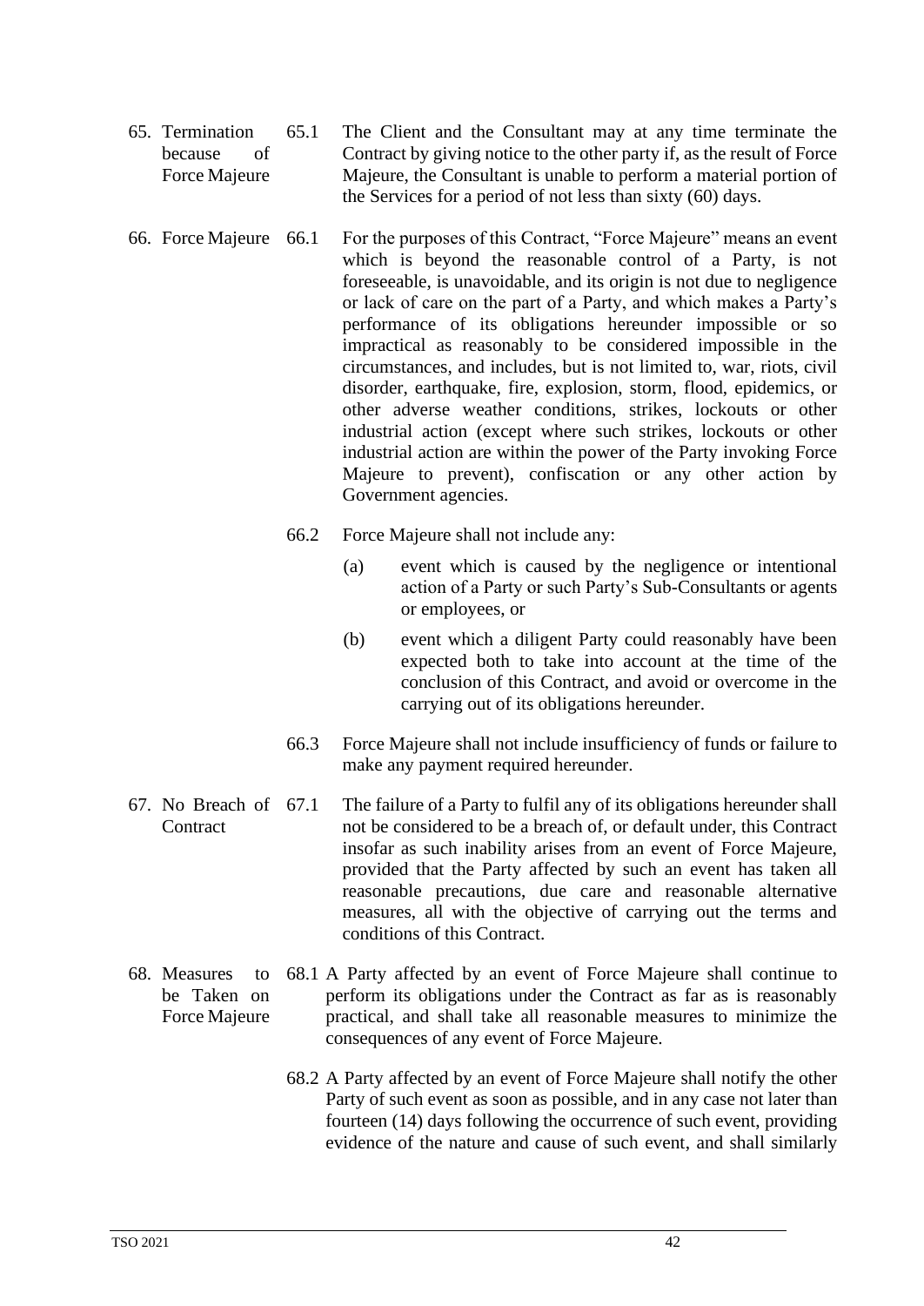**65. Termination because of Force Majeure**

65.1 The Client and the Consultant may at any time terminate the Contract by giving notice to the other party if, as the result of Force Majeure, the Consultant is unable to perform a material portion of the Services for a period of not less than sixty (60) days.

**66. Force Majeure**

66.1 For the purposes of this Contract, "Force Majeure" means an event which is beyond the reasonable control of a Party, is not foreseeable, is unavoidable, and its origin is not due to negligence or lack of care on the part of a Party, and which makes a Party's performance of its obligations hereunder impossible or so impractical as reasonably to be considered impossible in the circumstances, and includes, but is not limited to, war, riots, civil disorder, earthquake, fire, explosion, storm, flood, epidemics, or other adverse weather conditions, strikes, lockouts or other industrial action (except where such strikes, lockouts or other industrial action are within the power of the Party invoking Force Majeure to prevent), confiscation or any other action by Government agencies.

66.2 Force Majeure shall not include any:

(a) event which is caused by the negligence or intentional action of a Party or such Party's Sub-Consultants or agents or employees, or

(b) event which a diligent Party could reasonably have been expected both to take into account at the time of the conclusion of this Contract, and avoid or overcome in the carrying out of its obligations hereunder.

66.3 Force Majeure shall not include insufficiency of funds or failure to make any payment required hereunder.

**67. No Breach of Contract**

67.1 The failure of a Party to fulfil any of its obligations hereunder shall not be considered to be a breach of, or default under, this Contract insofar as such inability arises from an event of Force Majeure, provided that the Party affected by such an event has taken all reasonable precautions, due care and reasonable alternative measures, all with the objective of carrying out the terms and conditions of this Contract.

**68. Measures to be Taken on Force Majeure**

68.1 A Party affected by an event of Force Majeure shall continue to perform its obligations under the Contract as far as is reasonably practical, and shall take all reasonable measures to minimize the consequences of any event of Force Majeure.

68.2 A Party affected by an event of Force Majeure shall notify the other Party of such event as soon as possible, and in any case not later than fourteen (14) days following the occurrence of such event, providing evidence of the nature and cause of such event, and shall similarly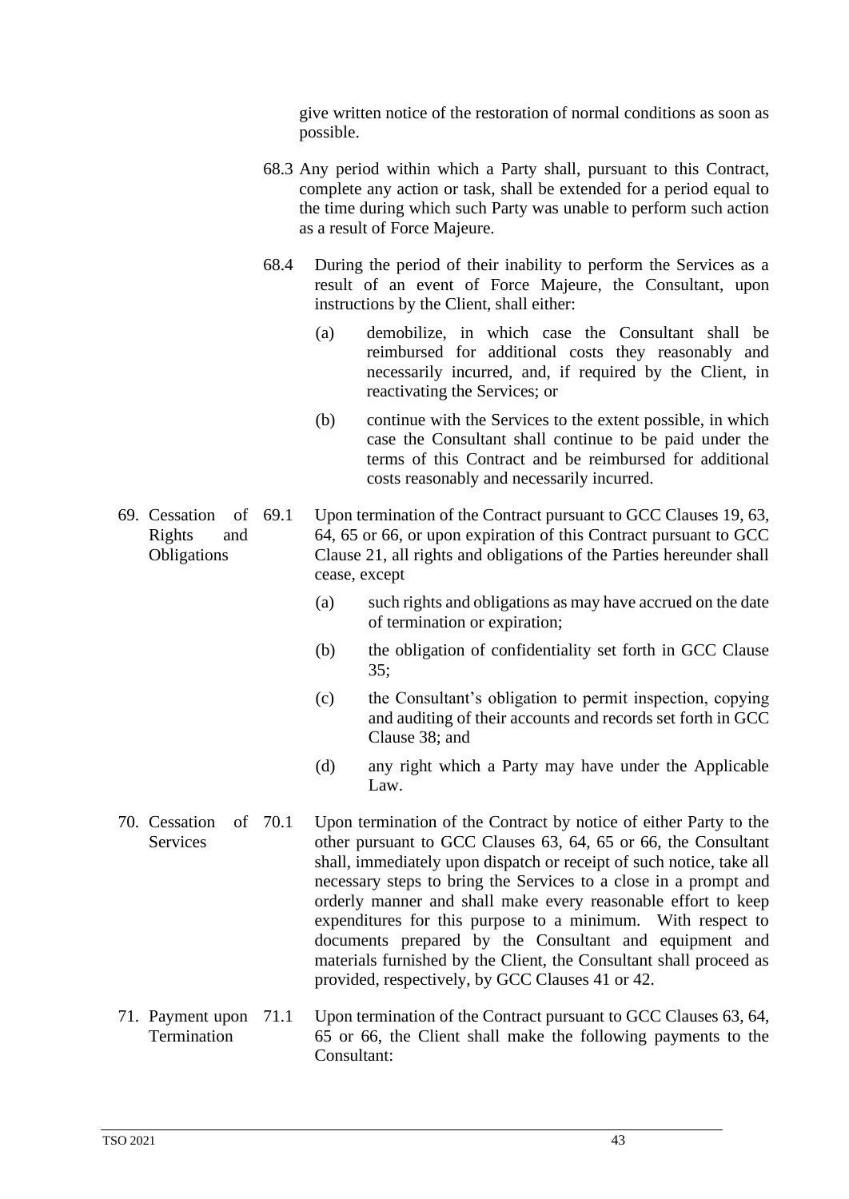give written notice of the restoration of normal conditions as soon as possible.

68.3 Any period within which a Party shall, pursuant to this Contract, complete any action or task, shall be extended for a period equal to the time during which such Party was unable to perform such action as a result of Force Majeure.

68.4 During the period of their inability to perform the Services as a result of an event of Force Majeure, the Consultant, upon instructions by the Client, shall either:

(a) demobilize, in which case the Consultant shall be reimbursed for additional costs they reasonably and necessarily incurred, and, if required by the Client, in reactivating the Services; or

(b) continue with the Services to the extent possible, in which case the Consultant shall continue to be paid under the terms of this Contract and be reimbursed for additional costs reasonably and necessarily incurred.

**69. Cessation of Rights and Obligations**

69.1 Upon termination of the Contract pursuant to GCC Clauses 19, 63, 64, 65 or 66, or upon expiration of this Contract pursuant to GCC Clause 21, all rights and obligations of the Parties hereunder shall cease, except

(a) such rights and obligations as may have accrued on the date of termination or expiration;

(b) the obligation of confidentiality set forth in GCC Clause 35;

(c) the Consultant's obligation to permit inspection, copying and auditing of their accounts and records set forth in GCC Clause 38; and

(d) any right which a Party may have under the Applicable Law.

**70. Cessation of Services**

70.1 Upon termination of the Contract by notice of either Party to the other pursuant to GCC Clauses 63, 64, 65 or 66, the Consultant shall, immediately upon dispatch or receipt of such notice, take all necessary steps to bring the Services to a close in a prompt and orderly manner and shall make every reasonable effort to keep expenditures for this purpose to a minimum. With respect to documents prepared by the Consultant and equipment and materials furnished by the Client, the Consultant shall proceed as provided, respectively, by GCC Clauses 41 or 42.

**71. Payment upon Termination**

71.1 Upon termination of the Contract pursuant to GCC Clauses 63, 64, 65 or 66, the Client shall make the following payments to the Consultant: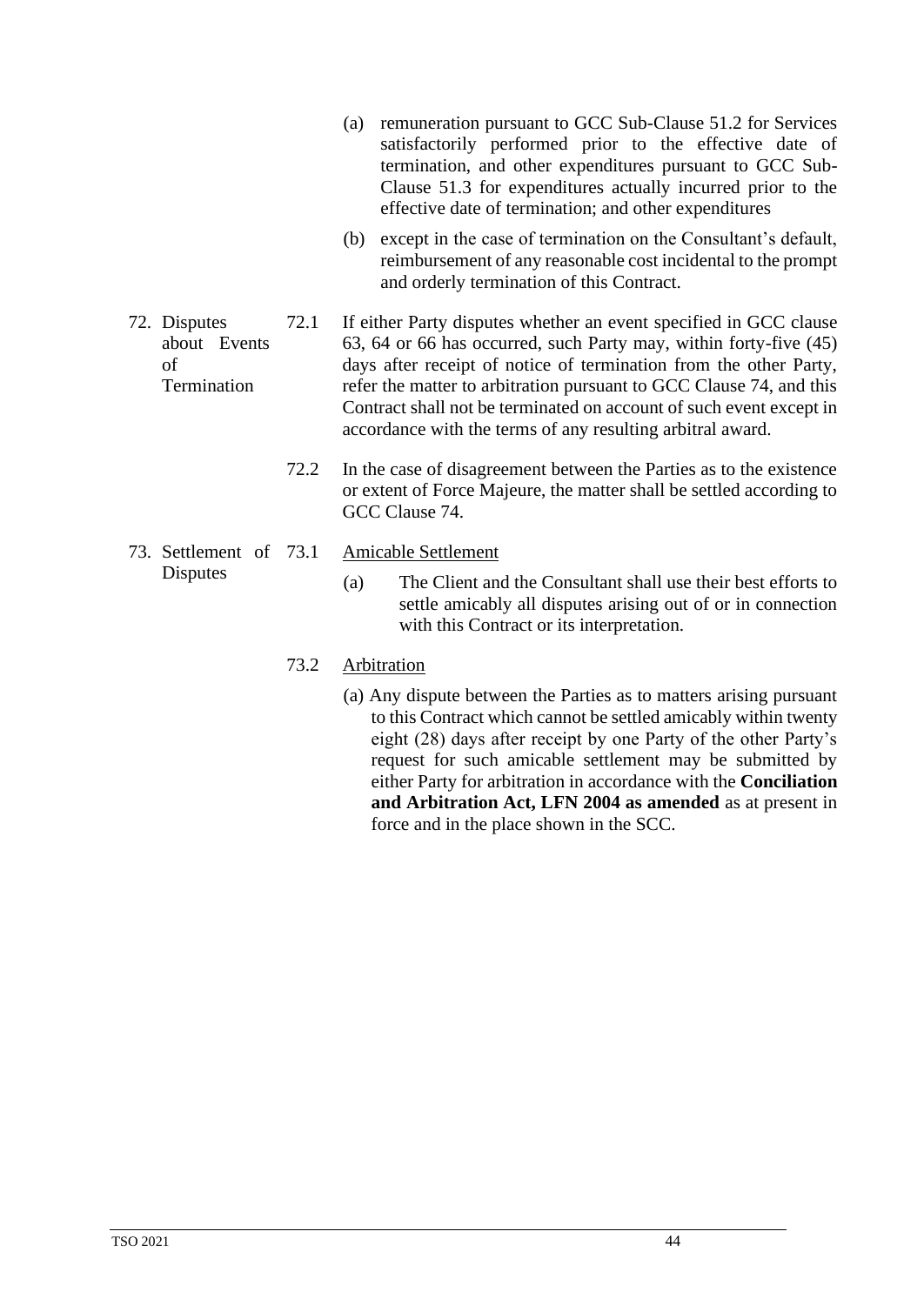(a) remuneration pursuant to GCC Sub-Clause 51.2 for Services satisfactorily performed prior to the effective date of termination, and other expenditures pursuant to GCC Sub-Clause 51.3 for expenditures actually incurred prior to the effective date of termination; and other expenditures

(b) except in the case of termination on the Consultant's default, reimbursement of any reasonable cost incidental to the prompt and orderly termination of this Contract.

**72. Disputes about Events of Termination**

72.1 If either Party disputes whether an event specified in GCC clause 63, 64 or 66 has occurred, such Party may, within forty-five (45) days after receipt of notice of termination from the other Party, refer the matter to arbitration pursuant to GCC Clause 74, and this Contract shall not be terminated on account of such event except in accordance with the terms of any resulting arbitral award.

72.2 In the case of disagreement between the Parties as to the existence or extent of Force Majeure, the matter shall be settled according to GCC Clause 74.

**73. Settlement of Disputes**

73.1 Amicable Settlement

(a) The Client and the Consultant shall use their best efforts to settle amicably all disputes arising out of or in connection with this Contract or its interpretation.

73.2 Arbitration

(a) Any dispute between the Parties as to matters arising pursuant to this Contract which cannot be settled amicably within twenty eight (28) days after receipt by one Party of the other Party's request for such amicable settlement may be submitted by either Party for arbitration in accordance with the **Conciliation and Arbitration Act, LFN 2004 as amended** as at present in force and in the place shown in the SCC.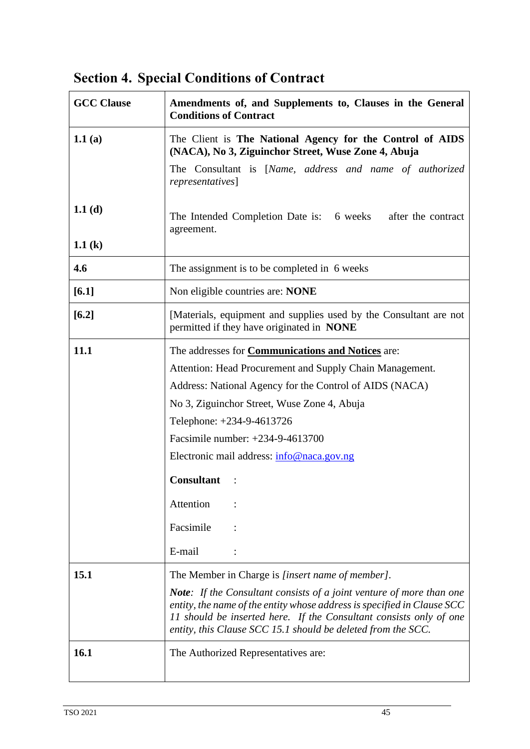# Section 4. Special Conditions of Contract

| GCC Clause | Amendments of, and Supplements to, Clauses in the General Conditions of Contract |
|---|---|
| **1.1 (a)**<br><br>**1.1 (d)**<br><br>**1.1 (k)** | The Client is **The National Agency for the Control of AIDS (NACA), No 3, Ziguinchor Street, Wuse Zone 4, Abuja**<br>The Consultant is [*Name, address and name of authorized representatives*]<br><br>The Intended Completion Date is: 6 weeks after the contract agreement. |
| **4.6** | The assignment is to be completed in 6 weeks |
| **[6.1]** | Non eligible countries are: **NONE** |
| **[6.2]** | [Materials, equipment and supplies used by the Consultant are not permitted if they have originated in **NONE** |
| **11.1** | The addresses for **<u>Communications and Notices</u>** are:<br>Attention: Head Procurement and Supply Chain Management.<br>Address: National Agency for the Control of AIDS (NACA)<br>No 3, Ziguinchor Street, Wuse Zone 4, Abuja<br>Telephone: +234-9-4613726<br>Facsimile number: +234-9-4613700<br>Electronic mail address: info@naca.gov.ng<br>**Consultant** :<br>Attention :<br>Facsimile :<br>E-mail : |
| **15.1** | The Member in Charge is *[insert name of member]*.<br>***Note**: If the Consultant consists of a joint venture of more than one entity, the name of the entity whose address is specified in Clause SCC 11 should be inserted here. If the Consultant consists only of one entity, this Clause SCC 15.1 should be deleted from the SCC.* |
| **16.1** | The Authorized Representatives are: |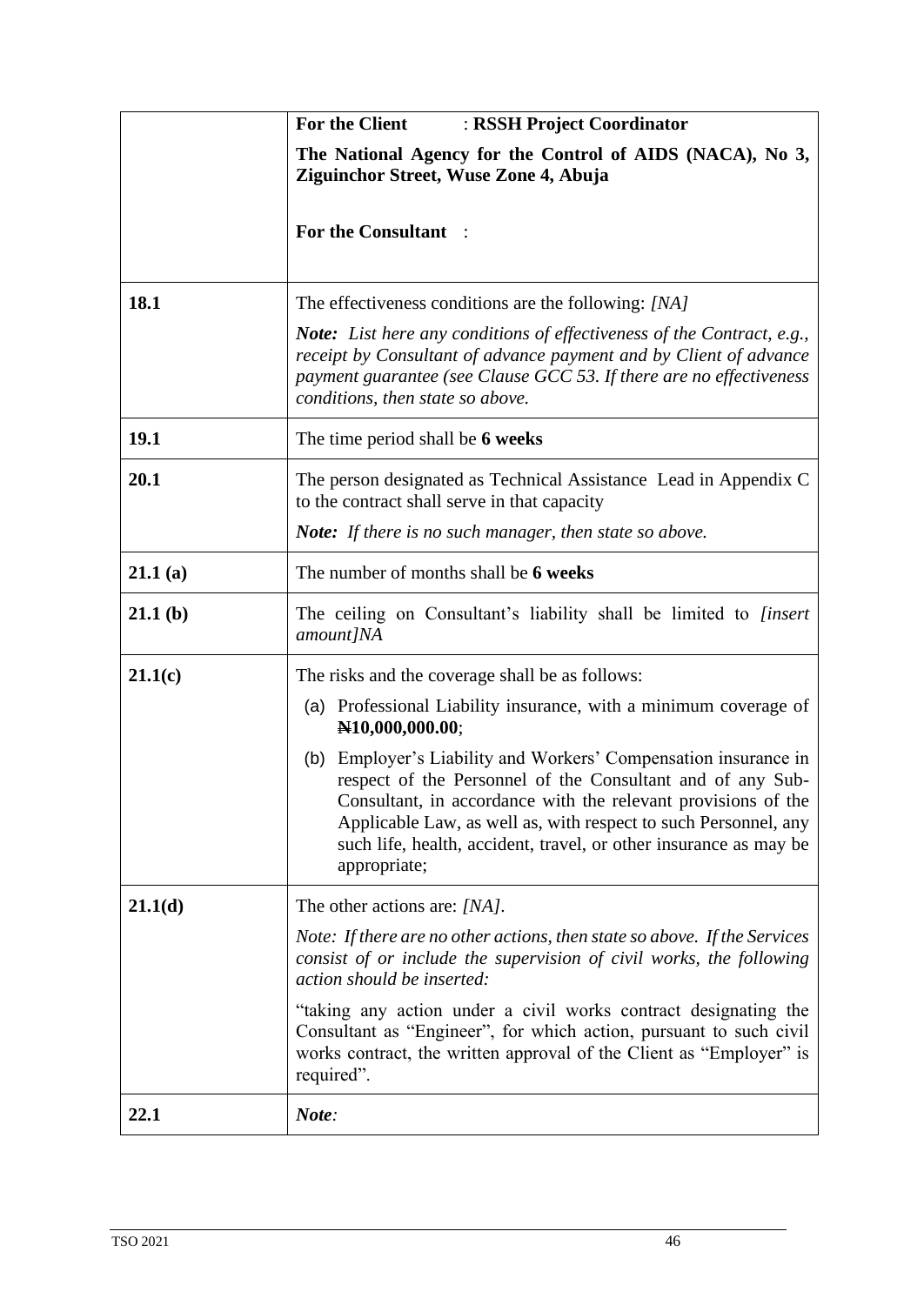| | |
|---|---|
| | **For the Client** : **RSSH Project Coordinator**<br><br>**The National Agency for the Control of AIDS (NACA), No 3, Ziguinchor Street, Wuse Zone 4, Abuja**<br><br>**For the Consultant** : |
| **18.1** | The effectiveness conditions are the following: *[NA]*<br><br>***Note:*** *List here any conditions of effectiveness of the Contract, e.g., receipt by Consultant of advance payment and by Client of advance payment guarantee (see Clause GCC 53. If there are no effectiveness conditions, then state so above.* |
| **19.1** | The time period shall be **6 weeks** |
| **20.1** | The person designated as Technical Assistance Lead in Appendix C to the contract shall serve in that capacity<br><br>***Note:*** *If there is no such manager, then state so above.* |
| **21.1 (a)** | The number of months shall be **6 weeks** |
| **21.1 (b)** | The ceiling on Consultant's liability shall be limited to *[insert amount]NA* |
| **21.1(c)** | The risks and the coverage shall be as follows:<br><br>(a) Professional Liability insurance, with a minimum coverage of **₦10,000,000.00**;<br><br>(b) Employer's Liability and Workers' Compensation insurance in respect of the Personnel of the Consultant and of any Sub-Consultant, in accordance with the relevant provisions of the Applicable Law, as well as, with respect to such Personnel, any such life, health, accident, travel, or other insurance as may be appropriate; |
| **21.1(d)** | The other actions are: *[NA]*.<br><br>*Note: If there are no other actions, then state so above. If the Services consist of or include the supervision of civil works, the following action should be inserted:*<br><br>"taking any action under a civil works contract designating the Consultant as "Engineer", for which action, pursuant to such civil works contract, the written approval of the Client as "Employer" is required". |
| **22.1** | ***Note:*** |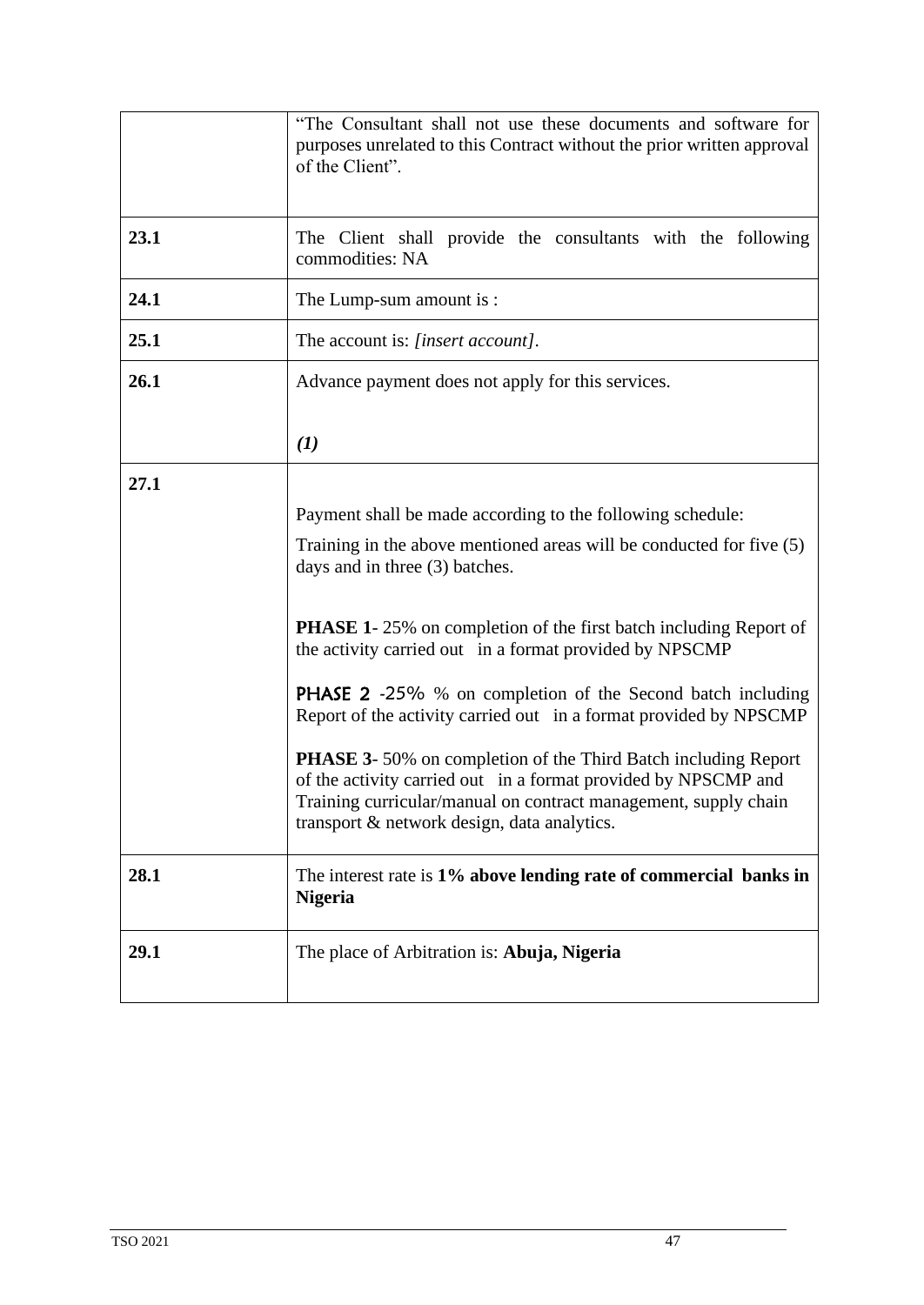| | |
|---|---|
| | "The Consultant shall not use these documents and software for purposes unrelated to this Contract without the prior written approval of the Client". |
| **23.1** | The Client shall provide the consultants with the following commodities: NA |
| **24.1** | The Lump-sum amount is : |
| **25.1** | The account is: *[insert account]*. |
| **26.1** | Advance payment does not apply for this services.<br><br>***(1)*** |
| **27.1** | Payment shall be made according to the following schedule:<br><br>Training in the above mentioned areas will be conducted for five (5) days and in three (3) batches.<br><br>**PHASE 1**- 25% on completion of the first batch including Report of the activity carried out in a format provided by NPSCMP<br><br>**PHASE 2** -25% % on completion of the Second batch including Report of the activity carried out in a format provided by NPSCMP<br><br>**PHASE 3**- 50% on completion of the Third Batch including Report of the activity carried out in a format provided by NPSCMP and Training curricular/manual on contract management, supply chain transport & network design, data analytics. |
| **28.1** | The interest rate is **1% above lending rate of commercial banks in Nigeria** |
| **29.1** | The place of Arbitration is: **Abuja, Nigeria** |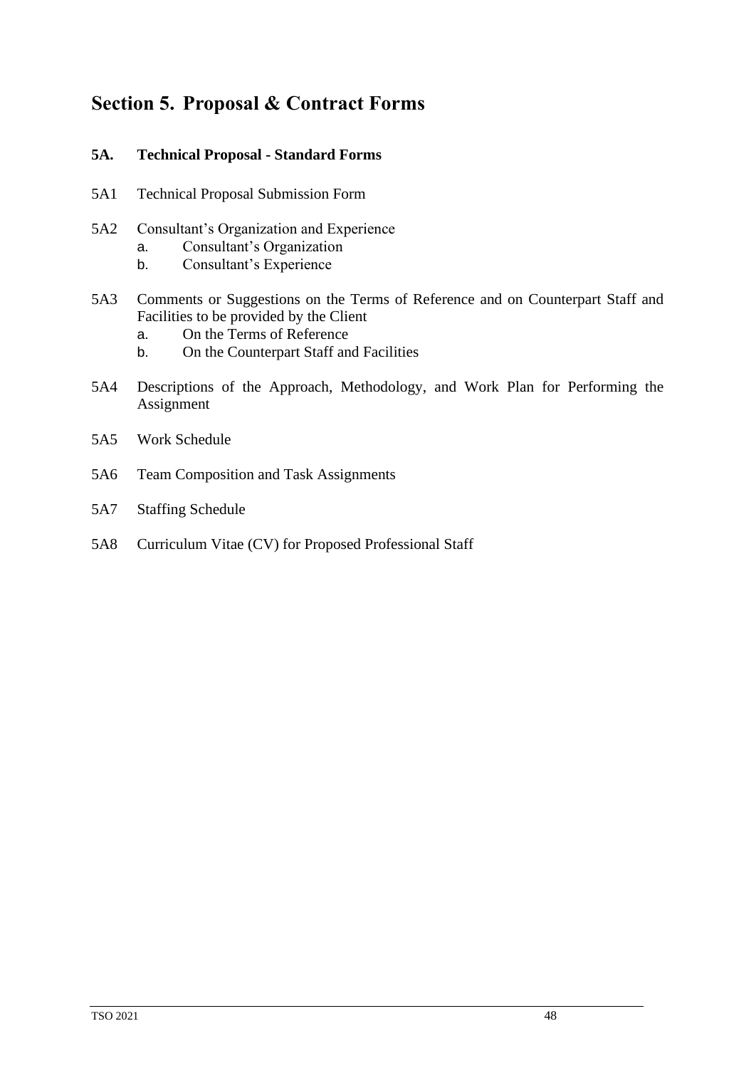# Section 5. Proposal & Contract Forms

## 5A. Technical Proposal - Standard Forms

5A1 Technical Proposal Submission Form

5A2 Consultant's Organization and Experience
- a. Consultant's Organization
- b. Consultant's Experience

5A3 Comments or Suggestions on the Terms of Reference and on Counterpart Staff and Facilities to be provided by the Client
- a. On the Terms of Reference
- b. On the Counterpart Staff and Facilities

5A4 Descriptions of the Approach, Methodology, and Work Plan for Performing the Assignment

5A5 Work Schedule

5A6 Team Composition and Task Assignments

5A7 Staffing Schedule

5A8 Curriculum Vitae (CV) for Proposed Professional Staff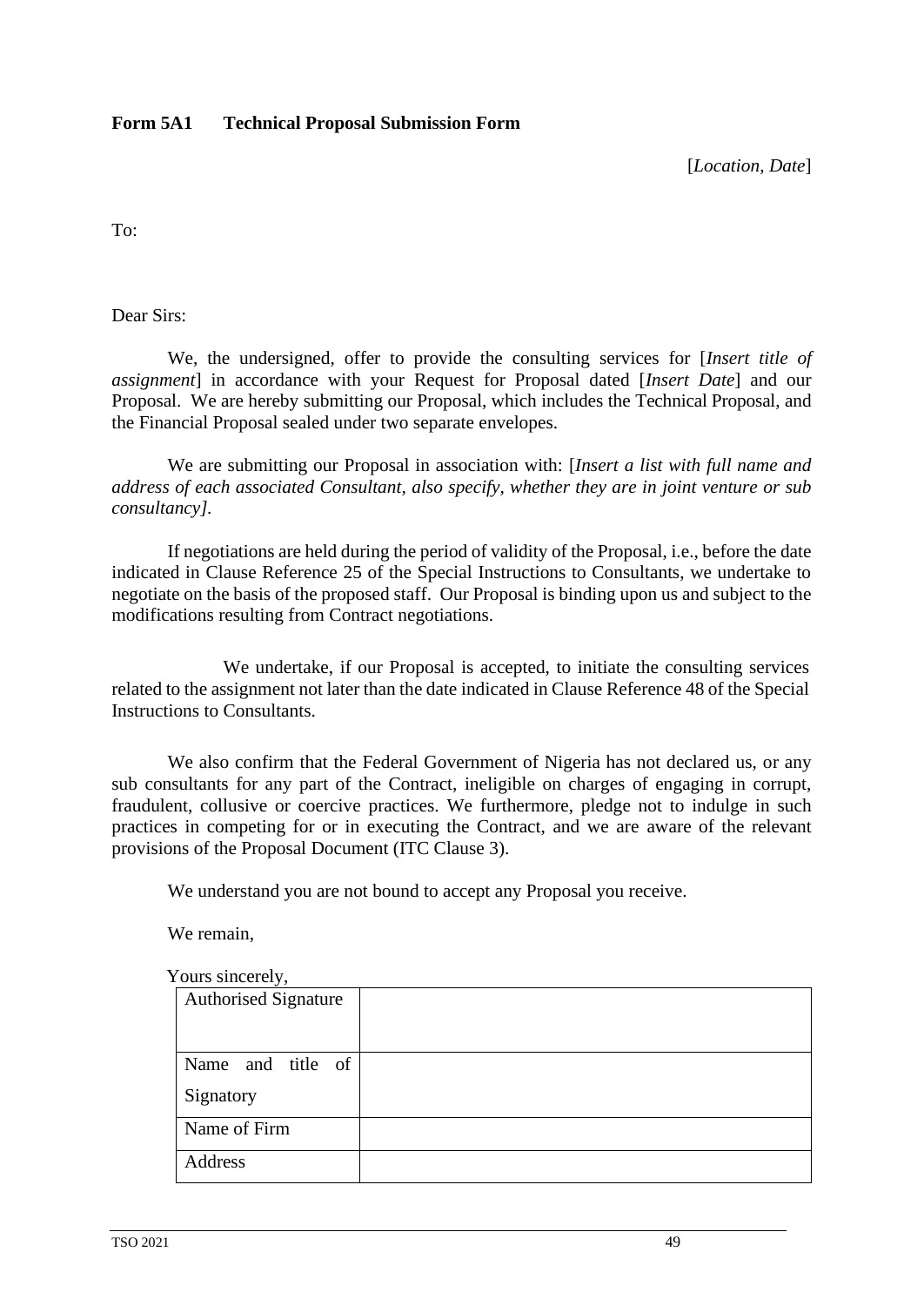**Form 5A1 Technical Proposal Submission Form**

[*Location, Date*]

To:

Dear Sirs:

We, the undersigned, offer to provide the consulting services for [*Insert title of assignment*] in accordance with your Request for Proposal dated [*Insert Date*] and our Proposal. We are hereby submitting our Proposal, which includes the Technical Proposal, and the Financial Proposal sealed under two separate envelopes.

We are submitting our Proposal in association with: [*Insert a list with full name and address of each associated Consultant, also specify, whether they are in joint venture or sub consultancy]*.

If negotiations are held during the period of validity of the Proposal, i.e., before the date indicated in Clause Reference 25 of the Special Instructions to Consultants, we undertake to negotiate on the basis of the proposed staff. Our Proposal is binding upon us and subject to the modifications resulting from Contract negotiations.

We undertake, if our Proposal is accepted, to initiate the consulting services related to the assignment not later than the date indicated in Clause Reference 48 of the Special Instructions to Consultants.

We also confirm that the Federal Government of Nigeria has not declared us, or any sub consultants for any part of the Contract, ineligible on charges of engaging in corrupt, fraudulent, collusive or coercive practices. We furthermore, pledge not to indulge in such practices in competing for or in executing the Contract, and we are aware of the relevant provisions of the Proposal Document (ITC Clause 3).

We understand you are not bound to accept any Proposal you receive.

We remain,

Yours sincerely,

| Authorised Signature | |
|---|---|
| Name and title of Signatory | |
| Name of Firm | |
| Address | |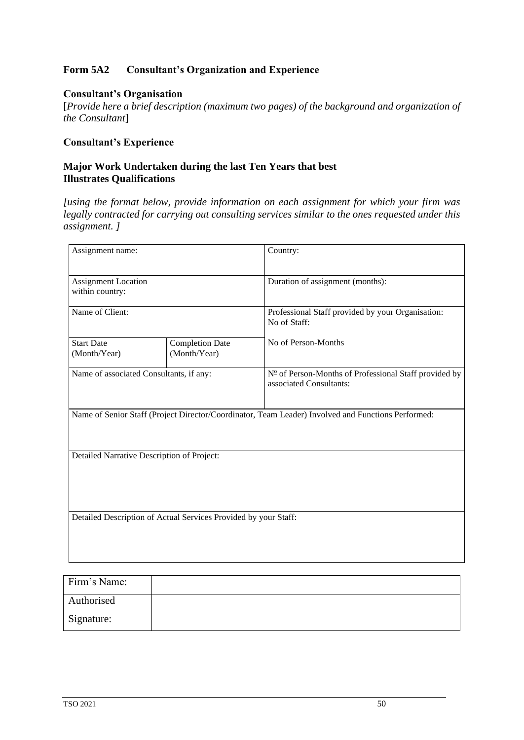## Form 5A2 Consultant's Organization and Experience

### Consultant's Organisation

[*Provide here a brief description (maximum two pages) of the background and organization of the Consultant*]

### Consultant's Experience

### Major Work Undertaken during the last Ten Years that best Illustrates Qualifications

*[using the format below, provide information on each assignment for which your firm was legally contracted for carrying out consulting services similar to the ones requested under this assignment. ]*

| Assignment name: | | Country: |
|---|---|---|
| Assignment Location within country: | | Duration of assignment (months): |
| Name of Client: | | Professional Staff provided by your Organisation: No of Staff: |
| Start Date (Month/Year) | Completion Date (Month/Year) | No of Person-Months |
| Name of associated Consultants, if any: | | Nº of Person-Months of Professional Staff provided by associated Consultants: |
| Name of Senior Staff (Project Director/Coordinator, Team Leader) Involved and Functions Performed: | | |
| Detailed Narrative Description of Project: | | |
| Detailed Description of Actual Services Provided by your Staff: | | |

| Firm's Name: | |
|---|---|
| Authorised Signature: | |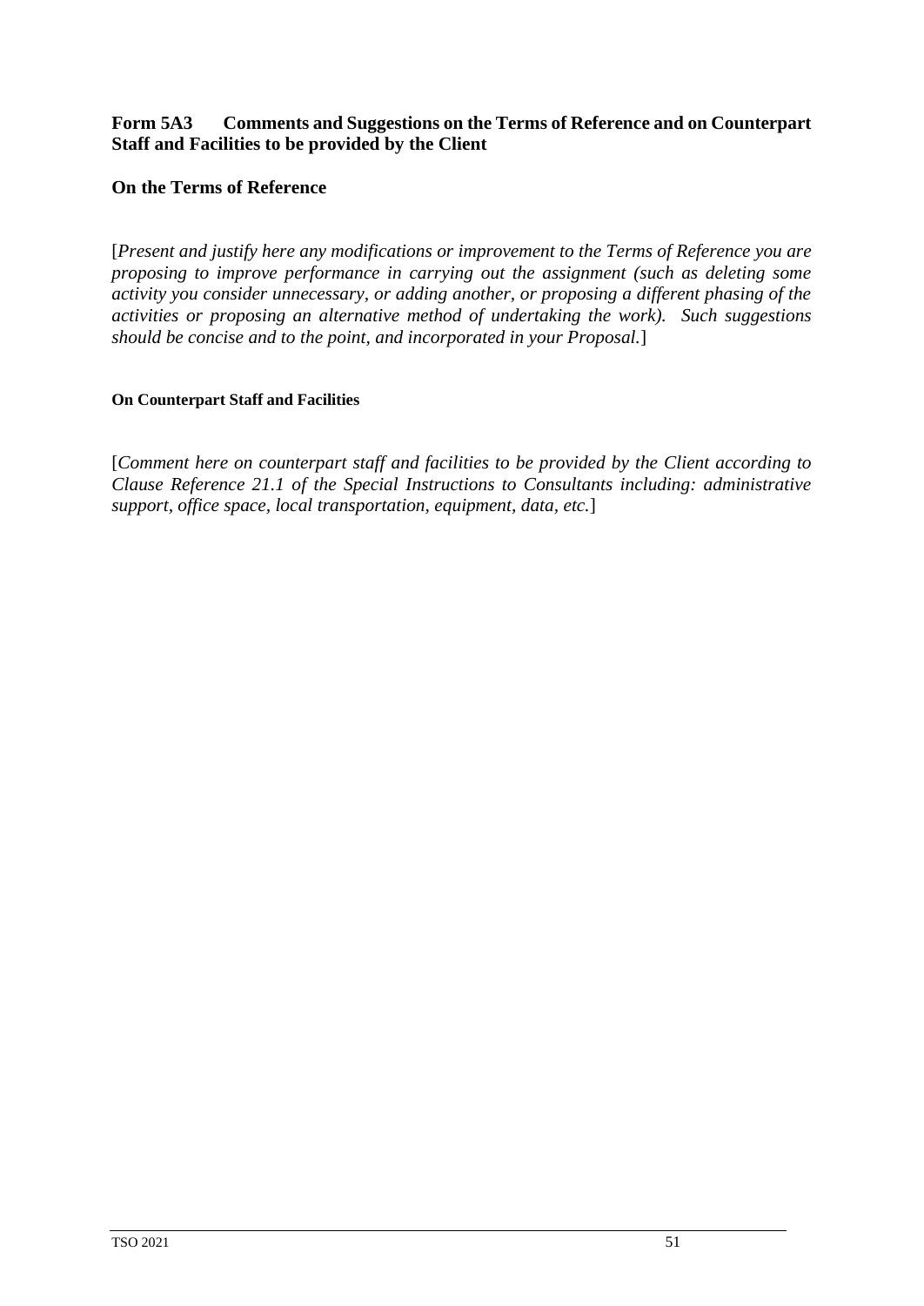## Form 5A3 Comments and Suggestions on the Terms of Reference and on Counterpart Staff and Facilities to be provided by the Client

### On the Terms of Reference

[*Present and justify here any modifications or improvement to the Terms of Reference you are proposing to improve performance in carrying out the assignment (such as deleting some activity you consider unnecessary, or adding another, or proposing a different phasing of the activities or proposing an alternative method of undertaking the work). Such suggestions should be concise and to the point, and incorporated in your Proposal.*]

#### On Counterpart Staff and Facilities

[*Comment here on counterpart staff and facilities to be provided by the Client according to Clause Reference 21.1 of the Special Instructions to Consultants including: administrative support, office space, local transportation, equipment, data, etc.*]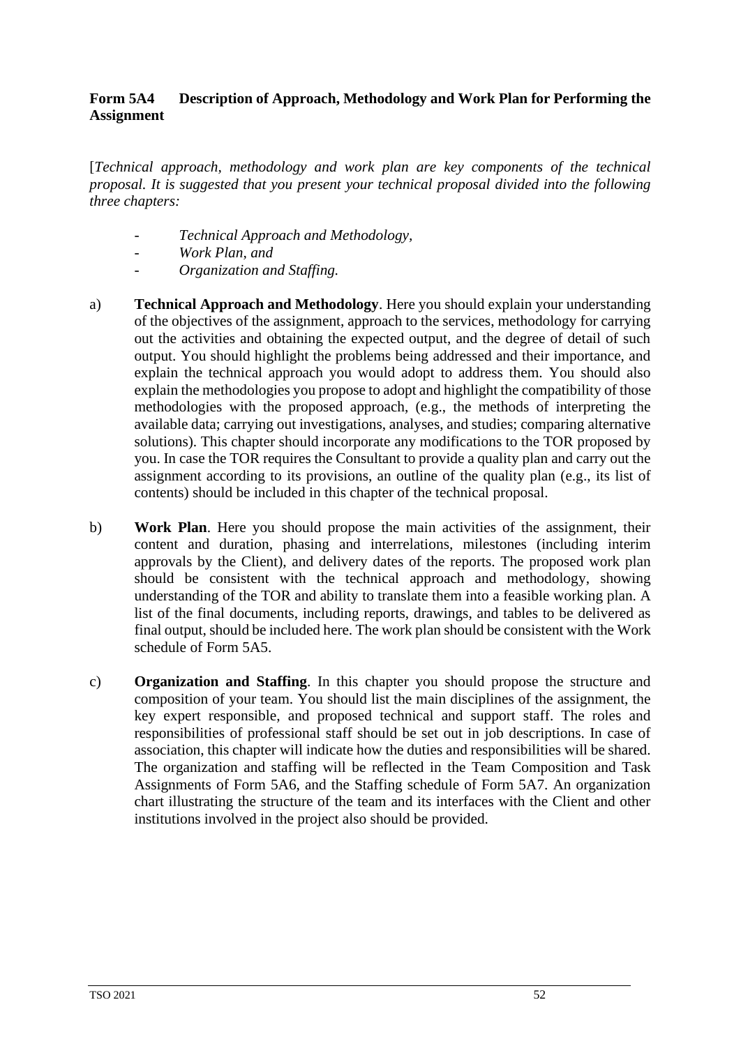**Form 5A4 Description of Approach, Methodology and Work Plan for Performing the Assignment**

[*Technical approach, methodology and work plan are key components of the technical proposal. It is suggested that you present your technical proposal divided into the following three chapters:*

- *Technical Approach and Methodology,*
- *Work Plan, and*
- *Organization and Staffing.*

a) **Technical Approach and Methodology**. Here you should explain your understanding of the objectives of the assignment, approach to the services, methodology for carrying out the activities and obtaining the expected output, and the degree of detail of such output. You should highlight the problems being addressed and their importance, and explain the technical approach you would adopt to address them. You should also explain the methodologies you propose to adopt and highlight the compatibility of those methodologies with the proposed approach, (e.g., the methods of interpreting the available data; carrying out investigations, analyses, and studies; comparing alternative solutions). This chapter should incorporate any modifications to the TOR proposed by you. In case the TOR requires the Consultant to provide a quality plan and carry out the assignment according to its provisions, an outline of the quality plan (e.g., its list of contents) should be included in this chapter of the technical proposal.

b) **Work Plan**. Here you should propose the main activities of the assignment, their content and duration, phasing and interrelations, milestones (including interim approvals by the Client), and delivery dates of the reports. The proposed work plan should be consistent with the technical approach and methodology, showing understanding of the TOR and ability to translate them into a feasible working plan. A list of the final documents, including reports, drawings, and tables to be delivered as final output, should be included here. The work plan should be consistent with the Work schedule of Form 5A5.

c) **Organization and Staffing**. In this chapter you should propose the structure and composition of your team. You should list the main disciplines of the assignment, the key expert responsible, and proposed technical and support staff. The roles and responsibilities of professional staff should be set out in job descriptions. In case of association, this chapter will indicate how the duties and responsibilities will be shared. The organization and staffing will be reflected in the Team Composition and Task Assignments of Form 5A6, and the Staffing schedule of Form 5A7. An organization chart illustrating the structure of the team and its interfaces with the Client and other institutions involved in the project also should be provided.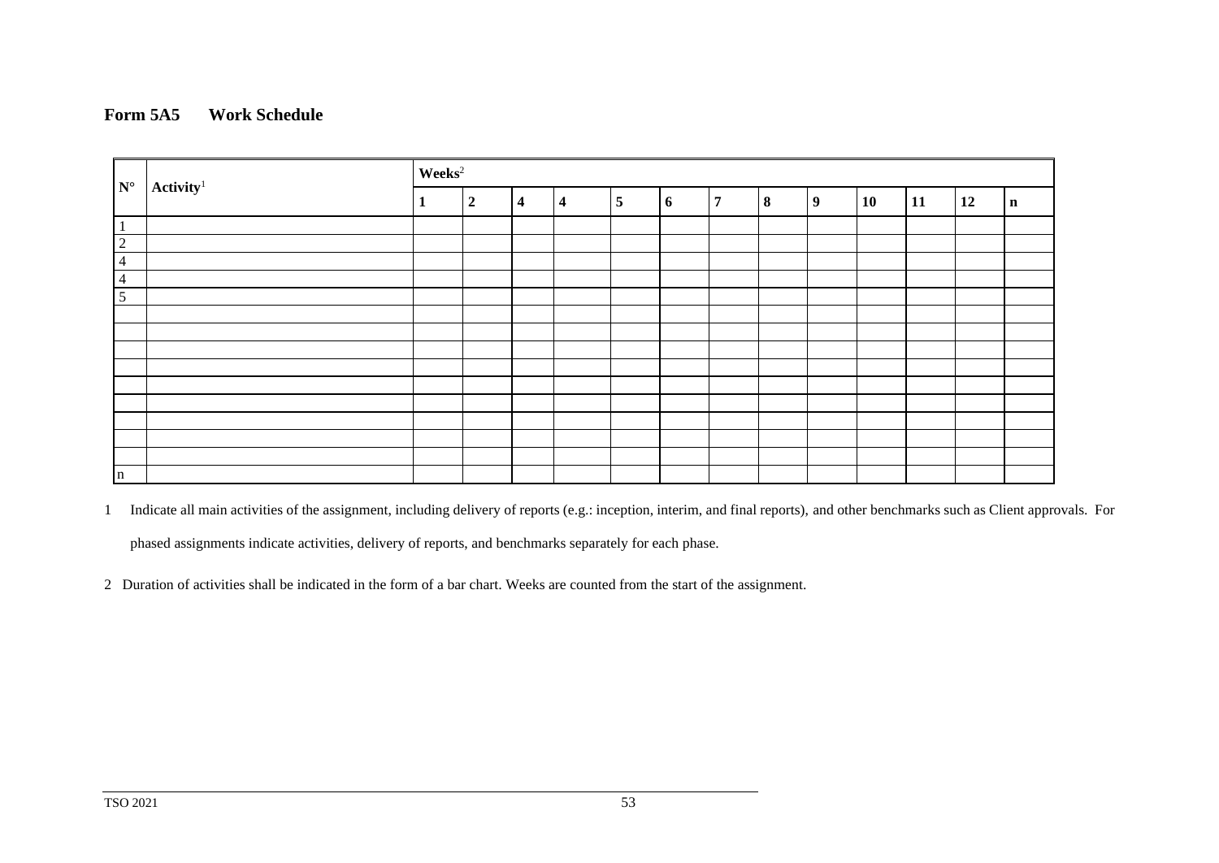## Form 5A5 Work Schedule

| N° | Activity[1] | Weeks[2] | | | | | | | | | | | | |
|---|---|---|---|---|---|---|---|---|---|---|---|---|---|---|
| | | **1** | **2** | **4** | **4** | **5** | **6** | **7** | **8** | **9** | **10** | **11** | **12** | **n** |
| 1 | | | | | | | | | | | | | | |
| 2 | | | | | | | | | | | | | | |
| 4 | | | | | | | | | | | | | | |
| 4 | | | | | | | | | | | | | | |
| 5 | | | | | | | | | | | | | | |
| | | | | | | | | | | | | | | |
| | | | | | | | | | | | | | | |
| | | | | | | | | | | | | | | |
| | | | | | | | | | | | | | | |
| | | | | | | | | | | | | | | |
| | | | | | | | | | | | | | | |
| | | | | | | | | | | | | | | |
| | | | | | | | | | | | | | | |
| | | | | | | | | | | | | | | |
| n | | | | | | | | | | | | | | |

1 Indicate all main activities of the assignment, including delivery of reports (e.g.: inception, interim, and final reports), and other benchmarks such as Client approvals. For phased assignments indicate activities, delivery of reports, and benchmarks separately for each phase.

2 Duration of activities shall be indicated in the form of a bar chart. Weeks are counted from the start of the assignment.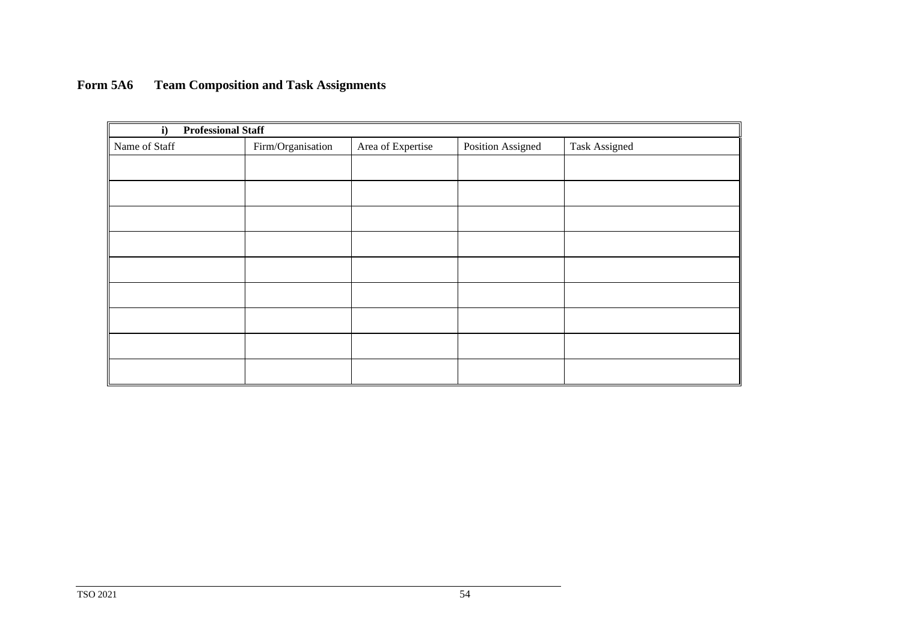## Form 5A6 Team Composition and Task Assignments

| i) **Professional Staff** | | | | |
|---|---|---|---|---|
| Name of Staff | Firm/Organisation | Area of Expertise | Position Assigned | Task Assigned |
| | | | | |
| | | | | |
| | | | | |
| | | | | |
| | | | | |
| | | | | |
| | | | | |
| | | | | |
| | | | | |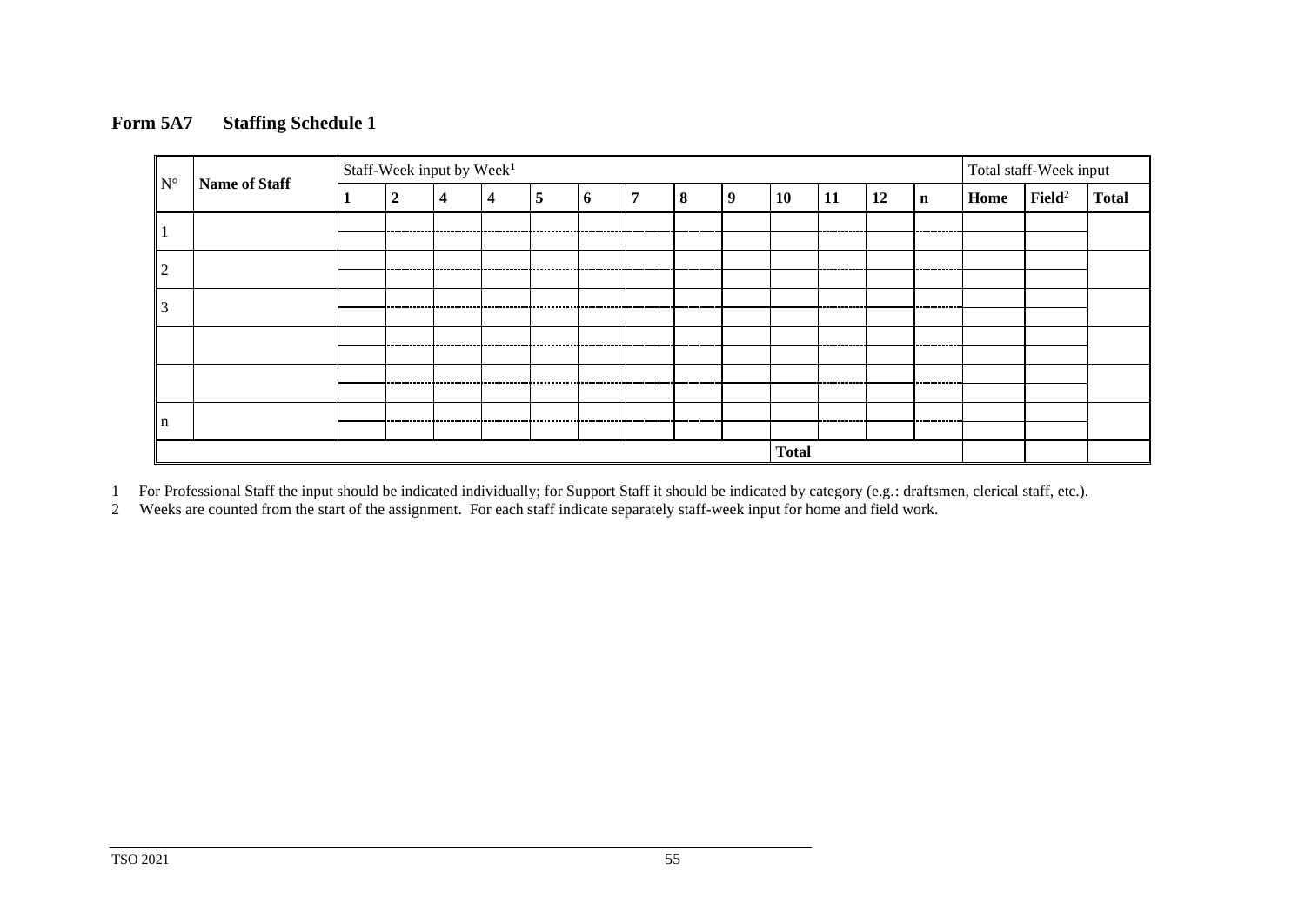**Form 5A7 Staffing Schedule 1**

| N° | Name of Staff | Staff-Week input by Week[1] | | | | | | | | | | | | | Total staff-Week input | | |
|---|---|---|---|---|---|---|---|---|---|---|---|---|---|---|---|---|---|
| | | 1 | 2 | 4 | 4 | 5 | 6 | 7 | 8 | 9 | 10 | 11 | 12 | n | Home | Field[2] | Total |
| 1 | | | | | | | | | | | | | | | | | |
| 2 | | | | | | | | | | | | | | | | | |
| 3 | | | | | | | | | | | | | | | | | |
| | | | | | | | | | | | | | | | | | |
| | | | | | | | | | | | | | | | | | |
| n | | | | | | | | | | | | | | | | | |
| | | | | | | | | | | | Total | | | | | | |

1 For Professional Staff the input should be indicated individually; for Support Staff it should be indicated by category (e.g.: draftsmen, clerical staff, etc.).

2 Weeks are counted from the start of the assignment. For each staff indicate separately staff-week input for home and field work.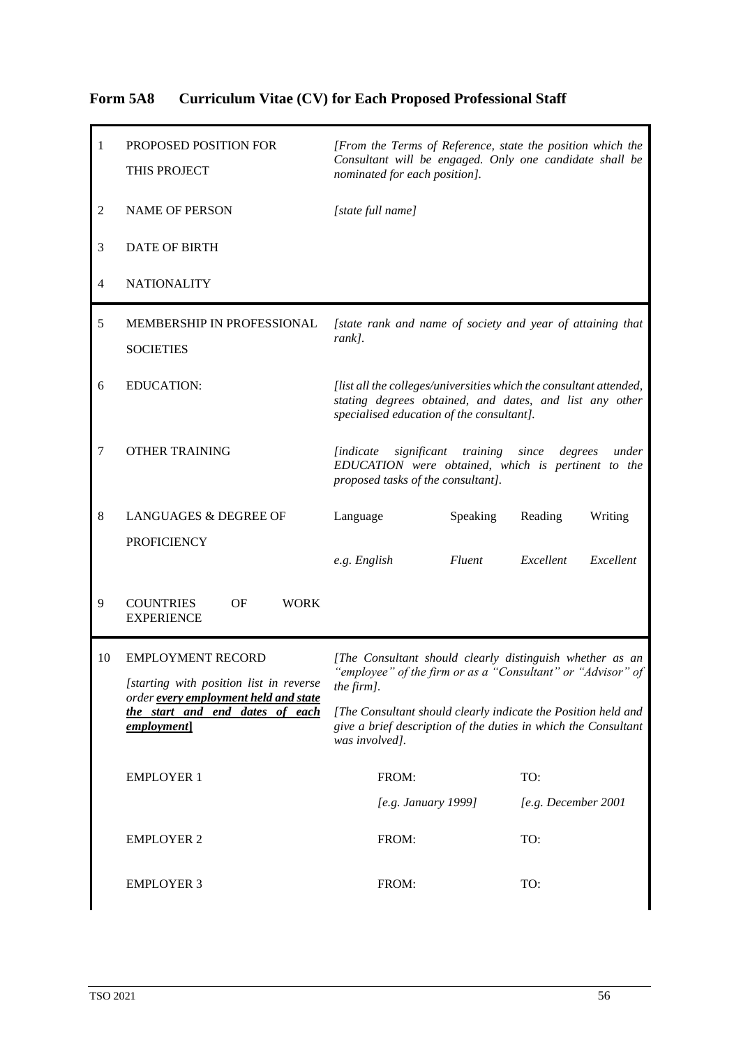## Form 5A8 Curriculum Vitae (CV) for Each Proposed Professional Staff

| | | | | | |
|---|---|---|---|---|---|
| 1 | PROPOSED POSITION FOR THIS PROJECT | *[From the Terms of Reference, state the position which the Consultant will be engaged. Only one candidate shall be nominated for each position].* | | | |
| 2 | NAME OF PERSON | *[state full name]* | | | |
| 3 | DATE OF BIRTH | | | | |
| 4 | NATIONALITY | | | | |
| 5 | MEMBERSHIP IN PROFESSIONAL SOCIETIES | *[state rank and name of society and year of attaining that rank].* | | | |
| 6 | EDUCATION: | *[list all the colleges/universities which the consultant attended, stating degrees obtained, and dates, and list any other specialised education of the consultant].* | | | |
| 7 | OTHER TRAINING | *[indicate significant training since degrees under EDUCATION were obtained, which is pertinent to the proposed tasks of the consultant].* | | | |
| 8 | LANGUAGES & DEGREE OF PROFICIENCY | Language | Speaking | Reading | Writing |
| | | *e.g. English* | *Fluent* | *Excellent* | *Excellent* |
| 9 | COUNTRIES OF WORK EXPERIENCE | | | | |
| 10 | EMPLOYMENT RECORD *[starting with position list in reverse order* ***every employment held and state the start and end dates of each employment*****]** | *[The Consultant should clearly distinguish whether as an "employee" of the firm or as a "Consultant" or "Advisor" of the firm].* *[The Consultant should clearly indicate the Position held and give a brief description of the duties in which the Consultant was involved].* | | | |
| | EMPLOYER 1 | FROM: *[e.g. January 1999]* | | TO: *[e.g. December 2001* | |
| | EMPLOYER 2 | FROM: | | TO: | |
| | EMPLOYER 3 | FROM: | | TO: | |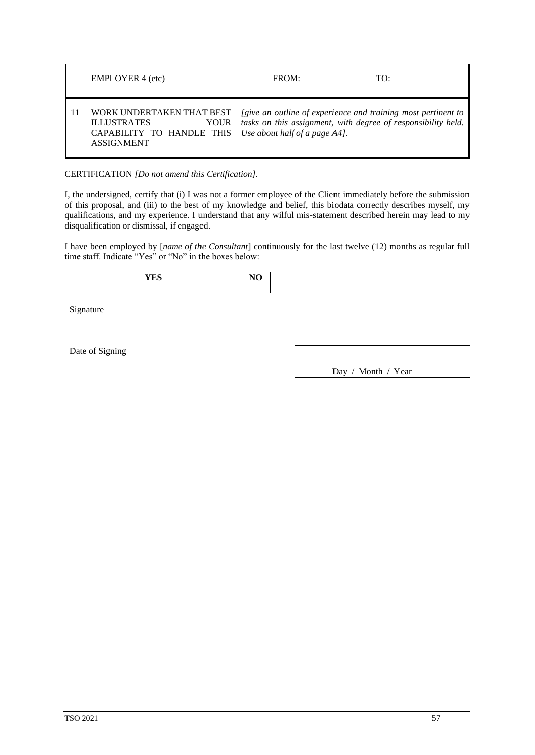| | | | |
|---|---|---|---|
| | EMPLOYER 4 (etc) | FROM: | TO: |
| 11 | WORK UNDERTAKEN THAT BEST ILLUSTRATES YOUR CAPABILITY TO HANDLE THIS ASSIGNMENT | *[give an outline of experience and training most pertinent to tasks on this assignment, with degree of responsibility held. Use about half of a page A4].* | |

CERTIFICATION *[Do not amend this Certification].*

I, the undersigned, certify that (i) I was not a former employee of the Client immediately before the submission of this proposal, and (iii) to the best of my knowledge and belief, this biodata correctly describes myself, my qualifications, and my experience. I understand that any wilful mis-statement described herein may lead to my disqualification or dismissal, if engaged.

I have been employed by [*name of the Consultant*] continuously for the last twelve (12) months as regular full time staff. Indicate "Yes" or "No" in the boxes below:

**YES** ☐ **NO** ☐

| | |
|---|---|
| Signature | |
| Date of Signing | Day / Month / Year |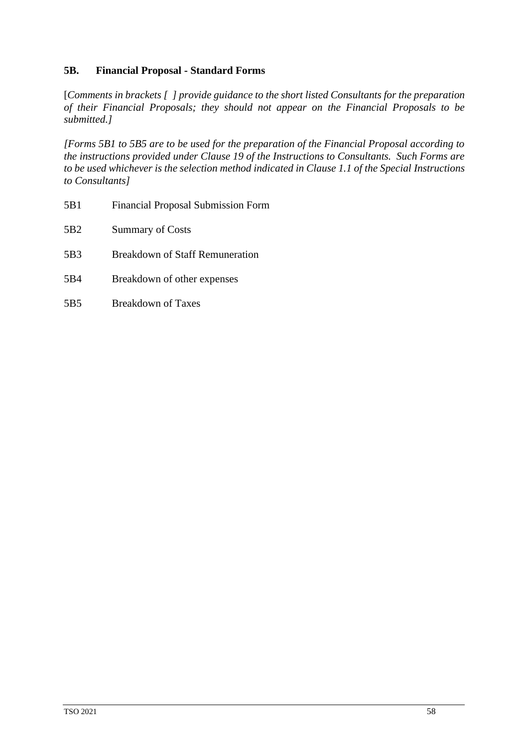## 5B. Financial Proposal - Standard Forms

[*Comments in brackets [ ] provide guidance to the short listed Consultants for the preparation of their Financial Proposals; they should not appear on the Financial Proposals to be submitted.]*

*[Forms 5B1 to 5B5 are to be used for the preparation of the Financial Proposal according to the instructions provided under Clause 19 of the Instructions to Consultants. Such Forms are to be used whichever is the selection method indicated in Clause 1.1 of the Special Instructions to Consultants]*

5B1 Financial Proposal Submission Form

5B2 Summary of Costs

5B3 Breakdown of Staff Remuneration

5B4 Breakdown of other expenses

5B5 Breakdown of Taxes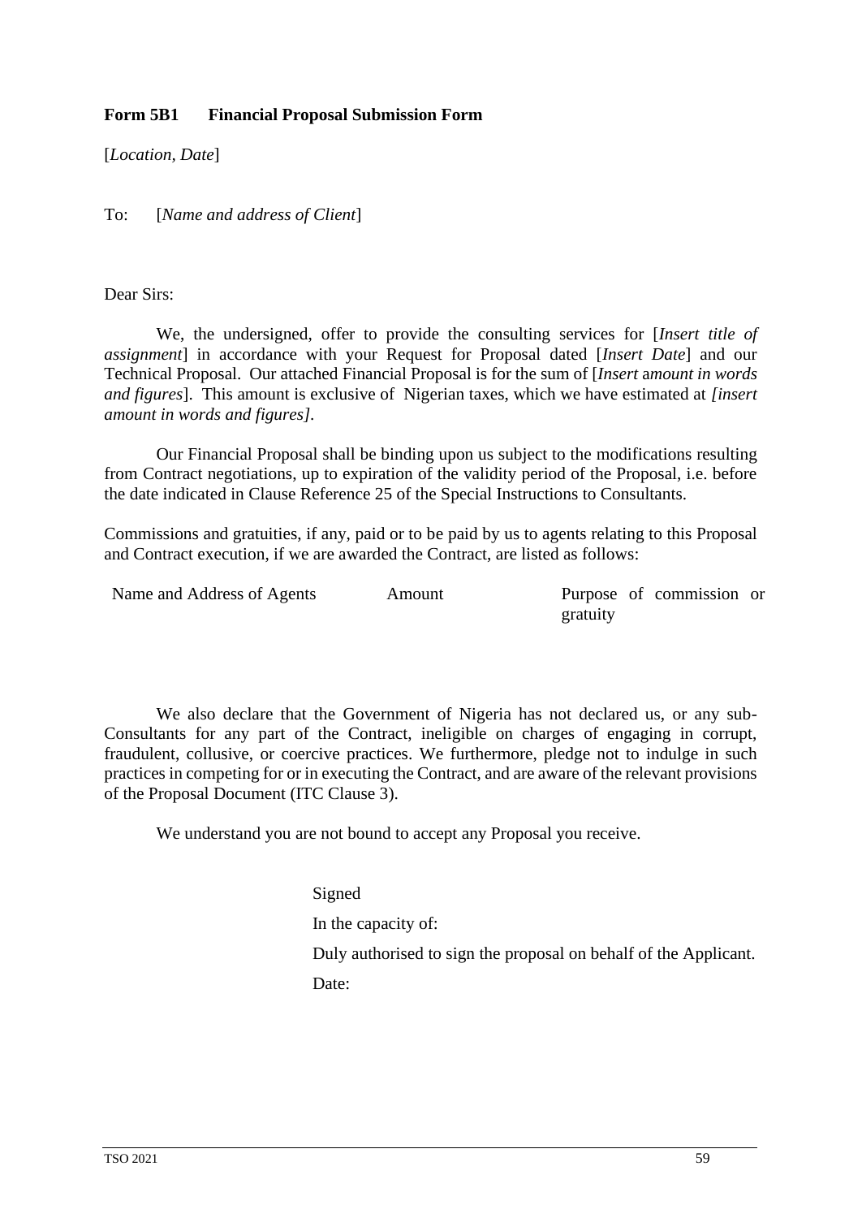**Form 5B1 Financial Proposal Submission Form**

[*Location, Date*]

To: [*Name and address of Client*]

Dear Sirs:

We, the undersigned, offer to provide the consulting services for [*Insert title of assignment*] in accordance with your Request for Proposal dated [*Insert Date*] and our Technical Proposal. Our attached Financial Proposal is for the sum of [*Insert amount in words and figures*]. This amount is exclusive of Nigerian taxes, which we have estimated at *[insert amount in words and figures]*.

Our Financial Proposal shall be binding upon us subject to the modifications resulting from Contract negotiations, up to expiration of the validity period of the Proposal, i.e. before the date indicated in Clause Reference 25 of the Special Instructions to Consultants.

Commissions and gratuities, if any, paid or to be paid by us to agents relating to this Proposal and Contract execution, if we are awarded the Contract, are listed as follows:

| Name and Address of Agents | Amount | Purpose of commission or gratuity |
| --- | --- | --- |
| | | |

We also declare that the Government of Nigeria has not declared us, or any sub-Consultants for any part of the Contract, ineligible on charges of engaging in corrupt, fraudulent, collusive, or coercive practices. We furthermore, pledge not to indulge in such practices in competing for or in executing the Contract, and are aware of the relevant provisions of the Proposal Document (ITC Clause 3).

We understand you are not bound to accept any Proposal you receive.

Signed

In the capacity of:

Duly authorised to sign the proposal on behalf of the Applicant.

Date: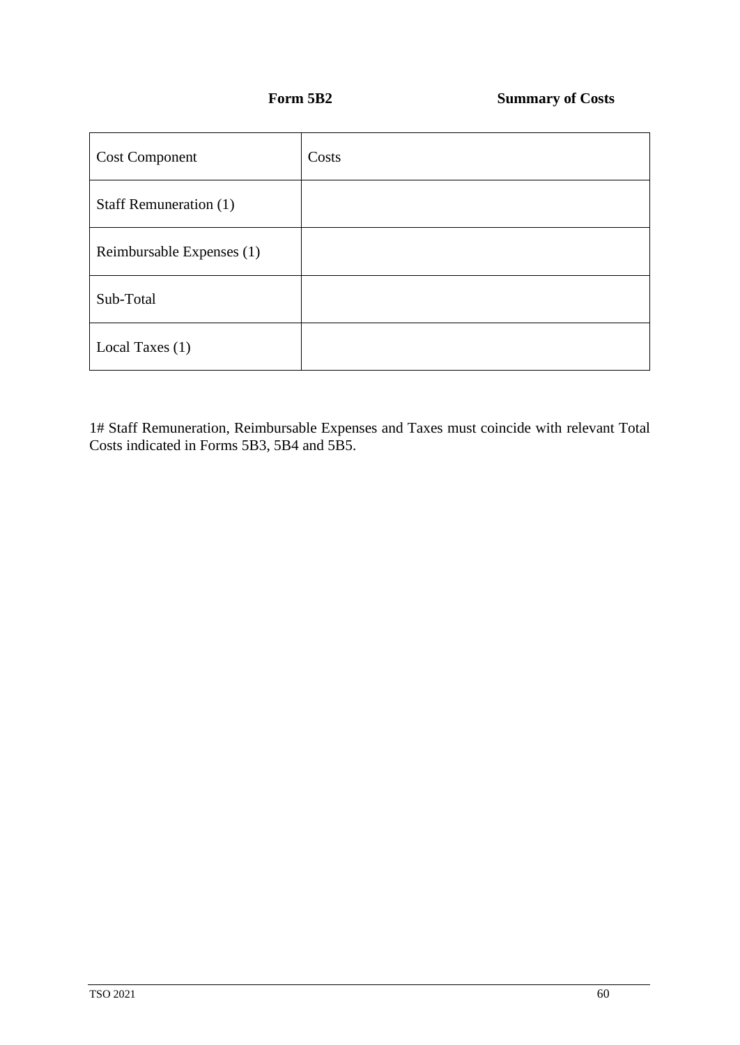**Form 5B2** **Summary of Costs**

| Cost Component | Costs |
|---|---|
| Staff Remuneration (1) | |
| Reimbursable Expenses (1) | |
| Sub-Total | |
| Local Taxes (1) | |

1# Staff Remuneration, Reimbursable Expenses and Taxes must coincide with relevant Total Costs indicated in Forms 5B3, 5B4 and 5B5.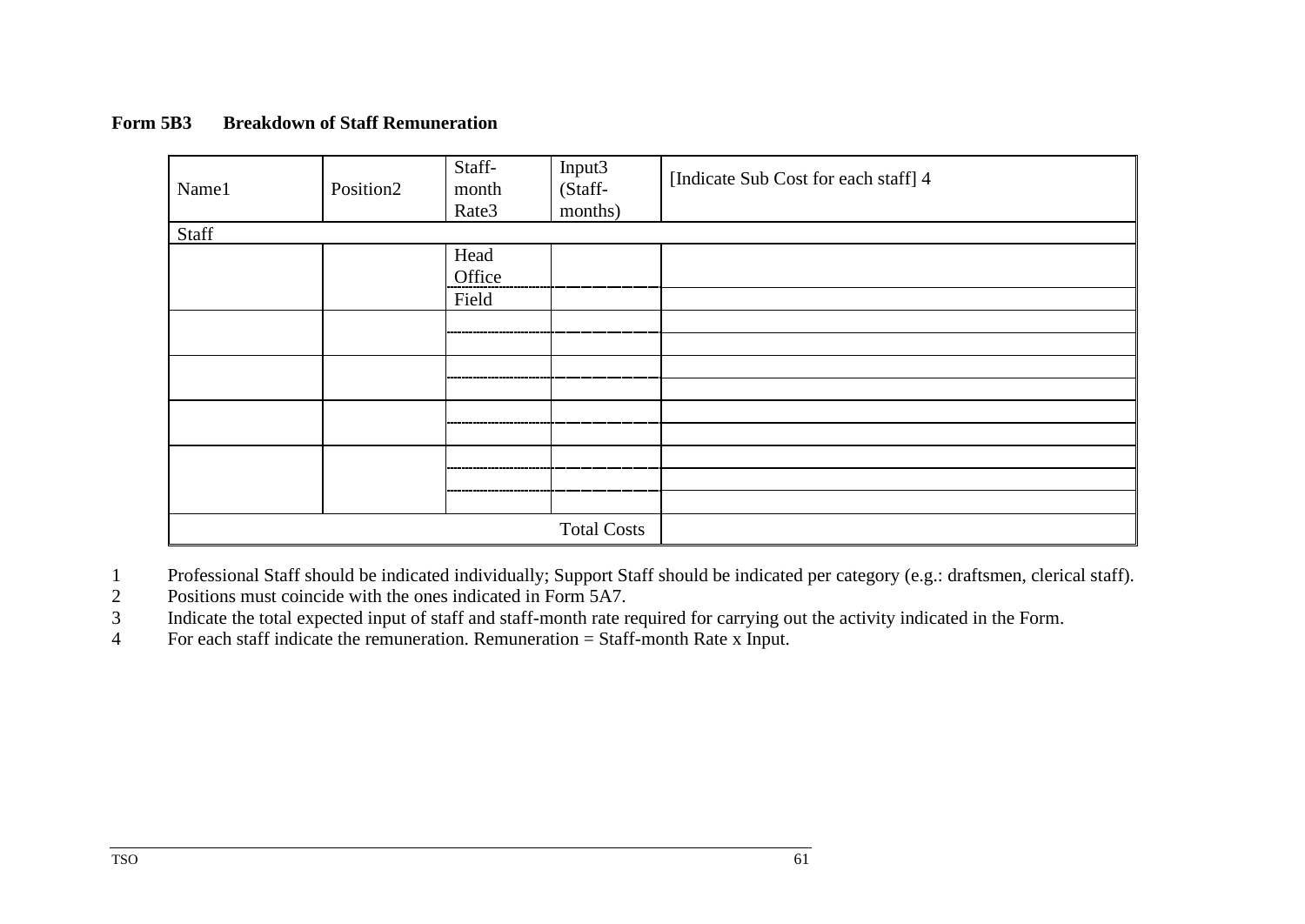**Form 5B3 Breakdown of Staff Remuneration**

| Name[1] | Position[2] | Staff-month Rate[3] | Input[3] (Staff-months) | [Indicate Sub Cost for each staff] [4] |
|---|---|---|---|---|
| Staff | | | | |
| | | Head Office | | |
| | | Field | | |
| | | | | |
| | | | | |
| | | | | |
| | | | | |
| | | | | |
| | | | | |
| | | | | |
| | | | | |
| | | | | |
| | | | Total Costs | |

1 Professional Staff should be indicated individually; Support Staff should be indicated per category (e.g.: draftsmen, clerical staff).

2 Positions must coincide with the ones indicated in Form 5A7.

3 Indicate the total expected input of staff and staff-month rate required for carrying out the activity indicated in the Form.

4 For each staff indicate the remuneration. Remuneration = Staff-month Rate x Input.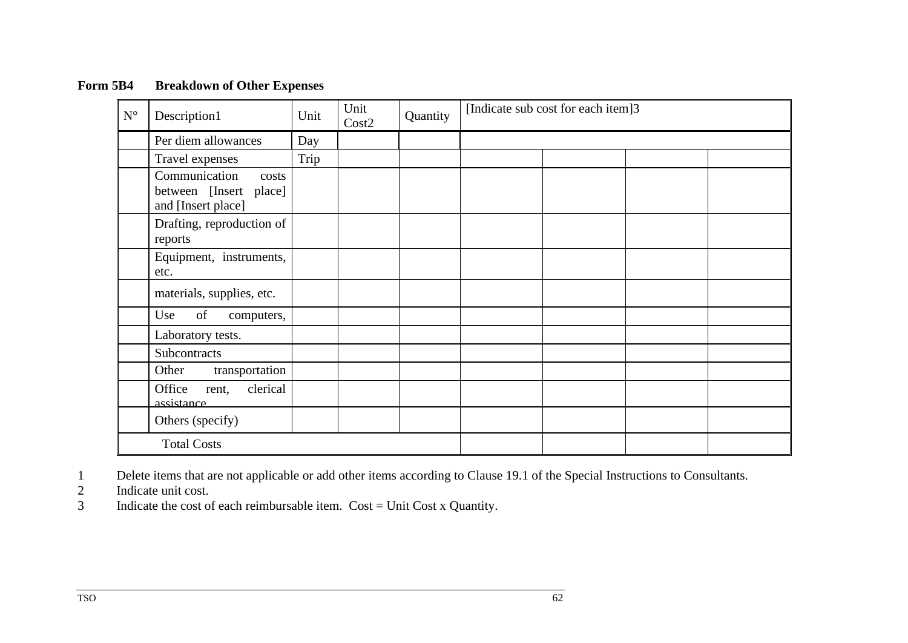**Form 5B4 Breakdown of Other Expenses**

| N° | Description[1] | Unit | Unit Cost[2] | Quantity | [Indicate sub cost for each item][3] | | | |
|---|---|---|---|---|---|---|---|---|
| | Per diem allowances | Day | | | | | | |
| | Travel expenses | Trip | | | | | | |
| | Communication costs between [Insert place] and [Insert place] | | | | | | | |
| | Drafting, reproduction of reports | | | | | | | |
| | Equipment, instruments, etc. | | | | | | | |
| | materials, supplies, etc. | | | | | | | |
| | Use of computers, | | | | | | | |
| | Laboratory tests. | | | | | | | |
| | Subcontracts | | | | | | | |
| | Other transportation | | | | | | | |
| | Office rent, clerical assistance | | | | | | | |
| | Others (specify) | | | | | | | |
| | Total Costs | | | | | | | |

1 Delete items that are not applicable or add other items according to Clause 19.1 of the Special Instructions to Consultants.

2 Indicate unit cost.

3 Indicate the cost of each reimbursable item. Cost = Unit Cost x Quantity.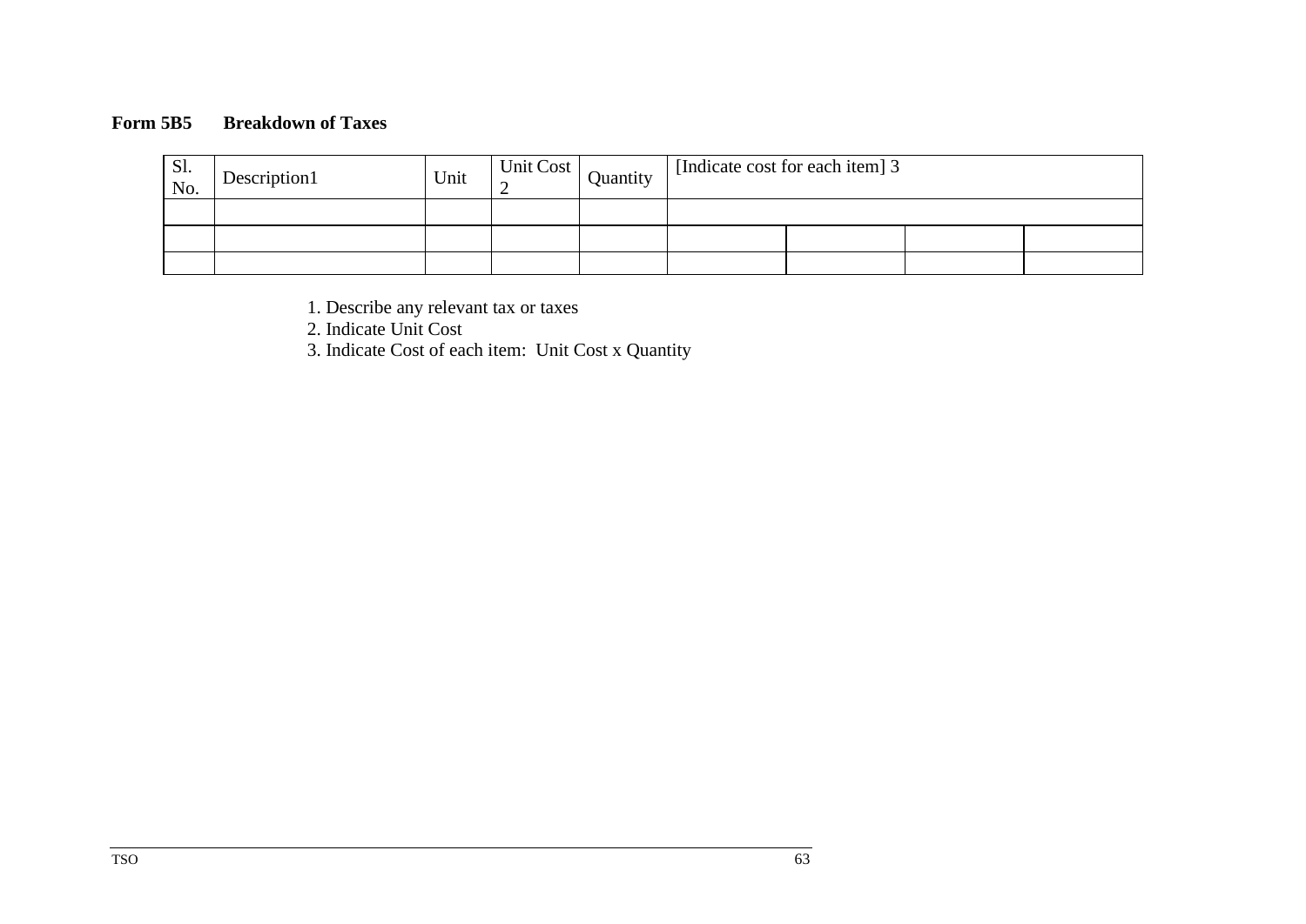**Form 5B5 Breakdown of Taxes**

| Sl. No. | Description1 | Unit | Unit Cost 2 | Quantity | [Indicate cost for each item] 3 | | | |
|---|---|---|---|---|---|---|---|---|
| | | | | | | | | |
| | | | | | | | | |
| | | | | | | | | |

1. Describe any relevant tax or taxes
2. Indicate Unit Cost
3. Indicate Cost of each item: Unit Cost x Quantity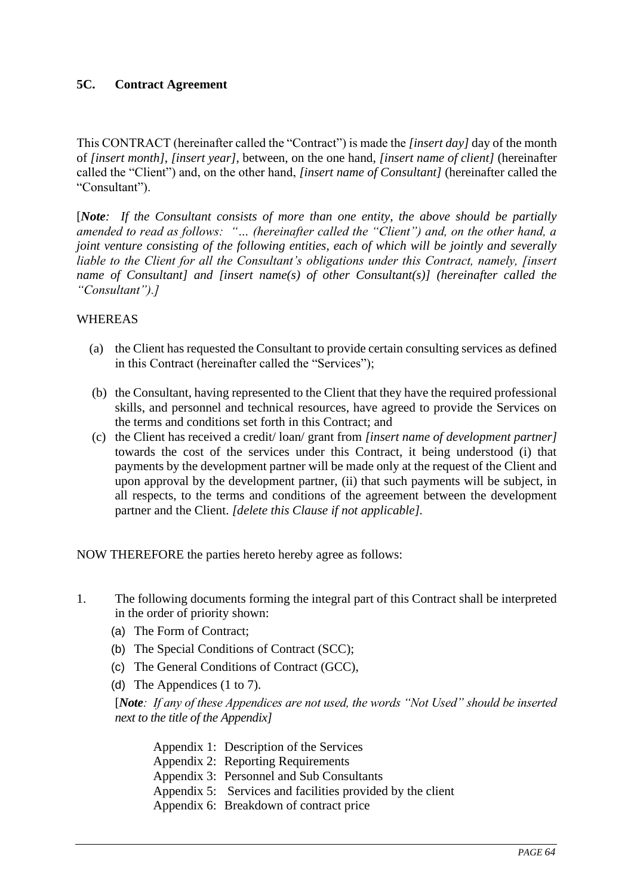## 5C. Contract Agreement

This CONTRACT (hereinafter called the "Contract") is made the *[insert day]* day of the month of *[insert month]*, *[insert year]*, between, on the one hand, *[insert name of client]* (hereinafter called the "Client") and, on the other hand, *[insert name of Consultant]* (hereinafter called the "Consultant").

[***Note**: If the Consultant consists of more than one entity, the above should be partially amended to read as follows: "… (hereinafter called the "Client") and, on the other hand, a joint venture consisting of the following entities, each of which will be jointly and severally liable to the Client for all the Consultant's obligations under this Contract, namely, [insert name of Consultant] and [insert name(s) of other Consultant(s)] (hereinafter called the "Consultant").]*

WHEREAS

(a) the Client has requested the Consultant to provide certain consulting services as defined in this Contract (hereinafter called the "Services");

(b) the Consultant, having represented to the Client that they have the required professional skills, and personnel and technical resources, have agreed to provide the Services on the terms and conditions set forth in this Contract; and

(c) the Client has received a credit/ loan/ grant from *[insert name of development partner]* towards the cost of the services under this Contract, it being understood (i) that payments by the development partner will be made only at the request of the Client and upon approval by the development partner, (ii) that such payments will be subject, in all respects, to the terms and conditions of the agreement between the development partner and the Client. *[delete this Clause if not applicable].*

NOW THEREFORE the parties hereto hereby agree as follows:

1. The following documents forming the integral part of this Contract shall be interpreted in the order of priority shown:
   (a) The Form of Contract;
   (b) The Special Conditions of Contract (SCC);
   (c) The General Conditions of Contract (GCC),
   (d) The Appendices (1 to 7).

   [***Note**: If any of these Appendices are not used, the words "Not Used" should be inserted next to the title of the Appendix]*

   Appendix 1: Description of the Services
   Appendix 2: Reporting Requirements
   Appendix 3: Personnel and Sub Consultants
   Appendix 5: Services and facilities provided by the client
   Appendix 6: Breakdown of contract price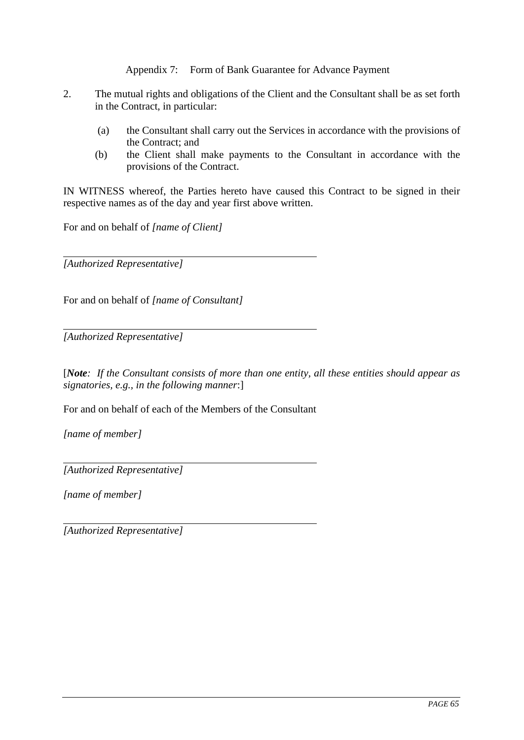Appendix 7: Form of Bank Guarantee for Advance Payment

2. The mutual rights and obligations of the Client and the Consultant shall be as set forth in the Contract, in particular:

   (a) the Consultant shall carry out the Services in accordance with the provisions of the Contract; and
   (b) the Client shall make payments to the Consultant in accordance with the provisions of the Contract.

IN WITNESS whereof, the Parties hereto have caused this Contract to be signed in their respective names as of the day and year first above written.

For and on behalf of *[name of Client]*

_______________________________________________
*[Authorized Representative]*

For and on behalf of *[name of Consultant]*

_______________________________________________
*[Authorized Representative]*

[***Note***: *If the Consultant consists of more than one entity, all these entities should appear as signatories, e.g., in the following manner*:]

For and on behalf of each of the Members of the Consultant

*[name of member]*

_______________________________________________
*[Authorized Representative]*

*[name of member]*

_______________________________________________
*[Authorized Representative]*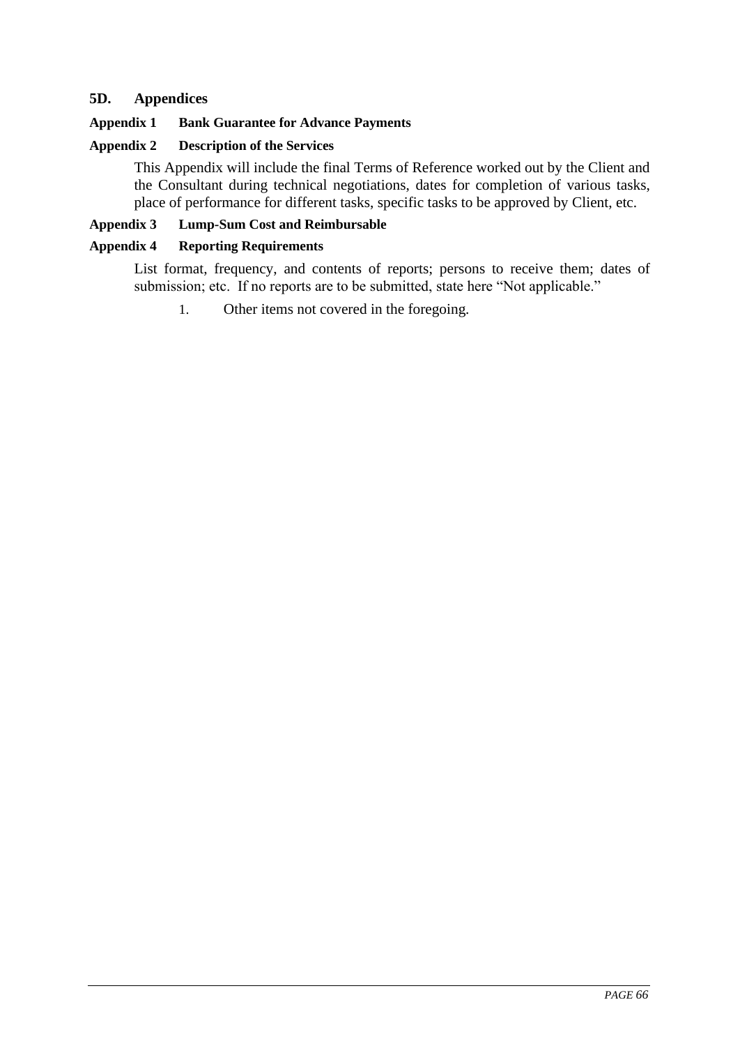## 5D. Appendices

### Appendix 1 Bank Guarantee for Advance Payments

### Appendix 2 Description of the Services

This Appendix will include the final Terms of Reference worked out by the Client and the Consultant during technical negotiations, dates for completion of various tasks, place of performance for different tasks, specific tasks to be approved by Client, etc.

### Appendix 3 Lump-Sum Cost and Reimbursable

### Appendix 4 Reporting Requirements

List format, frequency, and contents of reports; persons to receive them; dates of submission; etc. If no reports are to be submitted, state here "Not applicable."

1. Other items not covered in the foregoing.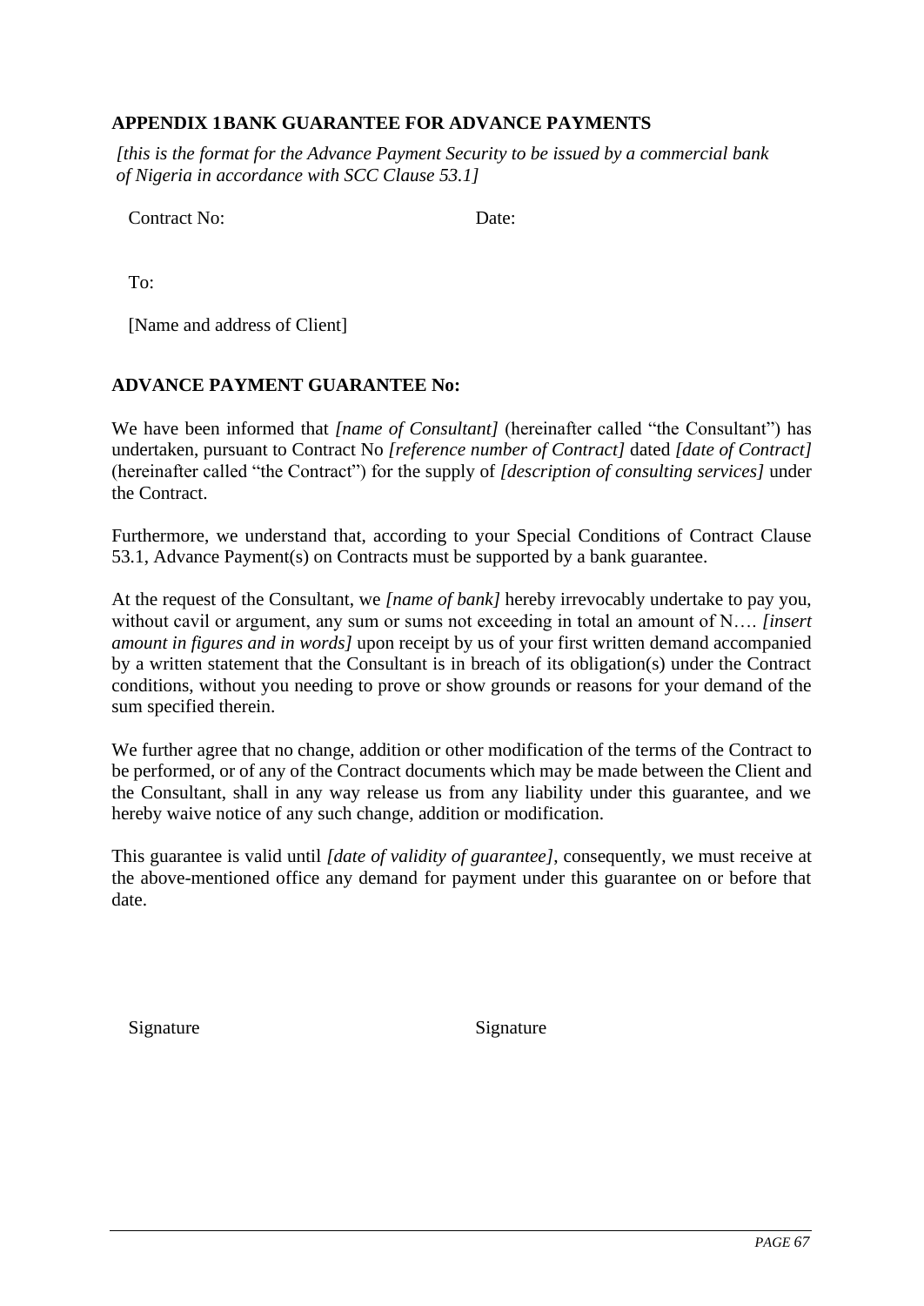## APPENDIX 1BANK GUARANTEE FOR ADVANCE PAYMENTS

*[this is the format for the Advance Payment Security to be issued by a commercial bank of Nigeria in accordance with SCC Clause 53.1]*

Contract No: Date:

To:

[Name and address of Client]

## ADVANCE PAYMENT GUARANTEE No:

We have been informed that *[name of Consultant]* (hereinafter called "the Consultant") has undertaken, pursuant to Contract No *[reference number of Contract]* dated *[date of Contract]* (hereinafter called "the Contract") for the supply of *[description of consulting services]* under the Contract.

Furthermore, we understand that, according to your Special Conditions of Contract Clause 53.1, Advance Payment(s) on Contracts must be supported by a bank guarantee.

At the request of the Consultant, we *[name of bank]* hereby irrevocably undertake to pay you, without cavil or argument, any sum or sums not exceeding in total an amount of N…. *[insert amount in figures and in words]* upon receipt by us of your first written demand accompanied by a written statement that the Consultant is in breach of its obligation(s) under the Contract conditions, without you needing to prove or show grounds or reasons for your demand of the sum specified therein.

We further agree that no change, addition or other modification of the terms of the Contract to be performed, or of any of the Contract documents which may be made between the Client and the Consultant, shall in any way release us from any liability under this guarantee, and we hereby waive notice of any such change, addition or modification.

This guarantee is valid until *[date of validity of guarantee]*, consequently, we must receive at the above-mentioned office any demand for payment under this guarantee on or before that date.

Signature Signature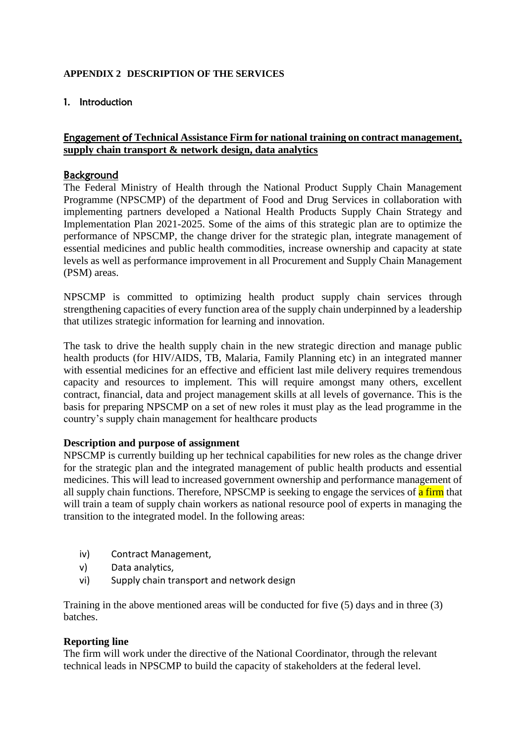**APPENDIX 2 DESCRIPTION OF THE SERVICES**

## 1. Introduction

**Engagement of Technical Assistance Firm for national training on contract management, supply chain transport & network design, data analytics**

### Background

The Federal Ministry of Health through the National Product Supply Chain Management Programme (NPSCMP) of the department of Food and Drug Services in collaboration with implementing partners developed a National Health Products Supply Chain Strategy and Implementation Plan 2021-2025. Some of the aims of this strategic plan are to optimize the performance of NPSCMP, the change driver for the strategic plan, integrate management of essential medicines and public health commodities, increase ownership and capacity at state levels as well as performance improvement in all Procurement and Supply Chain Management (PSM) areas.

NPSCMP is committed to optimizing health product supply chain services through strengthening capacities of every function area of the supply chain underpinned by a leadership that utilizes strategic information for learning and innovation.

The task to drive the health supply chain in the new strategic direction and manage public health products (for HIV/AIDS, TB, Malaria, Family Planning etc) in an integrated manner with essential medicines for an effective and efficient last mile delivery requires tremendous capacity and resources to implement. This will require amongst many others, excellent contract, financial, data and project management skills at all levels of governance. This is the basis for preparing NPSCMP on a set of new roles it must play as the lead programme in the country's supply chain management for healthcare products

**Description and purpose of assignment**

NPSCMP is currently building up her technical capabilities for new roles as the change driver for the strategic plan and the integrated management of public health products and essential medicines. This will lead to increased government ownership and performance management of all supply chain functions. Therefore, NPSCMP is seeking to engage the services of a firm that will train a team of supply chain workers as national resource pool of experts in managing the transition to the integrated model. In the following areas:

iv) Contract Management,
v) Data analytics,
vi) Supply chain transport and network design

Training in the above mentioned areas will be conducted for five (5) days and in three (3) batches.

**Reporting line**

The firm will work under the directive of the National Coordinator, through the relevant technical leads in NPSCMP to build the capacity of stakeholders at the federal level.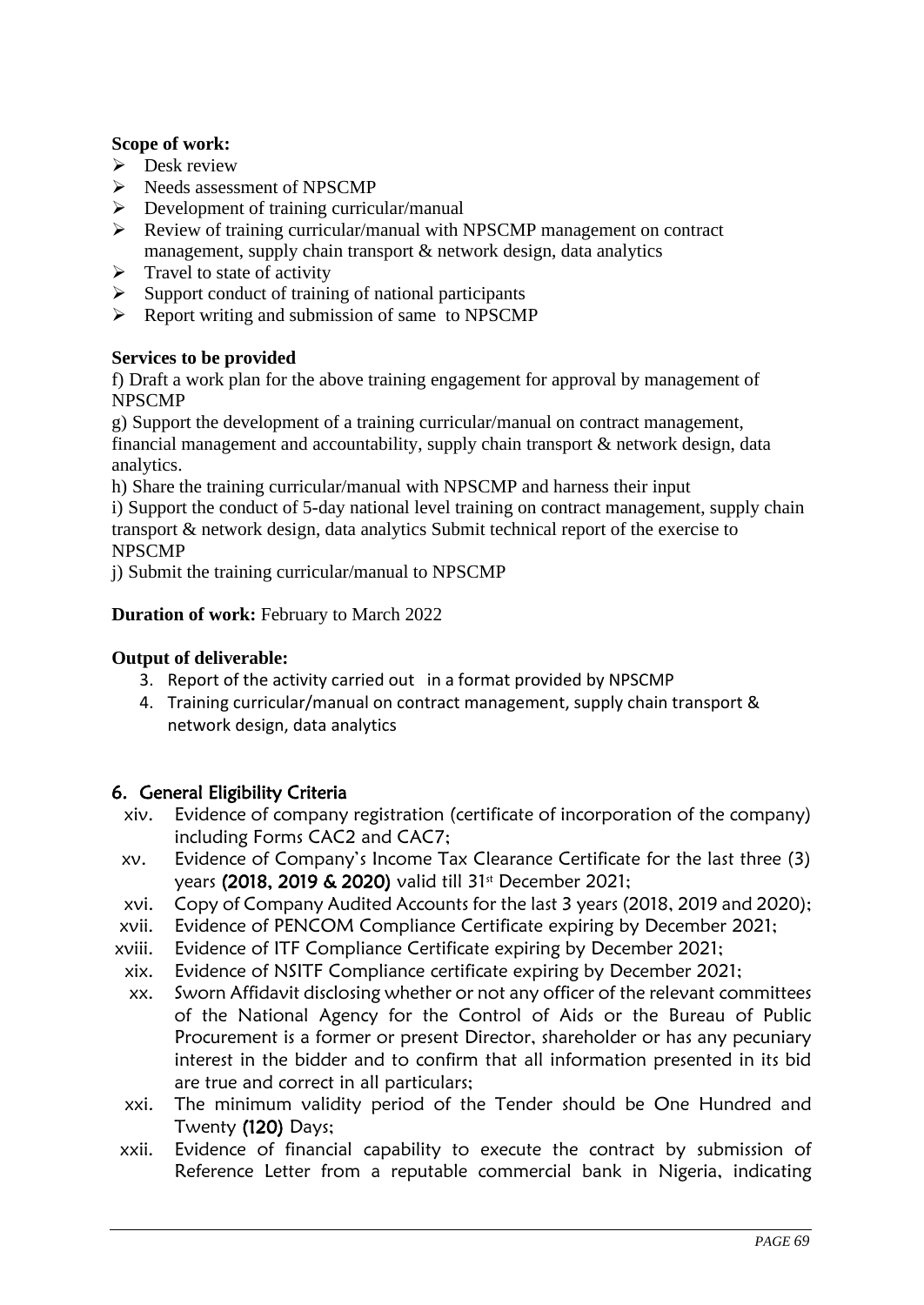**Scope of work:**

- Desk review
- Needs assessment of NPSCMP
- Development of training curricular/manual
- Review of training curricular/manual with NPSCMP management on contract management, supply chain transport & network design, data analytics
- Travel to state of activity
- Support conduct of training of national participants
- Report writing and submission of same to NPSCMP

**Services to be provided**

f) Draft a work plan for the above training engagement for approval by management of NPSCMP

g) Support the development of a training curricular/manual on contract management, financial management and accountability, supply chain transport & network design, data analytics.

h) Share the training curricular/manual with NPSCMP and harness their input

i) Support the conduct of 5-day national level training on contract management, supply chain transport & network design, data analytics Submit technical report of the exercise to NPSCMP

j) Submit the training curricular/manual to NPSCMP

**Duration of work:** February to March 2022

**Output of deliverable:**

3. Report of the activity carried out in a format provided by NPSCMP
4. Training curricular/manual on contract management, supply chain transport & network design, data analytics

## 6. General Eligibility Criteria

xiv. Evidence of company registration (certificate of incorporation of the company) including Forms CAC2 and CAC7;

xv. Evidence of Company's Income Tax Clearance Certificate for the last three (3) years **(2018, 2019 & 2020)** valid till 31st December 2021;

xvi. Copy of Company Audited Accounts for the last 3 years (2018, 2019 and 2020);

xvii. Evidence of PENCOM Compliance Certificate expiring by December 2021;

xviii. Evidence of ITF Compliance Certificate expiring by December 2021;

xix. Evidence of NSITF Compliance certificate expiring by December 2021;

xx. Sworn Affidavit disclosing whether or not any officer of the relevant committees of the National Agency for the Control of Aids or the Bureau of Public Procurement is a former or present Director, shareholder or has any pecuniary interest in the bidder and to confirm that all information presented in its bid are true and correct in all particulars;

xxi. The minimum validity period of the Tender should be One Hundred and Twenty **(120)** Days;

xxii. Evidence of financial capability to execute the contract by submission of Reference Letter from a reputable commercial bank in Nigeria, indicating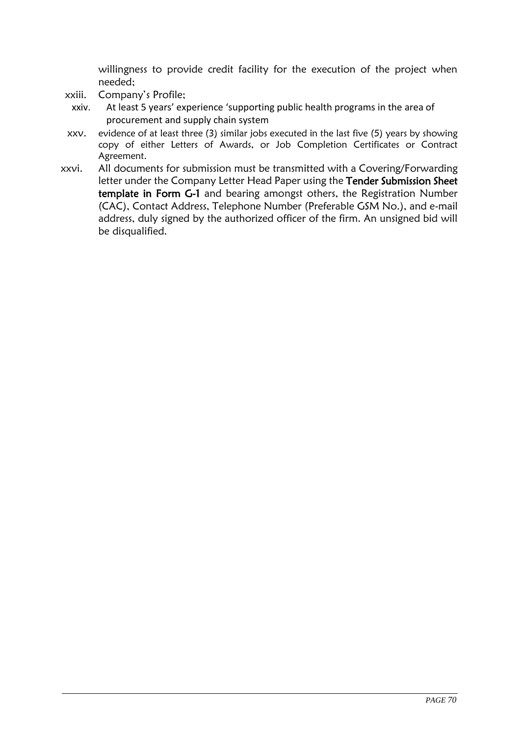willingness to provide credit facility for the execution of the project when needed;

xxiii. Company's Profile;

xxiv. At least 5 years' experience 'supporting public health programs in the area of procurement and supply chain system

xxv. evidence of at least three (3) similar jobs executed in the last five (5) years by showing copy of either Letters of Awards, or Job Completion Certificates or Contract Agreement.

xxvi. All documents for submission must be transmitted with a Covering/Forwarding letter under the Company Letter Head Paper using the **Tender Submission Sheet template in Form G-1** and bearing amongst others, the Registration Number (CAC), Contact Address, Telephone Number (Preferable GSM No.), and e-mail address, duly signed by the authorized officer of the firm. An unsigned bid will be disqualified.